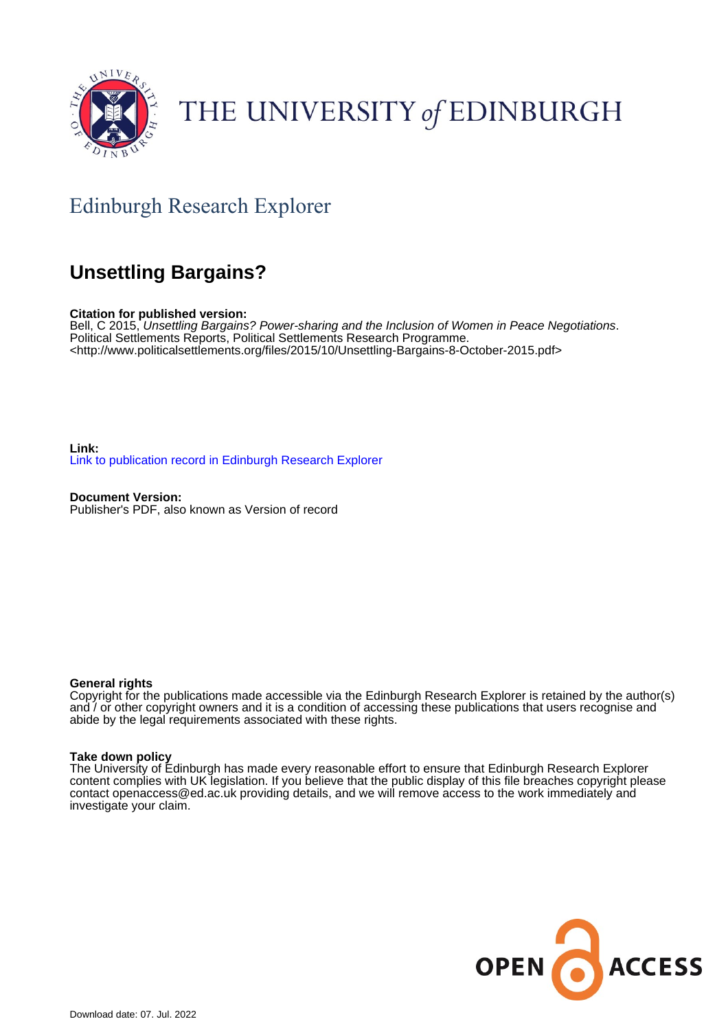THE UNIVERSITY *of* EDINBURGH

## Edinburgh Research Explorer

# Unsettling Bargains?

**Citation for published version:**
Bell, C 2015, *Unsettling Bargains? Power-sharing and the Inclusion of Women in Peace Negotiations*. Political Settlements Reports, Political Settlements Research Programme. <http://www.politicalsettlements.org/files/2015/10/Unsettling-Bargains-8-October-2015.pdf>

**Link:**
Link to publication record in Edinburgh Research Explorer

**Document Version:**
Publisher's PDF, also known as Version of record

**General rights**
Copyright for the publications made accessible via the Edinburgh Research Explorer is retained by the author(s) and / or other copyright owners and it is a condition of accessing these publications that users recognise and abide by the legal requirements associated with these rights.

**Take down policy**
The University of Edinburgh has made every reasonable effort to ensure that Edinburgh Research Explorer content complies with UK legislation. If you believe that the public display of this file breaches copyright please contact openaccess@ed.ac.uk providing details, and we will remove access to the work immediately and investigate your claim.

OPEN ACCESS

Download date: 07. Jul. 2022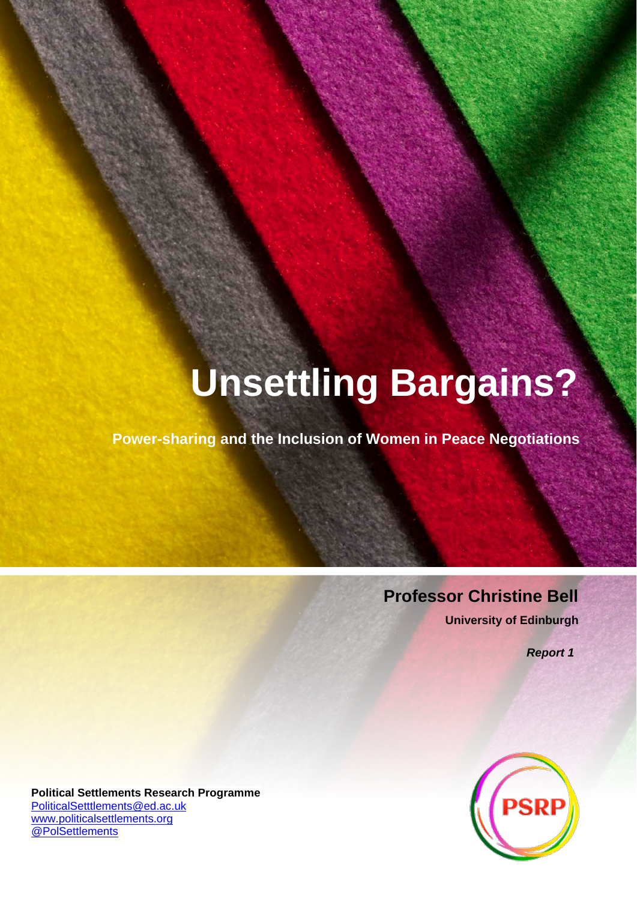# Unsettling Bargains?

**Power-sharing and the Inclusion of Women in Peace Negotiations**

**Professor Christine Bell**

**University of Edinburgh**

***Report 1***

**Political Settlements Research Programme**
PoliticalSetttlements@ed.ac.uk
www.politicalsettlements.org
@PolSettlements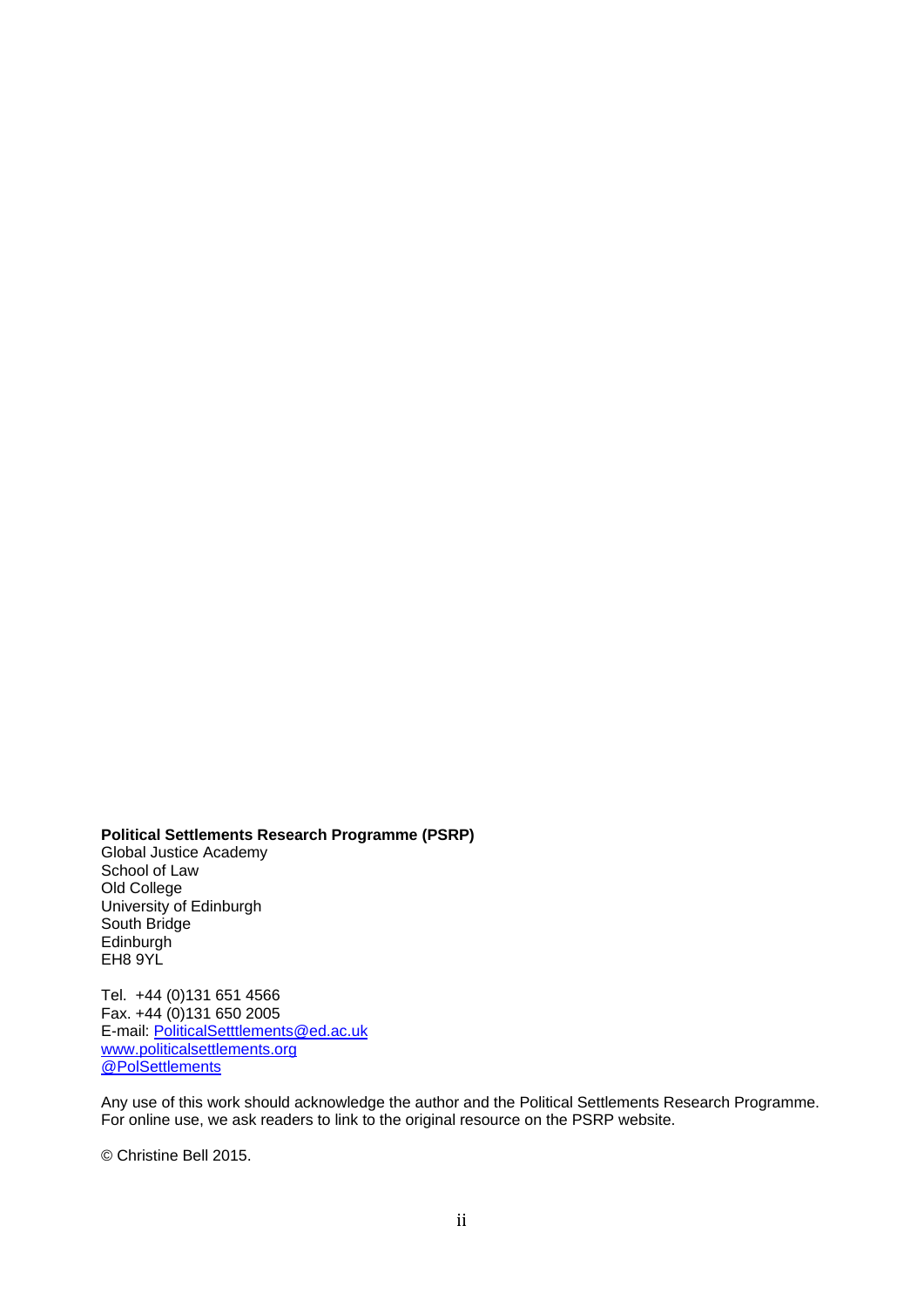**Political Settlements Research Programme (PSRP)**
Global Justice Academy
School of Law
Old College
University of Edinburgh
South Bridge
Edinburgh
EH8 9YL

Tel. +44 (0)131 651 4566
Fax. +44 (0)131 650 2005
E-mail: PoliticalSetttlements@ed.ac.uk
www.politicalsettlements.org
@PolSettlements

Any use of this work should acknowledge the author and the Political Settlements Research Programme. For online use, we ask readers to link to the original resource on the PSRP website.

© Christine Bell 2015.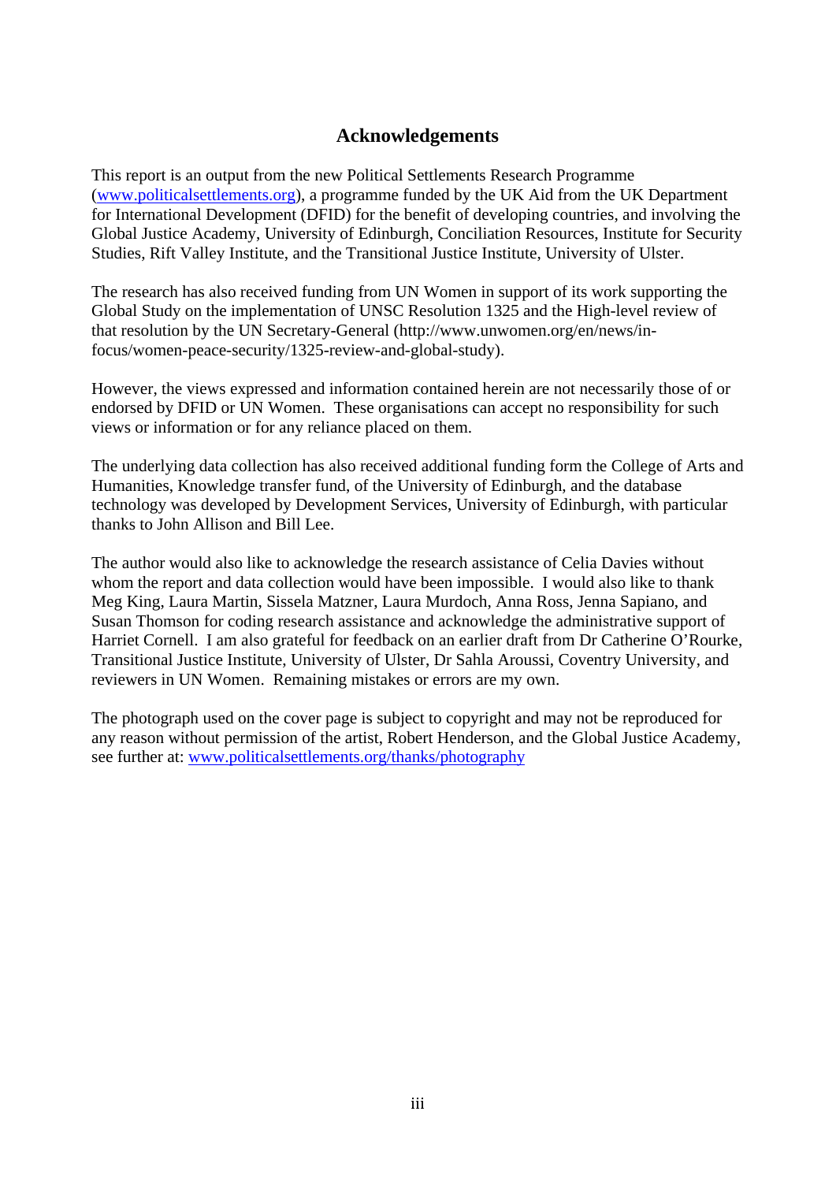## Acknowledgements

This report is an output from the new Political Settlements Research Programme (www.politicalsettlements.org), a programme funded by the UK Aid from the UK Department for International Development (DFID) for the benefit of developing countries, and involving the Global Justice Academy, University of Edinburgh, Conciliation Resources, Institute for Security Studies, Rift Valley Institute, and the Transitional Justice Institute, University of Ulster.

The research has also received funding from UN Women in support of its work supporting the Global Study on the implementation of UNSC Resolution 1325 and the High-level review of that resolution by the UN Secretary-General (http://www.unwomen.org/en/news/in-focus/women-peace-security/1325-review-and-global-study).

However, the views expressed and information contained herein are not necessarily those of or endorsed by DFID or UN Women. These organisations can accept no responsibility for such views or information or for any reliance placed on them.

The underlying data collection has also received additional funding form the College of Arts and Humanities, Knowledge transfer fund, of the University of Edinburgh, and the database technology was developed by Development Services, University of Edinburgh, with particular thanks to John Allison and Bill Lee.

The author would also like to acknowledge the research assistance of Celia Davies without whom the report and data collection would have been impossible. I would also like to thank Meg King, Laura Martin, Sissela Matzner, Laura Murdoch, Anna Ross, Jenna Sapiano, and Susan Thomson for coding research assistance and acknowledge the administrative support of Harriet Cornell. I am also grateful for feedback on an earlier draft from Dr Catherine O'Rourke, Transitional Justice Institute, University of Ulster, Dr Sahla Aroussi, Coventry University, and reviewers in UN Women. Remaining mistakes or errors are my own.

The photograph used on the cover page is subject to copyright and may not be reproduced for any reason without permission of the artist, Robert Henderson, and the Global Justice Academy, see further at: www.politicalsettlements.org/thanks/photography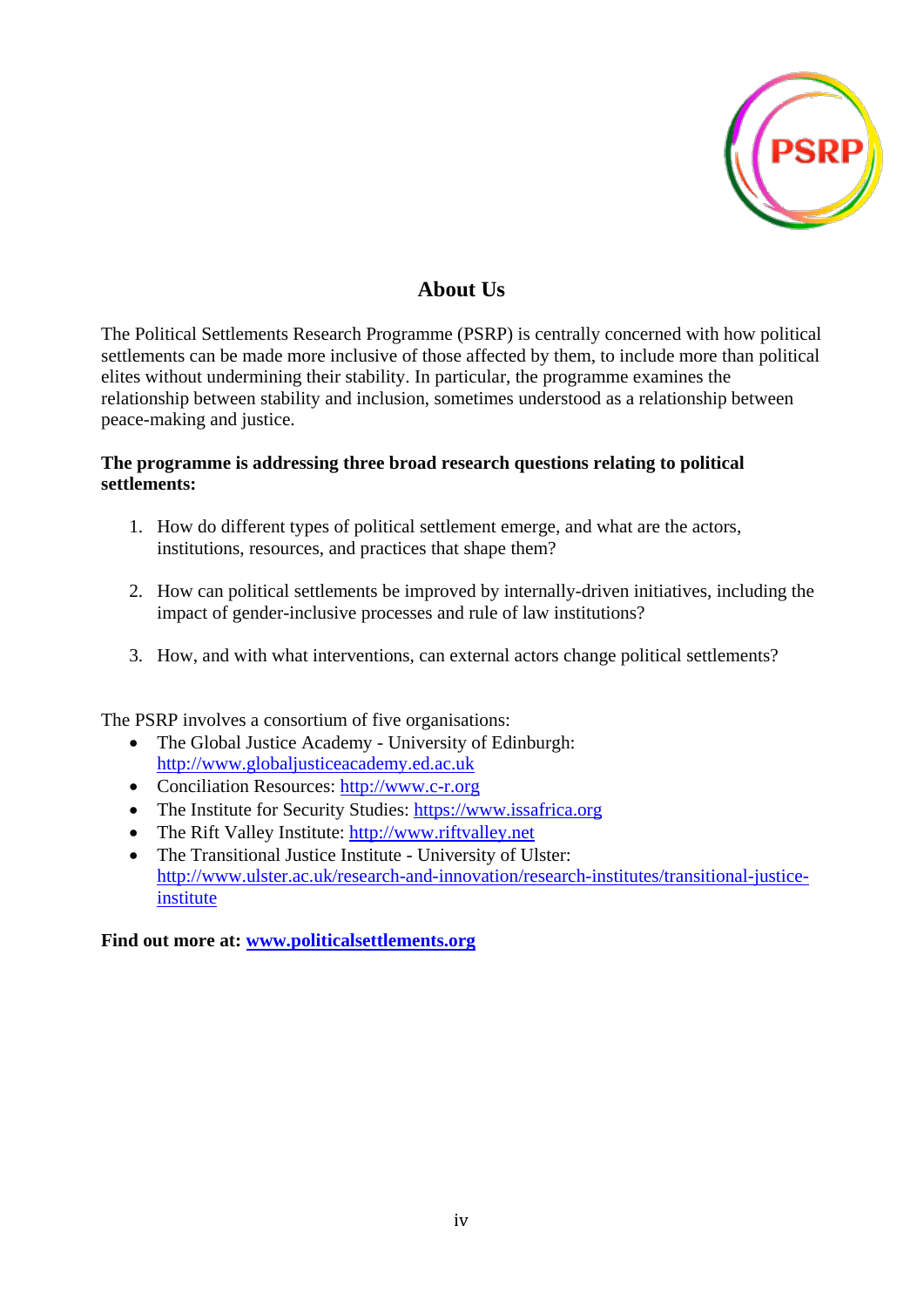## About Us

The Political Settlements Research Programme (PSRP) is centrally concerned with how political settlements can be made more inclusive of those affected by them, to include more than political elites without undermining their stability. In particular, the programme examines the relationship between stability and inclusion, sometimes understood as a relationship between peace-making and justice.

**The programme is addressing three broad research questions relating to political settlements:**

1. How do different types of political settlement emerge, and what are the actors, institutions, resources, and practices that shape them?

2. How can political settlements be improved by internally-driven initiatives, including the impact of gender-inclusive processes and rule of law institutions?

3. How, and with what interventions, can external actors change political settlements?

The PSRP involves a consortium of five organisations:

- The Global Justice Academy - University of Edinburgh: http://www.globaljusticeacademy.ed.ac.uk
- Conciliation Resources: http://www.c-r.org
- The Institute for Security Studies: https://www.issafrica.org
- The Rift Valley Institute: http://www.riftvalley.net
- The Transitional Justice Institute - University of Ulster: http://www.ulster.ac.uk/research-and-innovation/research-institutes/transitional-justice-institute

**Find out more at: www.politicalsettlements.org**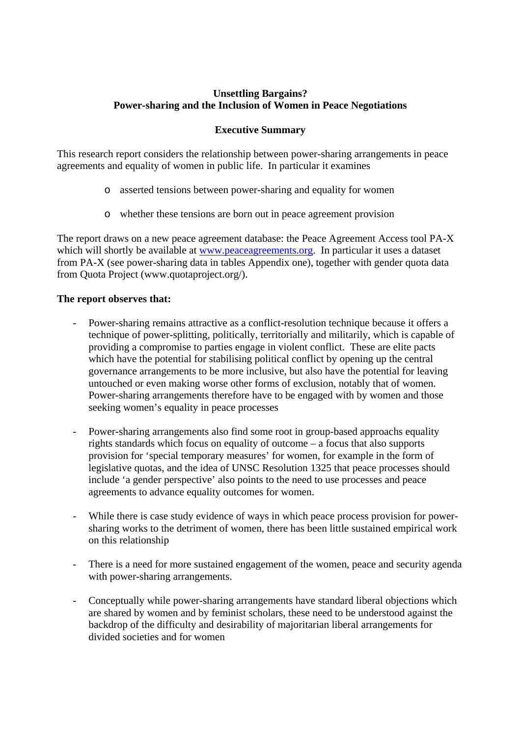**Unsettling Bargains?**
**Power-sharing and the Inclusion of Women in Peace Negotiations**

**Executive Summary**

This research report considers the relationship between power-sharing arrangements in peace agreements and equality of women in public life. In particular it examines

- asserted tensions between power-sharing and equality for women
- whether these tensions are born out in peace agreement provision

The report draws on a new peace agreement database: the Peace Agreement Access tool PA-X which will shortly be available at www.peaceagreements.org. In particular it uses a dataset from PA-X (see power-sharing data in tables Appendix one), together with gender quota data from Quota Project (www.quotaproject.org/).

**The report observes that:**

- Power-sharing remains attractive as a conflict-resolution technique because it offers a technique of power-splitting, politically, territorially and militarily, which is capable of providing a compromise to parties engage in violent conflict. These are elite pacts which have the potential for stabilising political conflict by opening up the central governance arrangements to be more inclusive, but also have the potential for leaving untouched or even making worse other forms of exclusion, notably that of women. Power-sharing arrangements therefore have to be engaged with by women and those seeking women's equality in peace processes

- Power-sharing arrangements also find some root in group-based approachs equality rights standards which focus on equality of outcome – a focus that also supports provision for 'special temporary measures' for women, for example in the form of legislative quotas, and the idea of UNSC Resolution 1325 that peace processes should include 'a gender perspective' also points to the need to use processes and peace agreements to advance equality outcomes for women.

- While there is case study evidence of ways in which peace process provision for power-sharing works to the detriment of women, there has been little sustained empirical work on this relationship

- There is a need for more sustained engagement of the women, peace and security agenda with power-sharing arrangements.

- Conceptually while power-sharing arrangements have standard liberal objections which are shared by women and by feminist scholars, these need to be understood against the backdrop of the difficulty and desirability of majoritarian liberal arrangements for divided societies and for women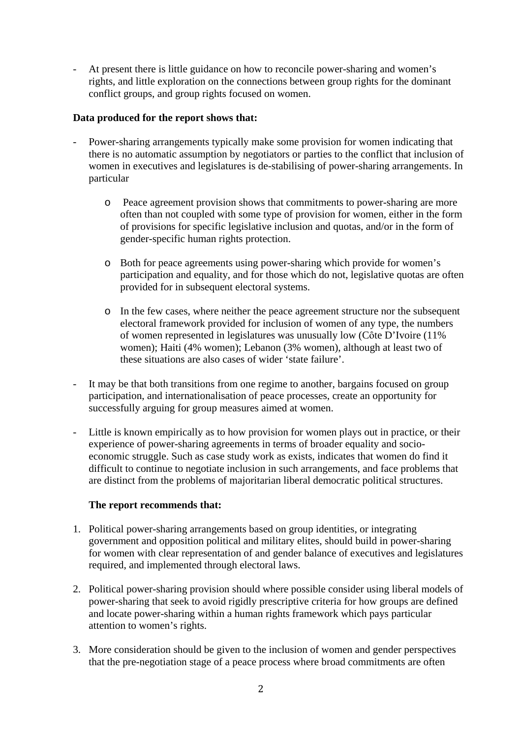- At present there is little guidance on how to reconcile power-sharing and women's rights, and little exploration on the connections between group rights for the dominant conflict groups, and group rights focused on women.

**Data produced for the report shows that:**

- Power-sharing arrangements typically make some provision for women indicating that there is no automatic assumption by negotiators or parties to the conflict that inclusion of women in executives and legislatures is de-stabilising of power-sharing arrangements. In particular

    - Peace agreement provision shows that commitments to power-sharing are more often than not coupled with some type of provision for women, either in the form of provisions for specific legislative inclusion and quotas, and/or in the form of gender-specific human rights protection.

    - Both for peace agreements using power-sharing which provide for women's participation and equality, and for those which do not, legislative quotas are often provided for in subsequent electoral systems.

    - In the few cases, where neither the peace agreement structure nor the subsequent electoral framework provided for inclusion of women of any type, the numbers of women represented in legislatures was unusually low (Côte D'Ivoire (11% women); Haiti (4% women); Lebanon (3% women), although at least two of these situations are also cases of wider 'state failure'.

- It may be that both transitions from one regime to another, bargains focused on group participation, and internationalisation of peace processes, create an opportunity for successfully arguing for group measures aimed at women.

- Little is known empirically as to how provision for women plays out in practice, or their experience of power-sharing agreements in terms of broader equality and socio-economic struggle. Such as case study work as exists, indicates that women do find it difficult to continue to negotiate inclusion in such arrangements, and face problems that are distinct from the problems of majoritarian liberal democratic political structures.

**The report recommends that:**

1. Political power-sharing arrangements based on group identities, or integrating government and opposition political and military elites, should build in power-sharing for women with clear representation of and gender balance of executives and legislatures required, and implemented through electoral laws.

2. Political power-sharing provision should where possible consider using liberal models of power-sharing that seek to avoid rigidly prescriptive criteria for how groups are defined and locate power-sharing within a human rights framework which pays particular attention to women's rights.

3. More consideration should be given to the inclusion of women and gender perspectives that the pre-negotiation stage of a peace process where broad commitments are often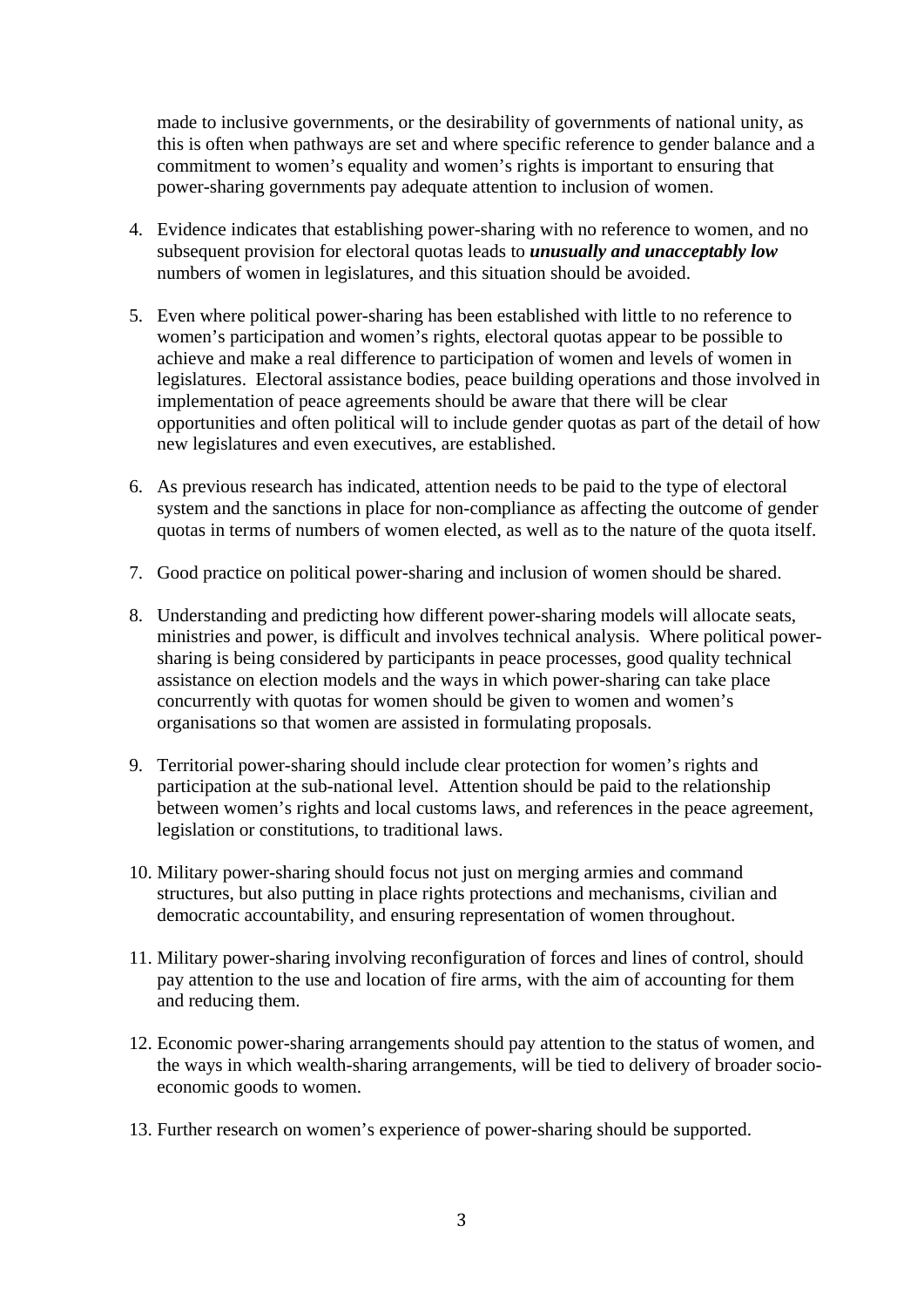made to inclusive governments, or the desirability of governments of national unity, as this is often when pathways are set and where specific reference to gender balance and a commitment to women's equality and women's rights is important to ensuring that power-sharing governments pay adequate attention to inclusion of women.

4. Evidence indicates that establishing power-sharing with no reference to women, and no subsequent provision for electoral quotas leads to ***unusually and unacceptably low*** numbers of women in legislatures, and this situation should be avoided.

5. Even where political power-sharing has been established with little to no reference to women's participation and women's rights, electoral quotas appear to be possible to achieve and make a real difference to participation of women and levels of women in legislatures. Electoral assistance bodies, peace building operations and those involved in implementation of peace agreements should be aware that there will be clear opportunities and often political will to include gender quotas as part of the detail of how new legislatures and even executives, are established.

6. As previous research has indicated, attention needs to be paid to the type of electoral system and the sanctions in place for non-compliance as affecting the outcome of gender quotas in terms of numbers of women elected, as well as to the nature of the quota itself.

7. Good practice on political power-sharing and inclusion of women should be shared.

8. Understanding and predicting how different power-sharing models will allocate seats, ministries and power, is difficult and involves technical analysis. Where political power-sharing is being considered by participants in peace processes, good quality technical assistance on election models and the ways in which power-sharing can take place concurrently with quotas for women should be given to women and women's organisations so that women are assisted in formulating proposals.

9. Territorial power-sharing should include clear protection for women's rights and participation at the sub-national level. Attention should be paid to the relationship between women's rights and local customs laws, and references in the peace agreement, legislation or constitutions, to traditional laws.

10. Military power-sharing should focus not just on merging armies and command structures, but also putting in place rights protections and mechanisms, civilian and democratic accountability, and ensuring representation of women throughout.

11. Military power-sharing involving reconfiguration of forces and lines of control, should pay attention to the use and location of fire arms, with the aim of accounting for them and reducing them.

12. Economic power-sharing arrangements should pay attention to the status of women, and the ways in which wealth-sharing arrangements, will be tied to delivery of broader socio-economic goods to women.

13. Further research on women's experience of power-sharing should be supported.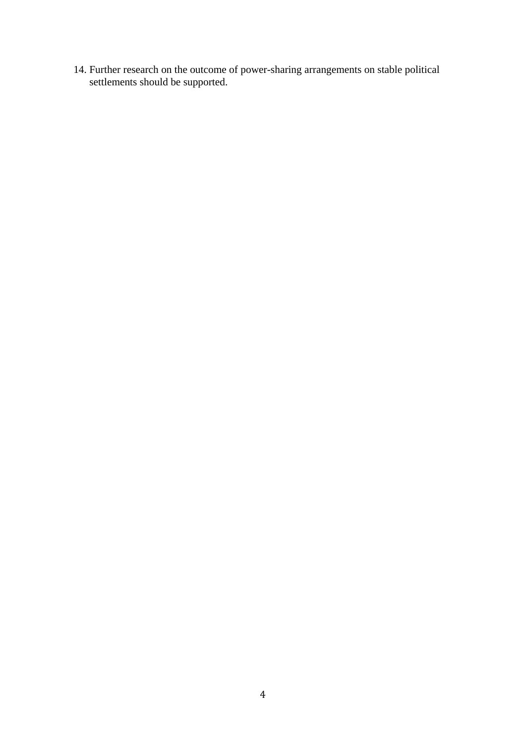14. Further research on the outcome of power-sharing arrangements on stable political settlements should be supported.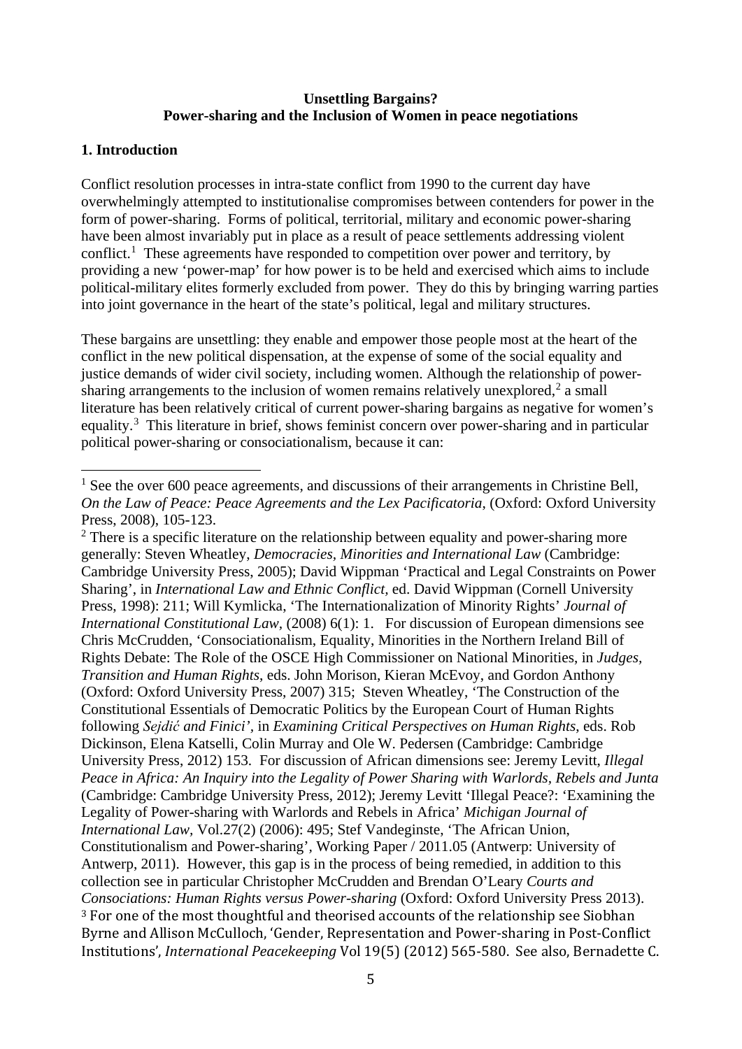**Unsettling Bargains?**
**Power-sharing and the Inclusion of Women in peace negotiations**

## 1. Introduction

Conflict resolution processes in intra-state conflict from 1990 to the current day have overwhelmingly attempted to institutionalise compromises between contenders for power in the form of power-sharing. Forms of political, territorial, military and economic power-sharing have been almost invariably put in place as a result of peace settlements addressing violent conflict.[1] These agreements have responded to competition over power and territory, by providing a new 'power-map' for how power is to be held and exercised which aims to include political-military elites formerly excluded from power. They do this by bringing warring parties into joint governance in the heart of the state's political, legal and military structures.

These bargains are unsettling: they enable and empower those people most at the heart of the conflict in the new political dispensation, at the expense of some of the social equality and justice demands of wider civil society, including women. Although the relationship of power-sharing arrangements to the inclusion of women remains relatively unexplored,[2] a small literature has been relatively critical of current power-sharing bargains as negative for women's equality.[3] This literature in brief, shows feminist concern over power-sharing and in particular political power-sharing or consociationalism, because it can:

---

[1] See the over 600 peace agreements, and discussions of their arrangements in Christine Bell, *On the Law of Peace: Peace Agreements and the Lex Pacificatoria*, (Oxford: Oxford University Press, 2008), 105-123.

[2] There is a specific literature on the relationship between equality and power-sharing more generally: Steven Wheatley, *Democracies, Minorities and International Law* (Cambridge: Cambridge University Press, 2005); David Wippman 'Practical and Legal Constraints on Power Sharing', in *International Law and Ethnic Conflict*, ed. David Wippman (Cornell University Press, 1998): 211; Will Kymlicka, 'The Internationalization of Minority Rights' *Journal of International Constitutional Law*, (2008) 6(1): 1. For discussion of European dimensions see Chris McCrudden, 'Consociationalism, Equality, Minorities in the Northern Ireland Bill of Rights Debate: The Role of the OSCE High Commissioner on National Minorities, in *Judges, Transition and Human Rights*, eds. John Morison, Kieran McEvoy, and Gordon Anthony (Oxford: Oxford University Press, 2007) 315; Steven Wheatley, 'The Construction of the Constitutional Essentials of Democratic Politics by the European Court of Human Rights following *Sejdić and Finici*', in *Examining Critical Perspectives on Human Rights*, eds. Rob Dickinson, Elena Katselli, Colin Murray and Ole W. Pedersen (Cambridge: Cambridge University Press, 2012) 153. For discussion of African dimensions see: Jeremy Levitt, *Illegal Peace in Africa: An Inquiry into the Legality of Power Sharing with Warlords, Rebels and Junta* (Cambridge: Cambridge University Press, 2012); Jeremy Levitt 'Illegal Peace?: 'Examining the Legality of Power-sharing with Warlords and Rebels in Africa' *Michigan Journal of International Law*, Vol.27(2) (2006): 495; Stef Vandeginste, 'The African Union, Constitutionalism and Power-sharing', Working Paper / 2011.05 (Antwerp: University of Antwerp, 2011). However, this gap is in the process of being remedied, in addition to this collection see in particular Christopher McCrudden and Brendan O'Leary *Courts and Consociations: Human Rights versus Power-sharing* (Oxford: Oxford University Press 2013).

[3] For one of the most thoughtful and theorised accounts of the relationship see Siobhan Byrne and Allison McCulloch, 'Gender, Representation and Power-sharing in Post-Conflict Institutions', *International Peacekeeping* Vol 19(5) (2012) 565-580. See also, Bernadette C.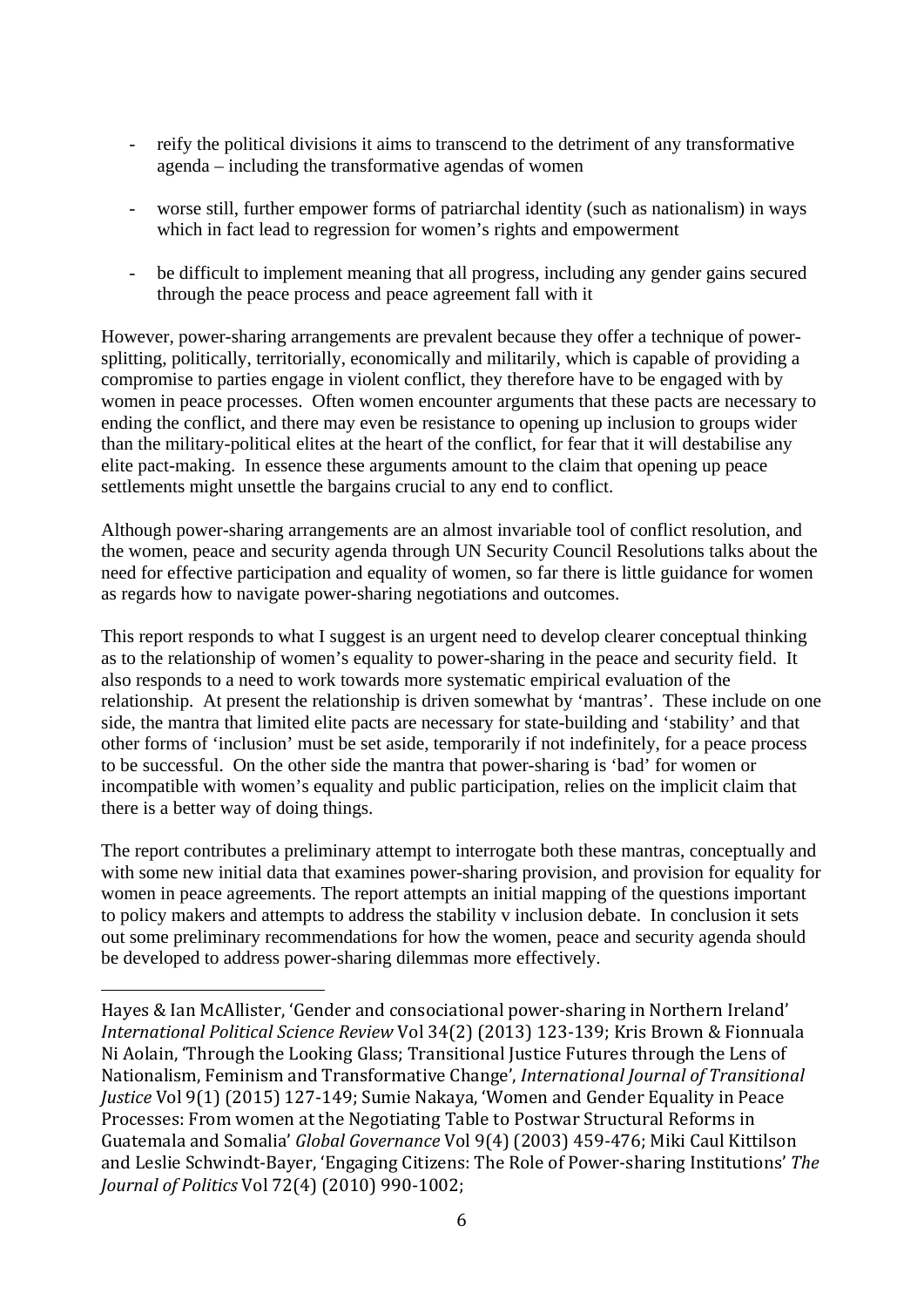- reify the political divisions it aims to transcend to the detriment of any transformative agenda – including the transformative agendas of women

- worse still, further empower forms of patriarchal identity (such as nationalism) in ways which in fact lead to regression for women's rights and empowerment

- be difficult to implement meaning that all progress, including any gender gains secured through the peace process and peace agreement fall with it

However, power-sharing arrangements are prevalent because they offer a technique of power-splitting, politically, territorially, economically and militarily, which is capable of providing a compromise to parties engage in violent conflict, they therefore have to be engaged with by women in peace processes. Often women encounter arguments that these pacts are necessary to ending the conflict, and there may even be resistance to opening up inclusion to groups wider than the military-political elites at the heart of the conflict, for fear that it will destabilise any elite pact-making. In essence these arguments amount to the claim that opening up peace settlements might unsettle the bargains crucial to any end to conflict.

Although power-sharing arrangements are an almost invariable tool of conflict resolution, and the women, peace and security agenda through UN Security Council Resolutions talks about the need for effective participation and equality of women, so far there is little guidance for women as regards how to navigate power-sharing negotiations and outcomes.

This report responds to what I suggest is an urgent need to develop clearer conceptual thinking as to the relationship of women's equality to power-sharing in the peace and security field. It also responds to a need to work towards more systematic empirical evaluation of the relationship. At present the relationship is driven somewhat by 'mantras'. These include on one side, the mantra that limited elite pacts are necessary for state-building and 'stability' and that other forms of 'inclusion' must be set aside, temporarily if not indefinitely, for a peace process to be successful. On the other side the mantra that power-sharing is 'bad' for women or incompatible with women's equality and public participation, relies on the implicit claim that there is a better way of doing things.

The report contributes a preliminary attempt to interrogate both these mantras, conceptually and with some new initial data that examines power-sharing provision, and provision for equality for women in peace agreements. The report attempts an initial mapping of the questions important to policy makers and attempts to address the stability v inclusion debate. In conclusion it sets out some preliminary recommendations for how the women, peace and security agenda should be developed to address power-sharing dilemmas more effectively.

---

Hayes & Ian McAllister, 'Gender and consociational power-sharing in Northern Ireland' *International Political Science Review* Vol 34(2) (2013) 123-139; Kris Brown & Fionnuala Ni Aolain, 'Through the Looking Glass; Transitional Justice Futures through the Lens of Nationalism, Feminism and Transformative Change', *International Journal of Transitional Justice* Vol 9(1) (2015) 127-149; Sumie Nakaya, 'Women and Gender Equality in Peace Processes: From women at the Negotiating Table to Postwar Structural Reforms in Guatemala and Somalia' *Global Governance* Vol 9(4) (2003) 459-476; Miki Caul Kittilson and Leslie Schwindt-Bayer, 'Engaging Citizens: The Role of Power-sharing Institutions' *The Journal of Politics* Vol 72(4) (2010) 990-1002;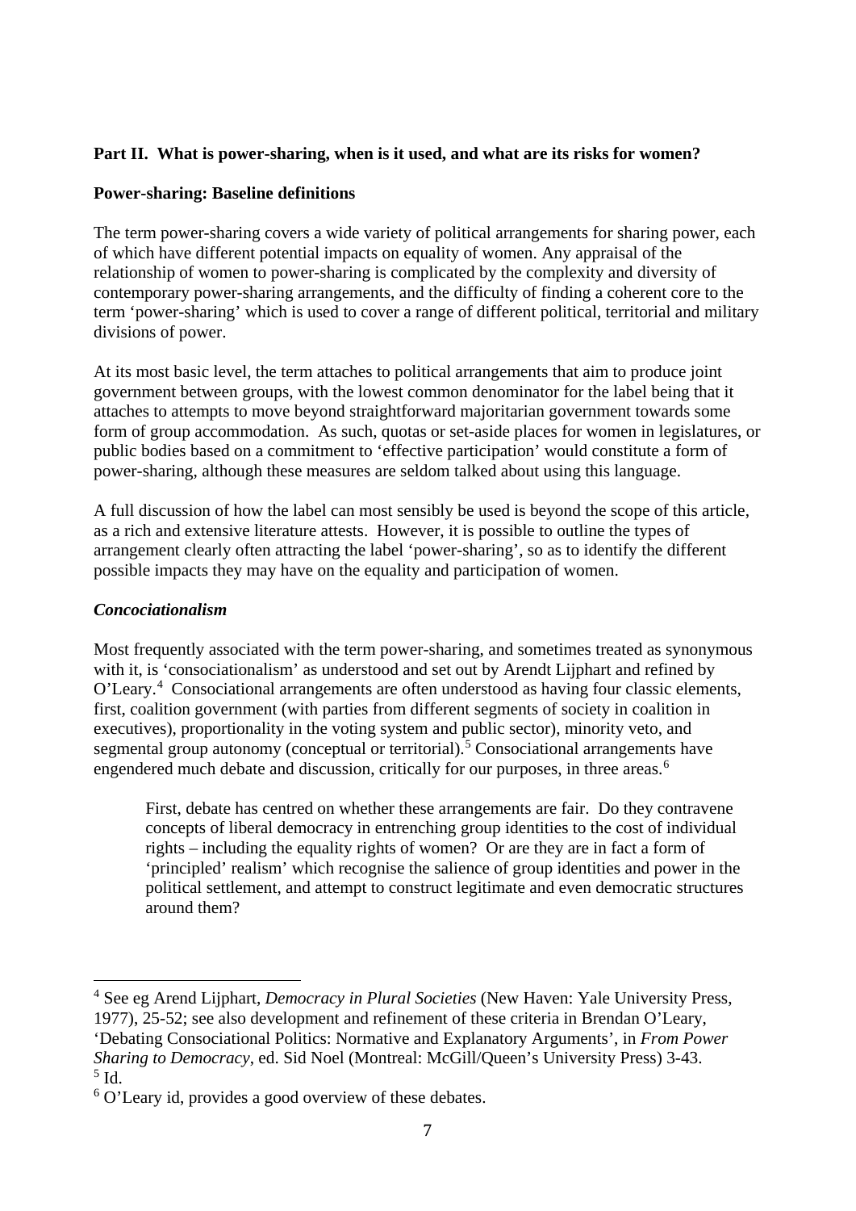## Part II. What is power-sharing, when is it used, and what are its risks for women?

### Power-sharing: Baseline definitions

The term power-sharing covers a wide variety of political arrangements for sharing power, each of which have different potential impacts on equality of women. Any appraisal of the relationship of women to power-sharing is complicated by the complexity and diversity of contemporary power-sharing arrangements, and the difficulty of finding a coherent core to the term 'power-sharing' which is used to cover a range of different political, territorial and military divisions of power.

At its most basic level, the term attaches to political arrangements that aim to produce joint government between groups, with the lowest common denominator for the label being that it attaches to attempts to move beyond straightforward majoritarian government towards some form of group accommodation. As such, quotas or set-aside places for women in legislatures, or public bodies based on a commitment to 'effective participation' would constitute a form of power-sharing, although these measures are seldom talked about using this language.

A full discussion of how the label can most sensibly be used is beyond the scope of this article, as a rich and extensive literature attests. However, it is possible to outline the types of arrangement clearly often attracting the label 'power-sharing', so as to identify the different possible impacts they may have on the equality and participation of women.

### *Concociationalism*

Most frequently associated with the term power-sharing, and sometimes treated as synonymous with it, is 'consociationalism' as understood and set out by Arendt Lijphart and refined by O'Leary.[4] Consociational arrangements are often understood as having four classic elements, first, coalition government (with parties from different segments of society in coalition in executives), proportionality in the voting system and public sector), minority veto, and segmental group autonomy (conceptual or territorial).[5] Consociational arrangements have engendered much debate and discussion, critically for our purposes, in three areas.[6]

> First, debate has centred on whether these arrangements are fair. Do they contravene concepts of liberal democracy in entrenching group identities to the cost of individual rights – including the equality rights of women? Or are they are in fact a form of 'principled' realism' which recognise the salience of group identities and power in the political settlement, and attempt to construct legitimate and even democratic structures around them?

---

[4] See eg Arend Lijphart, *Democracy in Plural Societies* (New Haven: Yale University Press, 1977), 25-52; see also development and refinement of these criteria in Brendan O'Leary, 'Debating Consociational Politics: Normative and Explanatory Arguments', in *From Power Sharing to Democracy*, ed. Sid Noel (Montreal: McGill/Queen's University Press) 3-43.

[5] Id.

[6] O'Leary id, provides a good overview of these debates.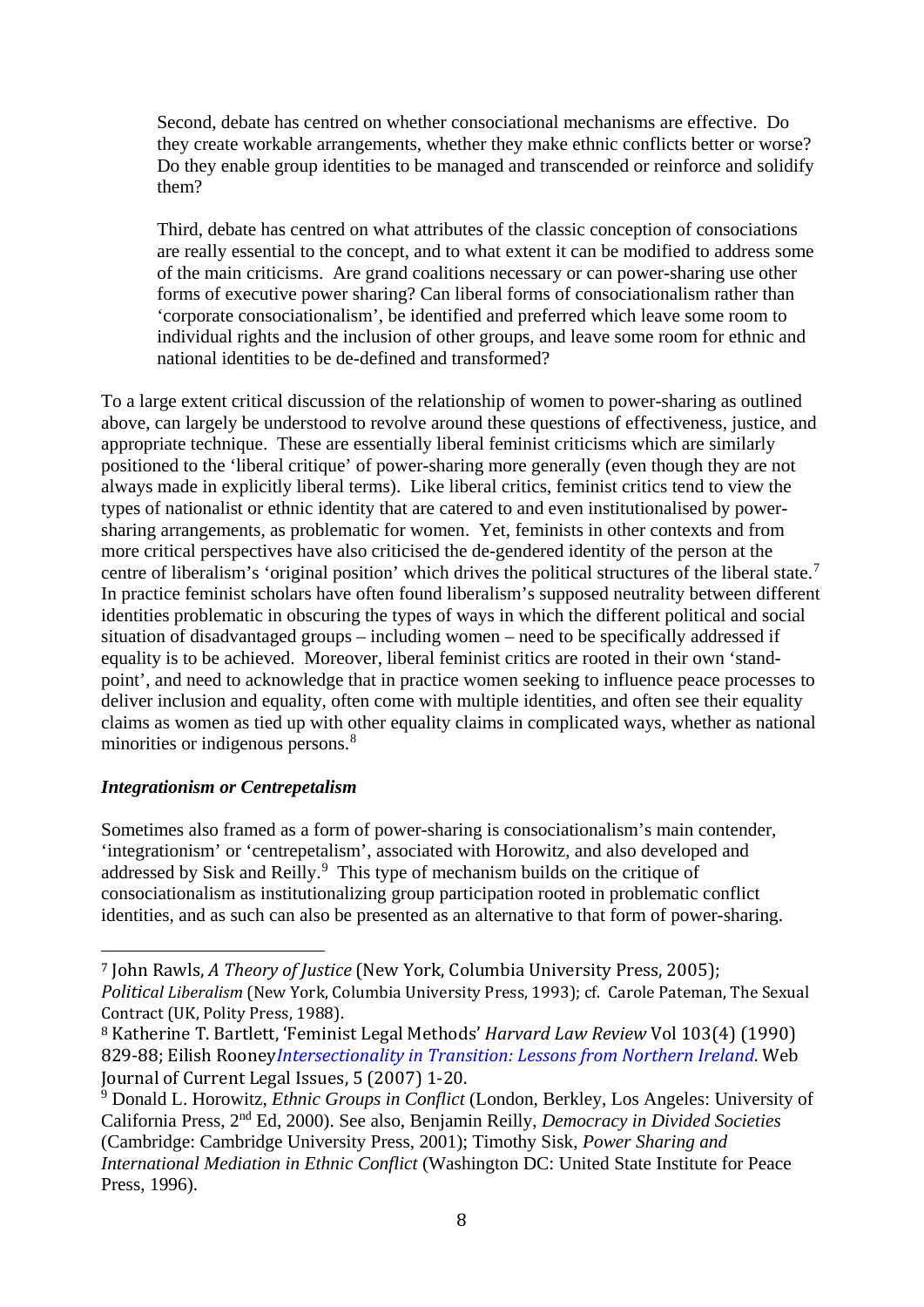Second, debate has centred on whether consociational mechanisms are effective. Do they create workable arrangements, whether they make ethnic conflicts better or worse? Do they enable group identities to be managed and transcended or reinforce and solidify them?

Third, debate has centred on what attributes of the classic conception of consociations are really essential to the concept, and to what extent it can be modified to address some of the main criticisms. Are grand coalitions necessary or can power-sharing use other forms of executive power sharing? Can liberal forms of consociationalism rather than 'corporate consociationalism', be identified and preferred which leave some room to individual rights and the inclusion of other groups, and leave some room for ethnic and national identities to be de-defined and transformed?

To a large extent critical discussion of the relationship of women to power-sharing as outlined above, can largely be understood to revolve around these questions of effectiveness, justice, and appropriate technique. These are essentially liberal feminist criticisms which are similarly positioned to the 'liberal critique' of power-sharing more generally (even though they are not always made in explicitly liberal terms). Like liberal critics, feminist critics tend to view the types of nationalist or ethnic identity that are catered to and even institutionalised by power-sharing arrangements, as problematic for women. Yet, feminists in other contexts and from more critical perspectives have also criticised the de-gendered identity of the person at the centre of liberalism's 'original position' which drives the political structures of the liberal state.[7] In practice feminist scholars have often found liberalism's supposed neutrality between different identities problematic in obscuring the types of ways in which the different political and social situation of disadvantaged groups – including women – need to be specifically addressed if equality is to be achieved. Moreover, liberal feminist critics are rooted in their own 'stand-point', and need to acknowledge that in practice women seeking to influence peace processes to deliver inclusion and equality, often come with multiple identities, and often see their equality claims as women as tied up with other equality claims in complicated ways, whether as national minorities or indigenous persons.[8]

### *Integrationism or Centrepetalism*

Sometimes also framed as a form of power-sharing is consociationalism's main contender, 'integrationism' or 'centrepetalism', associated with Horowitz, and also developed and addressed by Sisk and Reilly.[9] This type of mechanism builds on the critique of consociationalism as institutionalizing group participation rooted in problematic conflict identities, and as such can also be presented as an alternative to that form of power-sharing.

---

[7] John Rawls, *A Theory of Justice* (New York, Columbia University Press, 2005); *Political Liberalism* (New York, Columbia University Press, 1993); cf. Carole Pateman, The Sexual Contract (UK, Polity Press, 1988).

[8] Katherine T. Bartlett, 'Feminist Legal Methods' *Harvard Law Review* Vol 103(4) (1990) 829-88; Eilish Rooney*Intersectionality in Transition: Lessons from Northern Ireland*. Web Journal of Current Legal Issues, 5 (2007) 1-20.

[9] Donald L. Horowitz, *Ethnic Groups in Conflict* (London, Berkley, Los Angeles: University of California Press, 2nd Ed, 2000). See also, Benjamin Reilly, *Democracy in Divided Societies* (Cambridge: Cambridge University Press, 2001); Timothy Sisk, *Power Sharing and International Mediation in Ethnic Conflict* (Washington DC: United State Institute for Peace Press, 1996).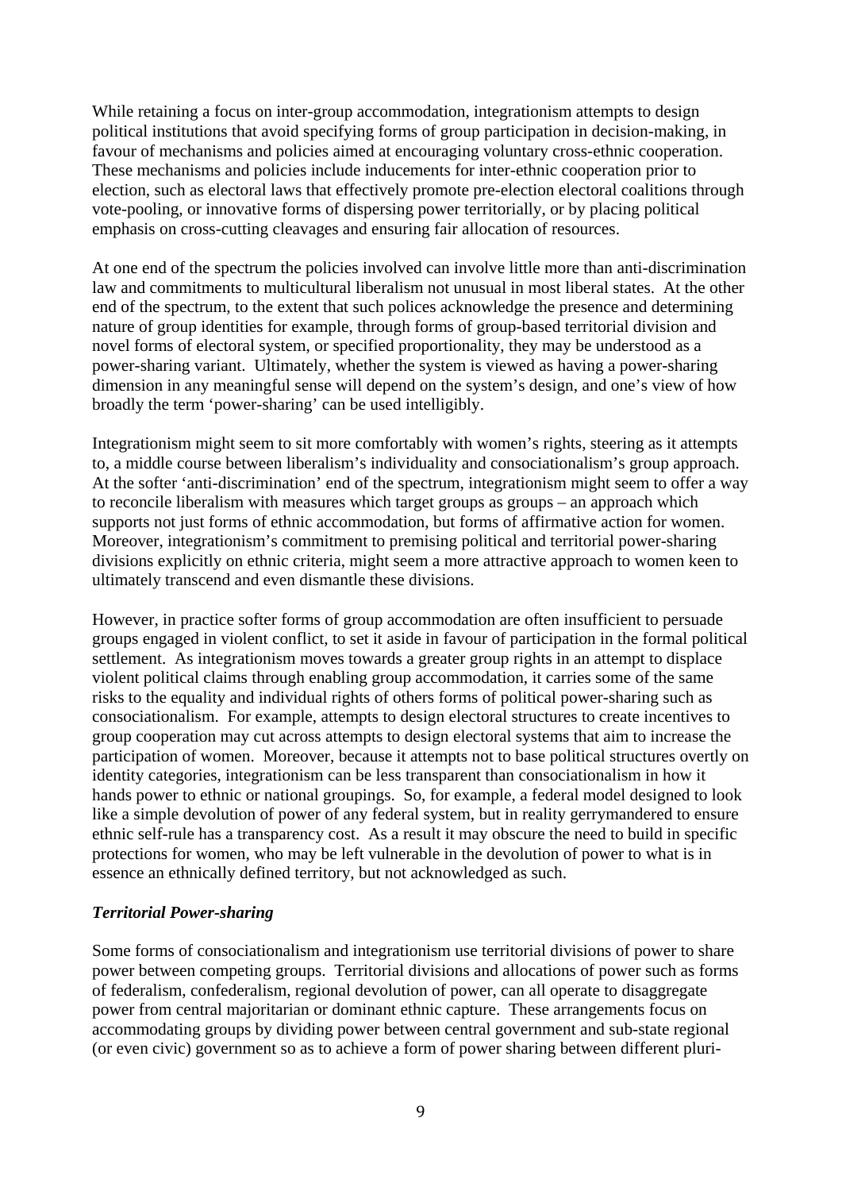While retaining a focus on inter-group accommodation, integrationism attempts to design political institutions that avoid specifying forms of group participation in decision-making, in favour of mechanisms and policies aimed at encouraging voluntary cross-ethnic cooperation. These mechanisms and policies include inducements for inter-ethnic cooperation prior to election, such as electoral laws that effectively promote pre-election electoral coalitions through vote-pooling, or innovative forms of dispersing power territorially, or by placing political emphasis on cross-cutting cleavages and ensuring fair allocation of resources.

At one end of the spectrum the policies involved can involve little more than anti-discrimination law and commitments to multicultural liberalism not unusual in most liberal states. At the other end of the spectrum, to the extent that such polices acknowledge the presence and determining nature of group identities for example, through forms of group-based territorial division and novel forms of electoral system, or specified proportionality, they may be understood as a power-sharing variant. Ultimately, whether the system is viewed as having a power-sharing dimension in any meaningful sense will depend on the system's design, and one's view of how broadly the term 'power-sharing' can be used intelligibly.

Integrationism might seem to sit more comfortably with women's rights, steering as it attempts to, a middle course between liberalism's individuality and consociationalism's group approach. At the softer 'anti-discrimination' end of the spectrum, integrationism might seem to offer a way to reconcile liberalism with measures which target groups as groups – an approach which supports not just forms of ethnic accommodation, but forms of affirmative action for women. Moreover, integrationism's commitment to premising political and territorial power-sharing divisions explicitly on ethnic criteria, might seem a more attractive approach to women keen to ultimately transcend and even dismantle these divisions.

However, in practice softer forms of group accommodation are often insufficient to persuade groups engaged in violent conflict, to set it aside in favour of participation in the formal political settlement. As integrationism moves towards a greater group rights in an attempt to displace violent political claims through enabling group accommodation, it carries some of the same risks to the equality and individual rights of others forms of political power-sharing such as consociationalism. For example, attempts to design electoral structures to create incentives to group cooperation may cut across attempts to design electoral systems that aim to increase the participation of women. Moreover, because it attempts not to base political structures overtly on identity categories, integrationism can be less transparent than consociationalism in how it hands power to ethnic or national groupings. So, for example, a federal model designed to look like a simple devolution of power of any federal system, but in reality gerrymandered to ensure ethnic self-rule has a transparency cost. As a result it may obscure the need to build in specific protections for women, who may be left vulnerable in the devolution of power to what is in essence an ethnically defined territory, but not acknowledged as such.

### *Territorial Power-sharing*

Some forms of consociationalism and integrationism use territorial divisions of power to share power between competing groups. Territorial divisions and allocations of power such as forms of federalism, confederalism, regional devolution of power, can all operate to disaggregate power from central majoritarian or dominant ethnic capture. These arrangements focus on accommodating groups by dividing power between central government and sub-state regional (or even civic) government so as to achieve a form of power sharing between different pluri-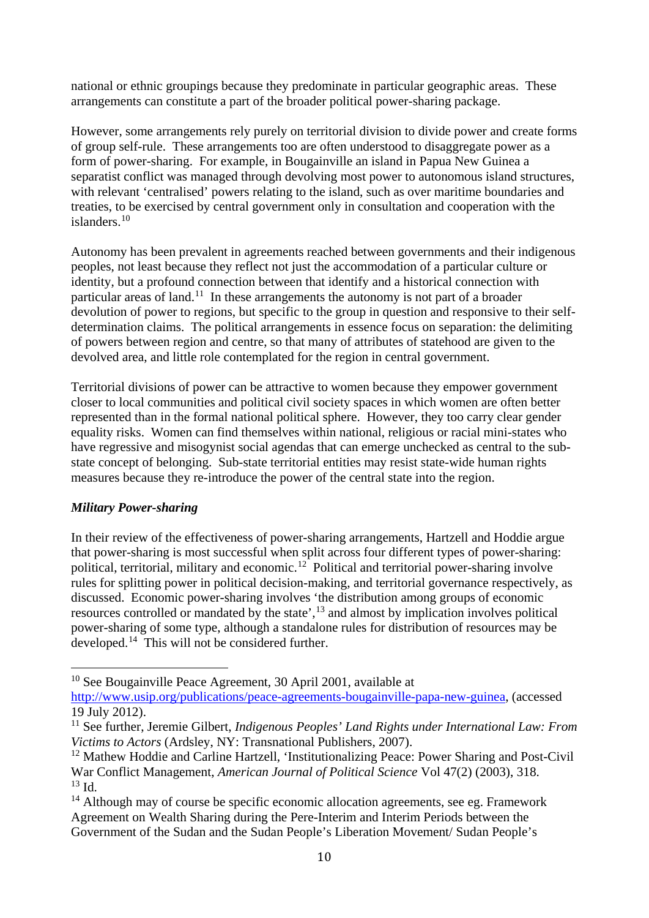national or ethnic groupings because they predominate in particular geographic areas. These arrangements can constitute a part of the broader political power-sharing package.

However, some arrangements rely purely on territorial division to divide power and create forms of group self-rule. These arrangements too are often understood to disaggregate power as a form of power-sharing. For example, in Bougainville an island in Papua New Guinea a separatist conflict was managed through devolving most power to autonomous island structures, with relevant 'centralised' powers relating to the island, such as over maritime boundaries and treaties, to be exercised by central government only in consultation and cooperation with the islanders.[10]

Autonomy has been prevalent in agreements reached between governments and their indigenous peoples, not least because they reflect not just the accommodation of a particular culture or identity, but a profound connection between that identify and a historical connection with particular areas of land.[11] In these arrangements the autonomy is not part of a broader devolution of power to regions, but specific to the group in question and responsive to their self-determination claims. The political arrangements in essence focus on separation: the delimiting of powers between region and centre, so that many of attributes of statehood are given to the devolved area, and little role contemplated for the region in central government.

Territorial divisions of power can be attractive to women because they empower government closer to local communities and political civil society spaces in which women are often better represented than in the formal national political sphere. However, they too carry clear gender equality risks. Women can find themselves within national, religious or racial mini-states who have regressive and misogynist social agendas that can emerge unchecked as central to the sub-state concept of belonging. Sub-state territorial entities may resist state-wide human rights measures because they re-introduce the power of the central state into the region.

### *Military Power-sharing*

In their review of the effectiveness of power-sharing arrangements, Hartzell and Hoddie argue that power-sharing is most successful when split across four different types of power-sharing: political, territorial, military and economic.[12] Political and territorial power-sharing involve rules for splitting power in political decision-making, and territorial governance respectively, as discussed. Economic power-sharing involves 'the distribution among groups of economic resources controlled or mandated by the state',[13] and almost by implication involves political power-sharing of some type, although a standalone rules for distribution of resources may be developed.[14] This will not be considered further.

---

[10] See Bougainville Peace Agreement, 30 April 2001, available at http://www.usip.org/publications/peace-agreements-bougainville-papa-new-guinea, (accessed 19 July 2012).

[11] See further, Jeremie Gilbert, *Indigenous Peoples' Land Rights under International Law: From Victims to Actors* (Ardsley, NY: Transnational Publishers, 2007).

[12] Mathew Hoddie and Carline Hartzell, 'Institutionalizing Peace: Power Sharing and Post-Civil War Conflict Management, *American Journal of Political Science* Vol 47(2) (2003), 318.

[13] Id.

[14] Although may of course be specific economic allocation agreements, see eg. Framework Agreement on Wealth Sharing during the Pere-Interim and Interim Periods between the Government of the Sudan and the Sudan People's Liberation Movement/ Sudan People's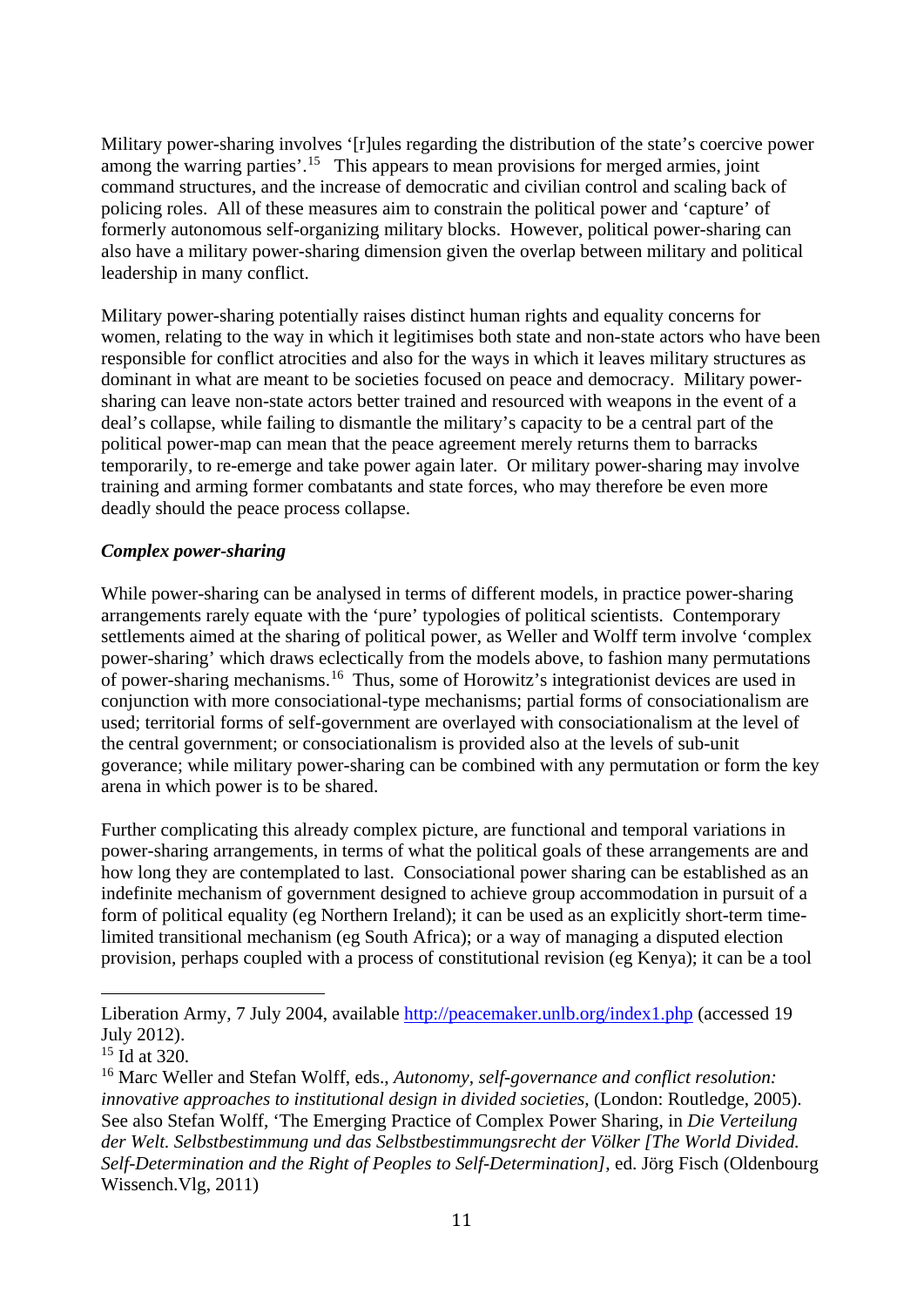Military power-sharing involves '[r]ules regarding the distribution of the state's coercive power among the warring parties'.[15] This appears to mean provisions for merged armies, joint command structures, and the increase of democratic and civilian control and scaling back of policing roles. All of these measures aim to constrain the political power and 'capture' of formerly autonomous self-organizing military blocks. However, political power-sharing can also have a military power-sharing dimension given the overlap between military and political leadership in many conflict.

Military power-sharing potentially raises distinct human rights and equality concerns for women, relating to the way in which it legitimises both state and non-state actors who have been responsible for conflict atrocities and also for the ways in which it leaves military structures as dominant in what are meant to be societies focused on peace and democracy. Military power-sharing can leave non-state actors better trained and resourced with weapons in the event of a deal's collapse, while failing to dismantle the military's capacity to be a central part of the political power-map can mean that the peace agreement merely returns them to barracks temporarily, to re-emerge and take power again later. Or military power-sharing may involve training and arming former combatants and state forces, who may therefore be even more deadly should the peace process collapse.

***Complex power-sharing***

While power-sharing can be analysed in terms of different models, in practice power-sharing arrangements rarely equate with the 'pure' typologies of political scientists. Contemporary settlements aimed at the sharing of political power, as Weller and Wolff term involve 'complex power-sharing' which draws eclectically from the models above, to fashion many permutations of power-sharing mechanisms.[16] Thus, some of Horowitz's integrationist devices are used in conjunction with more consociational-type mechanisms; partial forms of consociationalism are used; territorial forms of self-government are overlayed with consociationalism at the level of the central government; or consociationalism is provided also at the levels of sub-unit goverance; while military power-sharing can be combined with any permutation or form the key arena in which power is to be shared.

Further complicating this already complex picture, are functional and temporal variations in power-sharing arrangements, in terms of what the political goals of these arrangements are and how long they are contemplated to last. Consociational power sharing can be established as an indefinite mechanism of government designed to achieve group accommodation in pursuit of a form of political equality (eg Northern Ireland); it can be used as an explicitly short-term time-limited transitional mechanism (eg South Africa); or a way of managing a disputed election provision, perhaps coupled with a process of constitutional revision (eg Kenya); it can be a tool

---

Liberation Army, 7 July 2004, available http://peacemaker.unlb.org/index1.php (accessed 19 July 2012).

[15] Id at 320.

[16] Marc Weller and Stefan Wolff, eds., *Autonomy, self-governance and conflict resolution: innovative approaches to institutional design in divided societies,* (London: Routledge, 2005). See also Stefan Wolff, 'The Emerging Practice of Complex Power Sharing, in *Die Verteilung der Welt. Selbstbestimmung und das Selbstbestimmungsrecht der Völker [The World Divided. Self-Determination and the Right of Peoples to Self-Determination]*, ed. Jörg Fisch (Oldenbourg Wissench.Vlg, 2011)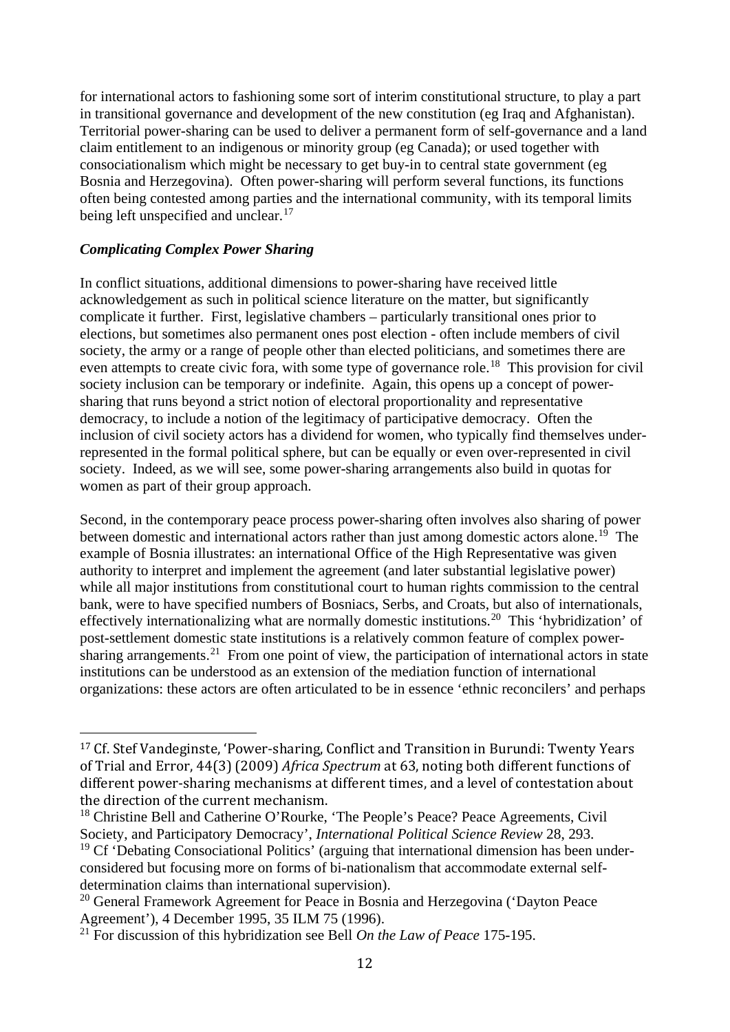for international actors to fashioning some sort of interim constitutional structure, to play a part in transitional governance and development of the new constitution (eg Iraq and Afghanistan). Territorial power-sharing can be used to deliver a permanent form of self-governance and a land claim entitlement to an indigenous or minority group (eg Canada); or used together with consociationalism which might be necessary to get buy-in to central state government (eg Bosnia and Herzegovina). Often power-sharing will perform several functions, its functions often being contested among parties and the international community, with its temporal limits being left unspecified and unclear.[17]

### *Complicating Complex Power Sharing*

In conflict situations, additional dimensions to power-sharing have received little acknowledgement as such in political science literature on the matter, but significantly complicate it further. First, legislative chambers – particularly transitional ones prior to elections, but sometimes also permanent ones post election - often include members of civil society, the army or a range of people other than elected politicians, and sometimes there are even attempts to create civic fora, with some type of governance role.[18] This provision for civil society inclusion can be temporary or indefinite. Again, this opens up a concept of power-sharing that runs beyond a strict notion of electoral proportionality and representative democracy, to include a notion of the legitimacy of participative democracy. Often the inclusion of civil society actors has a dividend for women, who typically find themselves under-represented in the formal political sphere, but can be equally or even over-represented in civil society. Indeed, as we will see, some power-sharing arrangements also build in quotas for women as part of their group approach.

Second, in the contemporary peace process power-sharing often involves also sharing of power between domestic and international actors rather than just among domestic actors alone.[19] The example of Bosnia illustrates: an international Office of the High Representative was given authority to interpret and implement the agreement (and later substantial legislative power) while all major institutions from constitutional court to human rights commission to the central bank, were to have specified numbers of Bosniacs, Serbs, and Croats, but also of internationals, effectively internationalizing what are normally domestic institutions.[20] This 'hybridization' of post-settlement domestic state institutions is a relatively common feature of complex power-sharing arrangements.[21] From one point of view, the participation of international actors in state institutions can be understood as an extension of the mediation function of international organizations: these actors are often articulated to be in essence 'ethnic reconcilers' and perhaps

---

[17] Cf. Stef Vandeginste, 'Power-sharing, Conflict and Transition in Burundi: Twenty Years of Trial and Error, 44(3) (2009) *Africa Spectrum* at 63, noting both different functions of different power-sharing mechanisms at different times, and a level of contestation about the direction of the current mechanism.

[18] Christine Bell and Catherine O'Rourke, 'The People's Peace? Peace Agreements, Civil Society, and Participatory Democracy', *International Political Science Review* 28, 293.

[19] Cf 'Debating Consociational Politics' (arguing that international dimension has been under-considered but focusing more on forms of bi-nationalism that accommodate external self-determination claims than international supervision).

[20] General Framework Agreement for Peace in Bosnia and Herzegovina ('Dayton Peace Agreement'), 4 December 1995, 35 ILM 75 (1996).

[21] For discussion of this hybridization see Bell *On the Law of Peace* 175-195.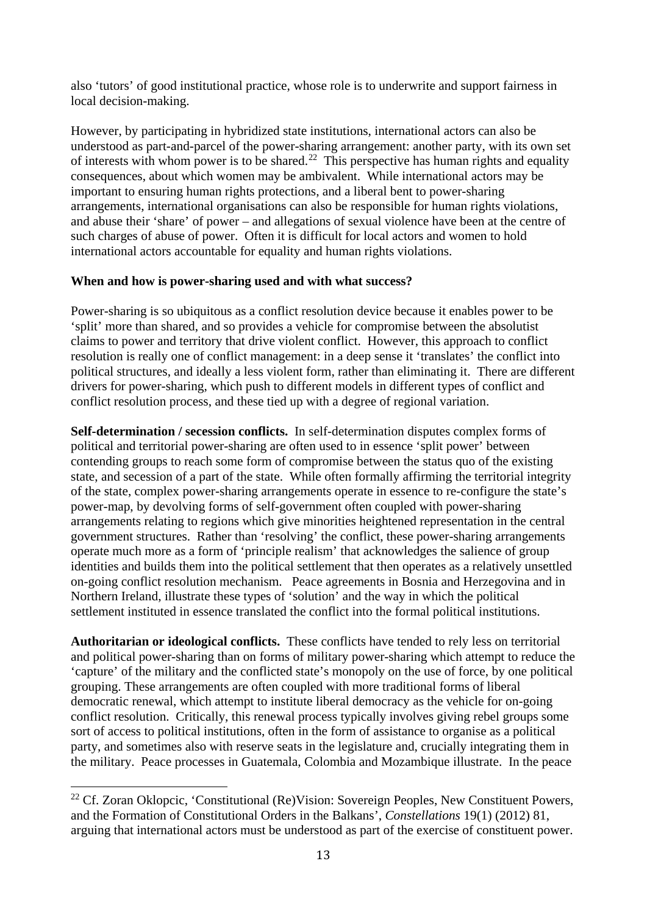also 'tutors' of good institutional practice, whose role is to underwrite and support fairness in local decision-making.

However, by participating in hybridized state institutions, international actors can also be understood as part-and-parcel of the power-sharing arrangement: another party, with its own set of interests with whom power is to be shared.[22] This perspective has human rights and equality consequences, about which women may be ambivalent. While international actors may be important to ensuring human rights protections, and a liberal bent to power-sharing arrangements, international organisations can also be responsible for human rights violations, and abuse their 'share' of power – and allegations of sexual violence have been at the centre of such charges of abuse of power. Often it is difficult for local actors and women to hold international actors accountable for equality and human rights violations.

**When and how is power-sharing used and with what success?**

Power-sharing is so ubiquitous as a conflict resolution device because it enables power to be 'split' more than shared, and so provides a vehicle for compromise between the absolutist claims to power and territory that drive violent conflict. However, this approach to conflict resolution is really one of conflict management: in a deep sense it 'translates' the conflict into political structures, and ideally a less violent form, rather than eliminating it. There are different drivers for power-sharing, which push to different models in different types of conflict and conflict resolution process, and these tied up with a degree of regional variation.

**Self-determination / secession conflicts.** In self-determination disputes complex forms of political and territorial power-sharing are often used to in essence 'split power' between contending groups to reach some form of compromise between the status quo of the existing state, and secession of a part of the state. While often formally affirming the territorial integrity of the state, complex power-sharing arrangements operate in essence to re-configure the state's power-map, by devolving forms of self-government often coupled with power-sharing arrangements relating to regions which give minorities heightened representation in the central government structures. Rather than 'resolving' the conflict, these power-sharing arrangements operate much more as a form of 'principle realism' that acknowledges the salience of group identities and builds them into the political settlement that then operates as a relatively unsettled on-going conflict resolution mechanism. Peace agreements in Bosnia and Herzegovina and in Northern Ireland, illustrate these types of 'solution' and the way in which the political settlement instituted in essence translated the conflict into the formal political institutions.

**Authoritarian or ideological conflicts.** These conflicts have tended to rely less on territorial and political power-sharing than on forms of military power-sharing which attempt to reduce the 'capture' of the military and the conflicted state's monopoly on the use of force, by one political grouping. These arrangements are often coupled with more traditional forms of liberal democratic renewal, which attempt to institute liberal democracy as the vehicle for on-going conflict resolution. Critically, this renewal process typically involves giving rebel groups some sort of access to political institutions, often in the form of assistance to organise as a political party, and sometimes also with reserve seats in the legislature and, crucially integrating them in the military. Peace processes in Guatemala, Colombia and Mozambique illustrate. In the peace

[22] Cf. Zoran Oklopcic, 'Constitutional (Re)Vision: Sovereign Peoples, New Constituent Powers, and the Formation of Constitutional Orders in the Balkans', *Constellations* 19(1) (2012) 81, arguing that international actors must be understood as part of the exercise of constituent power.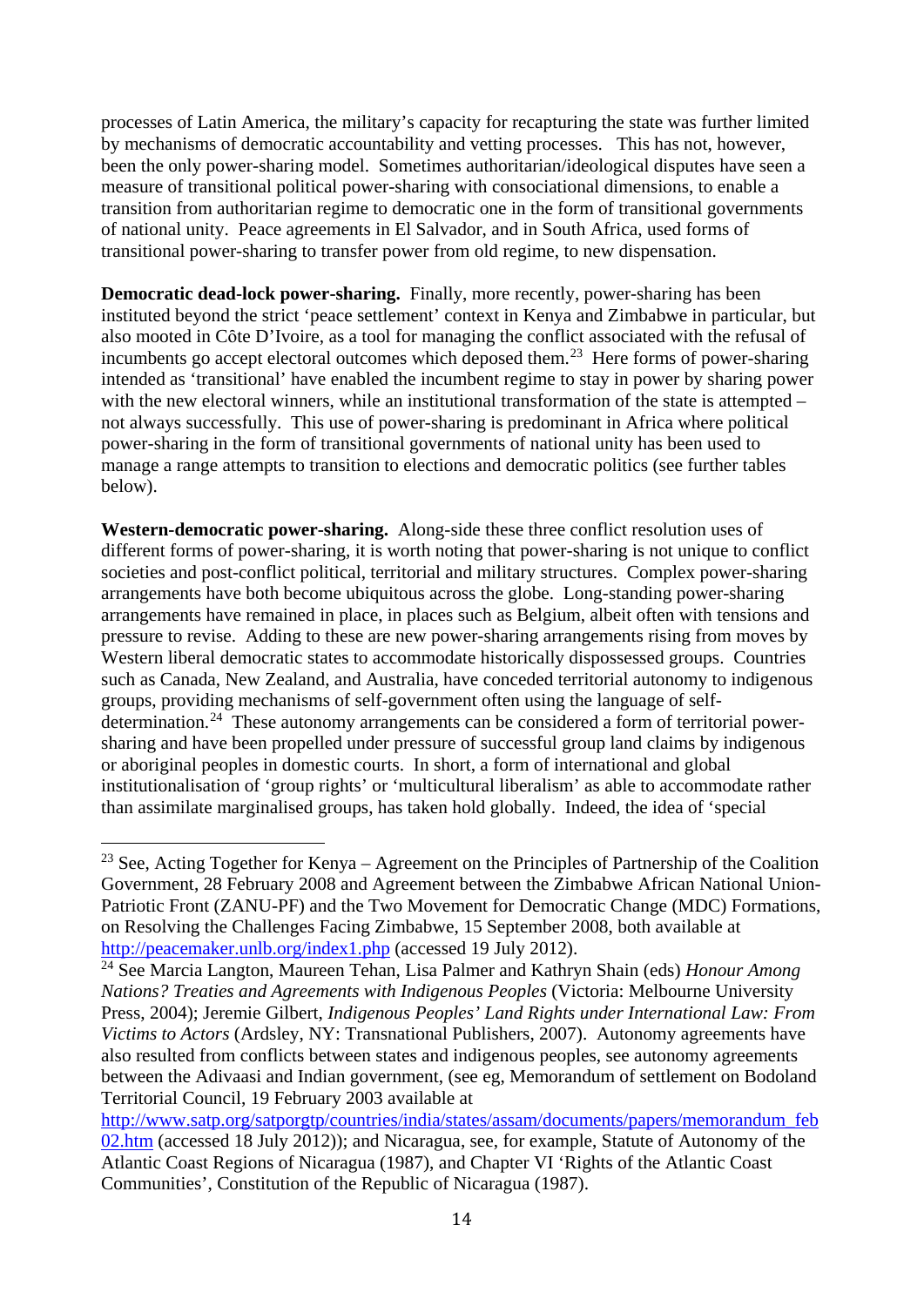processes of Latin America, the military's capacity for recapturing the state was further limited by mechanisms of democratic accountability and vetting processes. This has not, however, been the only power-sharing model. Sometimes authoritarian/ideological disputes have seen a measure of transitional political power-sharing with consociational dimensions, to enable a transition from authoritarian regime to democratic one in the form of transitional governments of national unity. Peace agreements in El Salvador, and in South Africa, used forms of transitional power-sharing to transfer power from old regime, to new dispensation.

**Democratic dead-lock power-sharing.** Finally, more recently, power-sharing has been instituted beyond the strict 'peace settlement' context in Kenya and Zimbabwe in particular, but also mooted in Côte D'Ivoire, as a tool for managing the conflict associated with the refusal of incumbents go accept electoral outcomes which deposed them.[23] Here forms of power-sharing intended as 'transitional' have enabled the incumbent regime to stay in power by sharing power with the new electoral winners, while an institutional transformation of the state is attempted – not always successfully. This use of power-sharing is predominant in Africa where political power-sharing in the form of transitional governments of national unity has been used to manage a range attempts to transition to elections and democratic politics (see further tables below).

**Western-democratic power-sharing.** Along-side these three conflict resolution uses of different forms of power-sharing, it is worth noting that power-sharing is not unique to conflict societies and post-conflict political, territorial and military structures. Complex power-sharing arrangements have both become ubiquitous across the globe. Long-standing power-sharing arrangements have remained in place, in places such as Belgium, albeit often with tensions and pressure to revise. Adding to these are new power-sharing arrangements rising from moves by Western liberal democratic states to accommodate historically dispossessed groups. Countries such as Canada, New Zealand, and Australia, have conceded territorial autonomy to indigenous groups, providing mechanisms of self-government often using the language of self-determination.[24] These autonomy arrangements can be considered a form of territorial power-sharing and have been propelled under pressure of successful group land claims by indigenous or aboriginal peoples in domestic courts. In short, a form of international and global institutionalisation of 'group rights' or 'multicultural liberalism' as able to accommodate rather than assimilate marginalised groups, has taken hold globally. Indeed, the idea of 'special

---

[23] See, Acting Together for Kenya – Agreement on the Principles of Partnership of the Coalition Government, 28 February 2008 and Agreement between the Zimbabwe African National Union-Patriotic Front (ZANU-PF) and the Two Movement for Democratic Change (MDC) Formations, on Resolving the Challenges Facing Zimbabwe, 15 September 2008, both available at http://peacemaker.unlb.org/index1.php (accessed 19 July 2012).

[24] See Marcia Langton, Maureen Tehan, Lisa Palmer and Kathryn Shain (eds) *Honour Among Nations? Treaties and Agreements with Indigenous Peoples* (Victoria: Melbourne University Press, 2004); Jeremie Gilbert, *Indigenous Peoples' Land Rights under International Law: From Victims to Actors* (Ardsley, NY: Transnational Publishers, 2007). Autonomy agreements have also resulted from conflicts between states and indigenous peoples, see autonomy agreements between the Adivaasi and Indian government, (see eg, Memorandum of settlement on Bodoland Territorial Council, 19 February 2003 available at http://www.satp.org/satporgtp/countries/india/states/assam/documents/papers/memorandum_feb02.htm (accessed 18 July 2012)); and Nicaragua, see, for example, Statute of Autonomy of the Atlantic Coast Regions of Nicaragua (1987), and Chapter VI 'Rights of the Atlantic Coast Communities', Constitution of the Republic of Nicaragua (1987).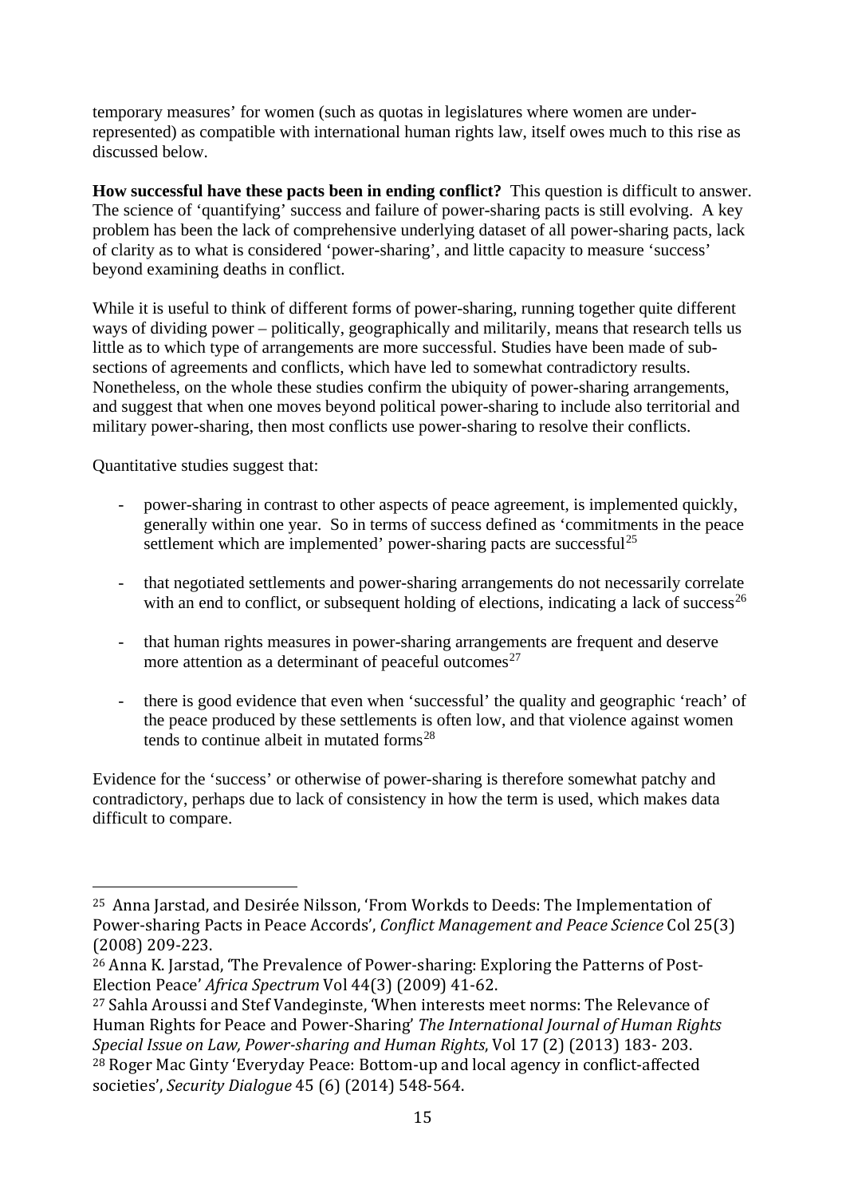temporary measures' for women (such as quotas in legislatures where women are under-represented) as compatible with international human rights law, itself owes much to this rise as discussed below.

**How successful have these pacts been in ending conflict?** This question is difficult to answer. The science of 'quantifying' success and failure of power-sharing pacts is still evolving. A key problem has been the lack of comprehensive underlying dataset of all power-sharing pacts, lack of clarity as to what is considered 'power-sharing', and little capacity to measure 'success' beyond examining deaths in conflict.

While it is useful to think of different forms of power-sharing, running together quite different ways of dividing power – politically, geographically and militarily, means that research tells us little as to which type of arrangements are more successful. Studies have been made of sub-sections of agreements and conflicts, which have led to somewhat contradictory results. Nonetheless, on the whole these studies confirm the ubiquity of power-sharing arrangements, and suggest that when one moves beyond political power-sharing to include also territorial and military power-sharing, then most conflicts use power-sharing to resolve their conflicts.

Quantitative studies suggest that:

- power-sharing in contrast to other aspects of peace agreement, is implemented quickly, generally within one year. So in terms of success defined as 'commitments in the peace settlement which are implemented' power-sharing pacts are successful[25]

- that negotiated settlements and power-sharing arrangements do not necessarily correlate with an end to conflict, or subsequent holding of elections, indicating a lack of success[26]

- that human rights measures in power-sharing arrangements are frequent and deserve more attention as a determinant of peaceful outcomes[27]

- there is good evidence that even when 'successful' the quality and geographic 'reach' of the peace produced by these settlements is often low, and that violence against women tends to continue albeit in mutated forms[28]

Evidence for the 'success' or otherwise of power-sharing is therefore somewhat patchy and contradictory, perhaps due to lack of consistency in how the term is used, which makes data difficult to compare.

---

[25] Anna Jarstad, and Desirée Nilsson, 'From Workds to Deeds: The Implementation of Power-sharing Pacts in Peace Accords', *Conflict Management and Peace Science* Col 25(3) (2008) 209-223.

[26] Anna K. Jarstad, 'The Prevalence of Power-sharing: Exploring the Patterns of Post-Election Peace' *Africa Spectrum* Vol 44(3) (2009) 41-62.

[27] Sahla Aroussi and Stef Vandeginste, 'When interests meet norms: The Relevance of Human Rights for Peace and Power-Sharing' *The International Journal of Human Rights Special Issue on Law, Power-sharing and Human Rights*, Vol 17 (2) (2013) 183- 203.

[28] Roger Mac Ginty 'Everyday Peace: Bottom-up and local agency in conflict-affected societies', *Security Dialogue* 45 (6) (2014) 548-564.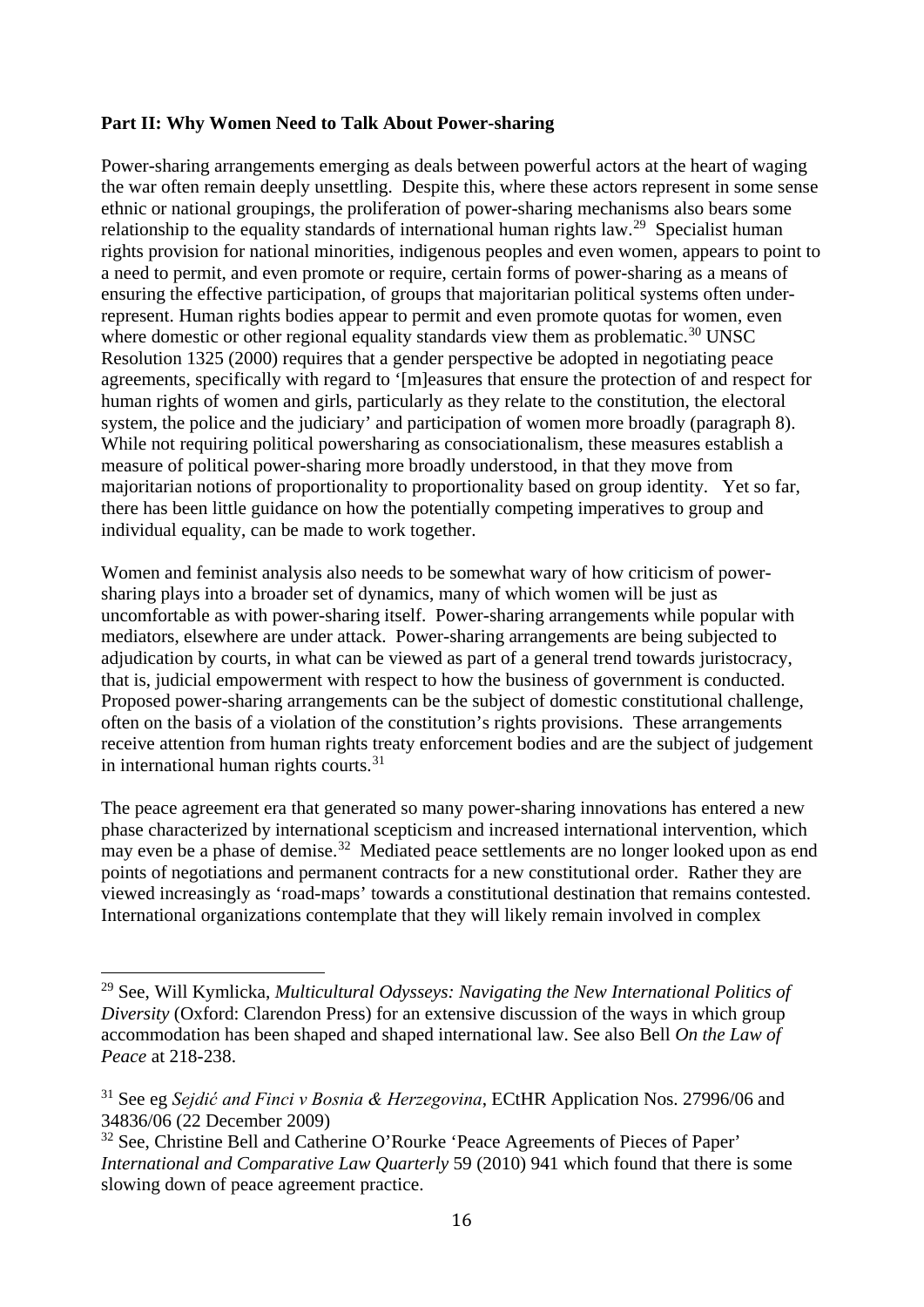**Part II: Why Women Need to Talk About Power-sharing**

Power-sharing arrangements emerging as deals between powerful actors at the heart of waging the war often remain deeply unsettling. Despite this, where these actors represent in some sense ethnic or national groupings, the proliferation of power-sharing mechanisms also bears some relationship to the equality standards of international human rights law.[29] Specialist human rights provision for national minorities, indigenous peoples and even women, appears to point to a need to permit, and even promote or require, certain forms of power-sharing as a means of ensuring the effective participation, of groups that majoritarian political systems often under-represent. Human rights bodies appear to permit and even promote quotas for women, even where domestic or other regional equality standards view them as problematic.[30] UNSC Resolution 1325 (2000) requires that a gender perspective be adopted in negotiating peace agreements, specifically with regard to '[m]easures that ensure the protection of and respect for human rights of women and girls, particularly as they relate to the constitution, the electoral system, the police and the judiciary' and participation of women more broadly (paragraph 8). While not requiring political powersharing as consociationalism, these measures establish a measure of political power-sharing more broadly understood, in that they move from majoritarian notions of proportionality to proportionality based on group identity. Yet so far, there has been little guidance on how the potentially competing imperatives to group and individual equality, can be made to work together.

Women and feminist analysis also needs to be somewhat wary of how criticism of power-sharing plays into a broader set of dynamics, many of which women will be just as uncomfortable as with power-sharing itself. Power-sharing arrangements while popular with mediators, elsewhere are under attack. Power-sharing arrangements are being subjected to adjudication by courts, in what can be viewed as part of a general trend towards juristocracy, that is, judicial empowerment with respect to how the business of government is conducted. Proposed power-sharing arrangements can be the subject of domestic constitutional challenge, often on the basis of a violation of the constitution's rights provisions. These arrangements receive attention from human rights treaty enforcement bodies and are the subject of judgement in international human rights courts.[31]

The peace agreement era that generated so many power-sharing innovations has entered a new phase characterized by international scepticism and increased international intervention, which may even be a phase of demise.[32] Mediated peace settlements are no longer looked upon as end points of negotiations and permanent contracts for a new constitutional order. Rather they are viewed increasingly as 'road-maps' towards a constitutional destination that remains contested. International organizations contemplate that they will likely remain involved in complex

---

[29] See, Will Kymlicka, *Multicultural Odysseys: Navigating the New International Politics of Diversity* (Oxford: Clarendon Press) for an extensive discussion of the ways in which group accommodation has been shaped and shaped international law. See also Bell *On the Law of Peace* at 218-238.

[31] See eg *Sejdić and Finci v Bosnia & Herzegovina*, ECtHR Application Nos. 27996/06 and 34836/06 (22 December 2009)

[32] See, Christine Bell and Catherine O'Rourke 'Peace Agreements of Pieces of Paper' *International and Comparative Law Quarterly* 59 (2010) 941 which found that there is some slowing down of peace agreement practice.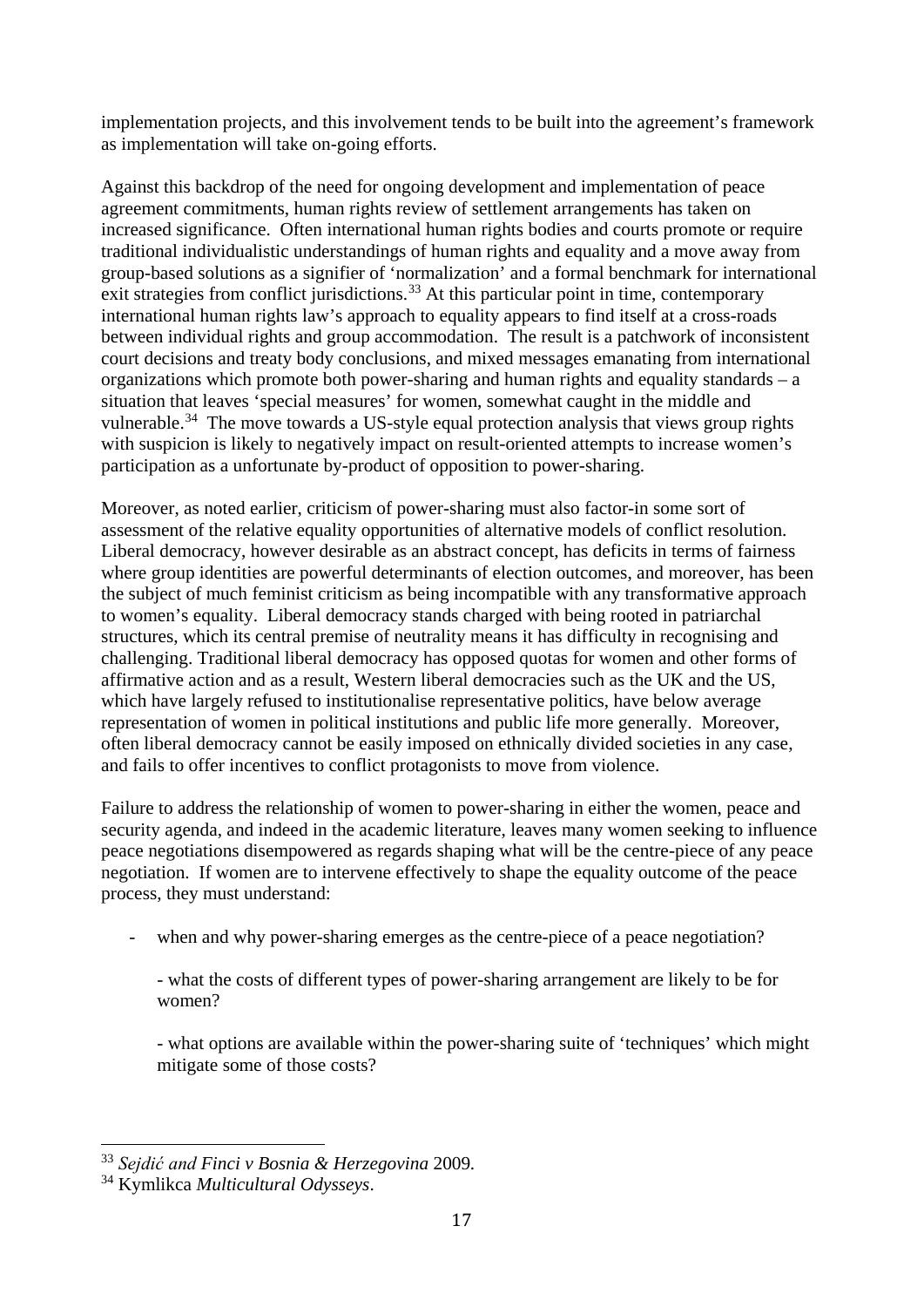implementation projects, and this involvement tends to be built into the agreement's framework as implementation will take on-going efforts.

Against this backdrop of the need for ongoing development and implementation of peace agreement commitments, human rights review of settlement arrangements has taken on increased significance. Often international human rights bodies and courts promote or require traditional individualistic understandings of human rights and equality and a move away from group-based solutions as a signifier of 'normalization' and a formal benchmark for international exit strategies from conflict jurisdictions.[33] At this particular point in time, contemporary international human rights law's approach to equality appears to find itself at a cross-roads between individual rights and group accommodation. The result is a patchwork of inconsistent court decisions and treaty body conclusions, and mixed messages emanating from international organizations which promote both power-sharing and human rights and equality standards – a situation that leaves 'special measures' for women, somewhat caught in the middle and vulnerable.[34] The move towards a US-style equal protection analysis that views group rights with suspicion is likely to negatively impact on result-oriented attempts to increase women's participation as a unfortunate by-product of opposition to power-sharing.

Moreover, as noted earlier, criticism of power-sharing must also factor-in some sort of assessment of the relative equality opportunities of alternative models of conflict resolution. Liberal democracy, however desirable as an abstract concept, has deficits in terms of fairness where group identities are powerful determinants of election outcomes, and moreover, has been the subject of much feminist criticism as being incompatible with any transformative approach to women's equality. Liberal democracy stands charged with being rooted in patriarchal structures, which its central premise of neutrality means it has difficulty in recognising and challenging. Traditional liberal democracy has opposed quotas for women and other forms of affirmative action and as a result, Western liberal democracies such as the UK and the US, which have largely refused to institutionalise representative politics, have below average representation of women in political institutions and public life more generally. Moreover, often liberal democracy cannot be easily imposed on ethnically divided societies in any case, and fails to offer incentives to conflict protagonists to move from violence.

Failure to address the relationship of women to power-sharing in either the women, peace and security agenda, and indeed in the academic literature, leaves many women seeking to influence peace negotiations disempowered as regards shaping what will be the centre-piece of any peace negotiation. If women are to intervene effectively to shape the equality outcome of the peace process, they must understand:

- when and why power-sharing emerges as the centre-piece of a peace negotiation?

  - what the costs of different types of power-sharing arrangement are likely to be for women?

  - what options are available within the power-sharing suite of 'techniques' which might mitigate some of those costs?

---

[33] *Sejdić and Finci v Bosnia & Herzegovina* 2009.

[34] Kymlikca *Multicultural Odysseys*.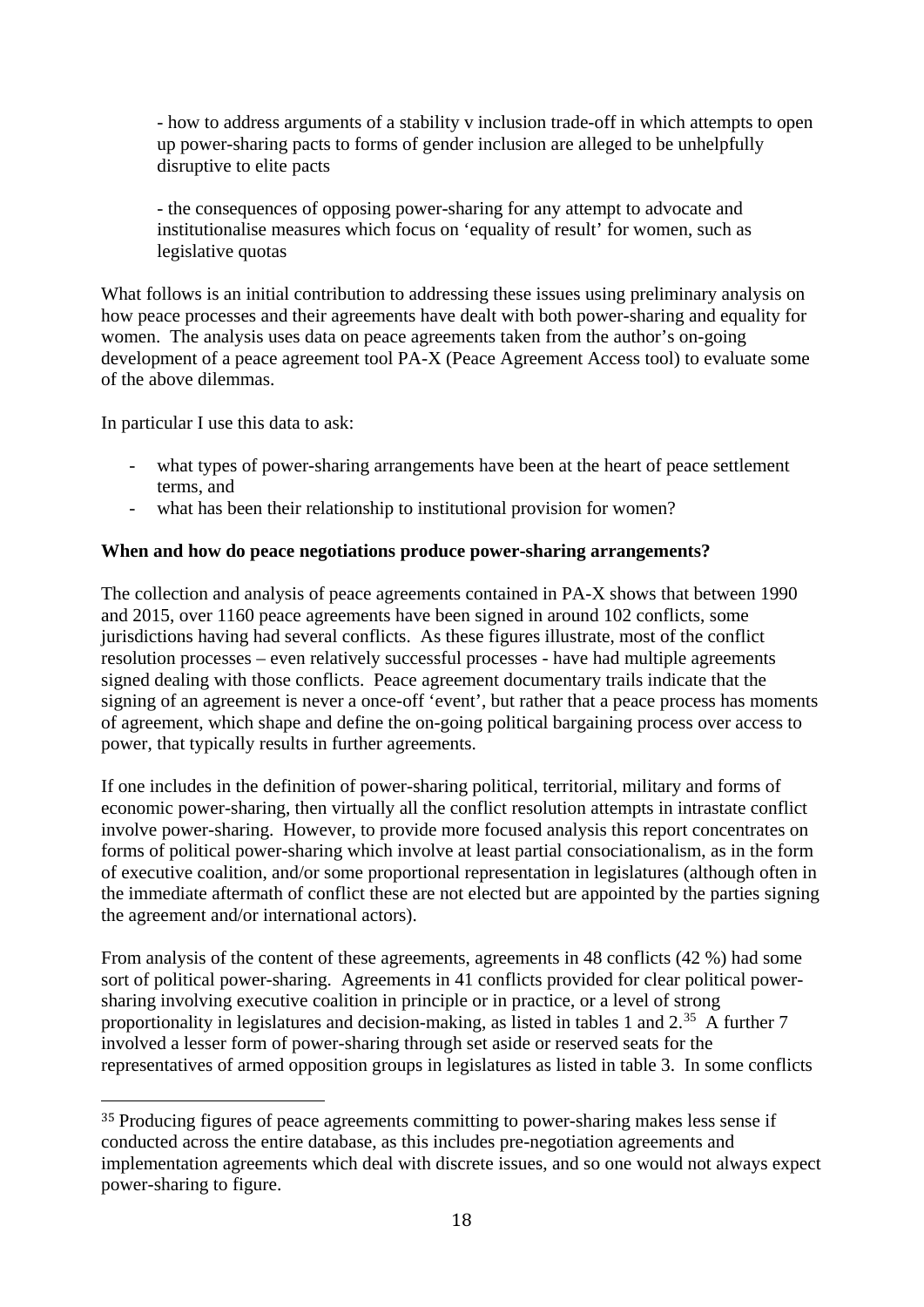- how to address arguments of a stability v inclusion trade-off in which attempts to open up power-sharing pacts to forms of gender inclusion are alleged to be unhelpfully disruptive to elite pacts

- the consequences of opposing power-sharing for any attempt to advocate and institutionalise measures which focus on 'equality of result' for women, such as legislative quotas

What follows is an initial contribution to addressing these issues using preliminary analysis on how peace processes and their agreements have dealt with both power-sharing and equality for women. The analysis uses data on peace agreements taken from the author's on-going development of a peace agreement tool PA-X (Peace Agreement Access tool) to evaluate some of the above dilemmas.

In particular I use this data to ask:

- what types of power-sharing arrangements have been at the heart of peace settlement terms, and
- what has been their relationship to institutional provision for women?

**When and how do peace negotiations produce power-sharing arrangements?**

The collection and analysis of peace agreements contained in PA-X shows that between 1990 and 2015, over 1160 peace agreements have been signed in around 102 conflicts, some jurisdictions having had several conflicts. As these figures illustrate, most of the conflict resolution processes – even relatively successful processes - have had multiple agreements signed dealing with those conflicts. Peace agreement documentary trails indicate that the signing of an agreement is never a once-off 'event', but rather that a peace process has moments of agreement, which shape and define the on-going political bargaining process over access to power, that typically results in further agreements.

If one includes in the definition of power-sharing political, territorial, military and forms of economic power-sharing, then virtually all the conflict resolution attempts in intrastate conflict involve power-sharing. However, to provide more focused analysis this report concentrates on forms of political power-sharing which involve at least partial consociationalism, as in the form of executive coalition, and/or some proportional representation in legislatures (although often in the immediate aftermath of conflict these are not elected but are appointed by the parties signing the agreement and/or international actors).

From analysis of the content of these agreements, agreements in 48 conflicts (42 %) had some sort of political power-sharing. Agreements in 41 conflicts provided for clear political power-sharing involving executive coalition in principle or in practice, or a level of strong proportionality in legislatures and decision-making, as listed in tables 1 and 2.[35] A further 7 involved a lesser form of power-sharing through set aside or reserved seats for the representatives of armed opposition groups in legislatures as listed in table 3. In some conflicts

[35] Producing figures of peace agreements committing to power-sharing makes less sense if conducted across the entire database, as this includes pre-negotiation agreements and implementation agreements which deal with discrete issues, and so one would not always expect power-sharing to figure.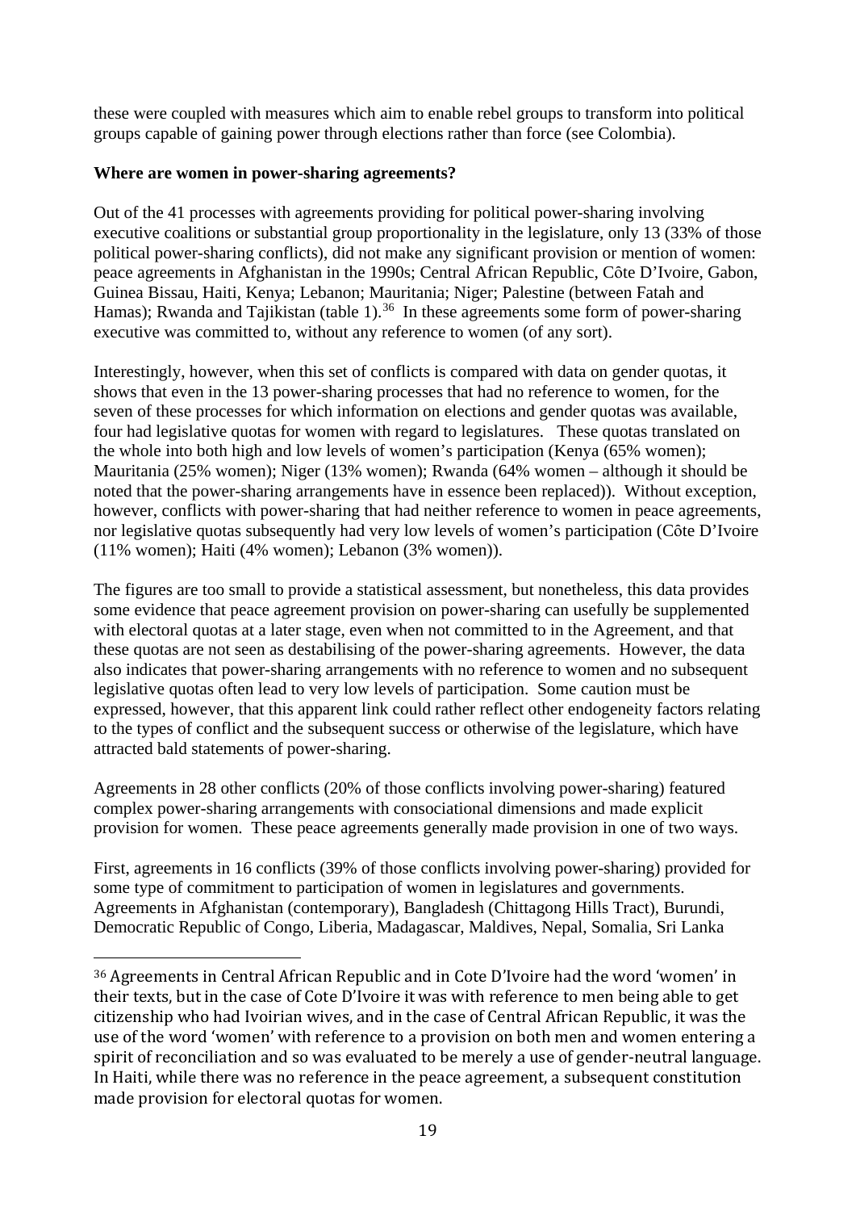these were coupled with measures which aim to enable rebel groups to transform into political groups capable of gaining power through elections rather than force (see Colombia).

**Where are women in power-sharing agreements?**

Out of the 41 processes with agreements providing for political power-sharing involving executive coalitions or substantial group proportionality in the legislature, only 13 (33% of those political power-sharing conflicts), did not make any significant provision or mention of women: peace agreements in Afghanistan in the 1990s; Central African Republic, Côte D'Ivoire, Gabon, Guinea Bissau, Haiti, Kenya; Lebanon; Mauritania; Niger; Palestine (between Fatah and Hamas); Rwanda and Tajikistan (table 1).[36] In these agreements some form of power-sharing executive was committed to, without any reference to women (of any sort).

Interestingly, however, when this set of conflicts is compared with data on gender quotas, it shows that even in the 13 power-sharing processes that had no reference to women, for the seven of these processes for which information on elections and gender quotas was available, four had legislative quotas for women with regard to legislatures. These quotas translated on the whole into both high and low levels of women's participation (Kenya (65% women); Mauritania (25% women); Niger (13% women); Rwanda (64% women – although it should be noted that the power-sharing arrangements have in essence been replaced)). Without exception, however, conflicts with power-sharing that had neither reference to women in peace agreements, nor legislative quotas subsequently had very low levels of women's participation (Côte D'Ivoire (11% women); Haiti (4% women); Lebanon (3% women)).

The figures are too small to provide a statistical assessment, but nonetheless, this data provides some evidence that peace agreement provision on power-sharing can usefully be supplemented with electoral quotas at a later stage, even when not committed to in the Agreement, and that these quotas are not seen as destabilising of the power-sharing agreements. However, the data also indicates that power-sharing arrangements with no reference to women and no subsequent legislative quotas often lead to very low levels of participation. Some caution must be expressed, however, that this apparent link could rather reflect other endogeneity factors relating to the types of conflict and the subsequent success or otherwise of the legislature, which have attracted bald statements of power-sharing.

Agreements in 28 other conflicts (20% of those conflicts involving power-sharing) featured complex power-sharing arrangements with consociational dimensions and made explicit provision for women. These peace agreements generally made provision in one of two ways.

First, agreements in 16 conflicts (39% of those conflicts involving power-sharing) provided for some type of commitment to participation of women in legislatures and governments. Agreements in Afghanistan (contemporary), Bangladesh (Chittagong Hills Tract), Burundi, Democratic Republic of Congo, Liberia, Madagascar, Maldives, Nepal, Somalia, Sri Lanka

[36] Agreements in Central African Republic and in Cote D'Ivoire had the word 'women' in their texts, but in the case of Cote D'Ivoire it was with reference to men being able to get citizenship who had Ivoirian wives, and in the case of Central African Republic, it was the use of the word 'women' with reference to a provision on both men and women entering a spirit of reconciliation and so was evaluated to be merely a use of gender-neutral language. In Haiti, while there was no reference in the peace agreement, a subsequent constitution made provision for electoral quotas for women.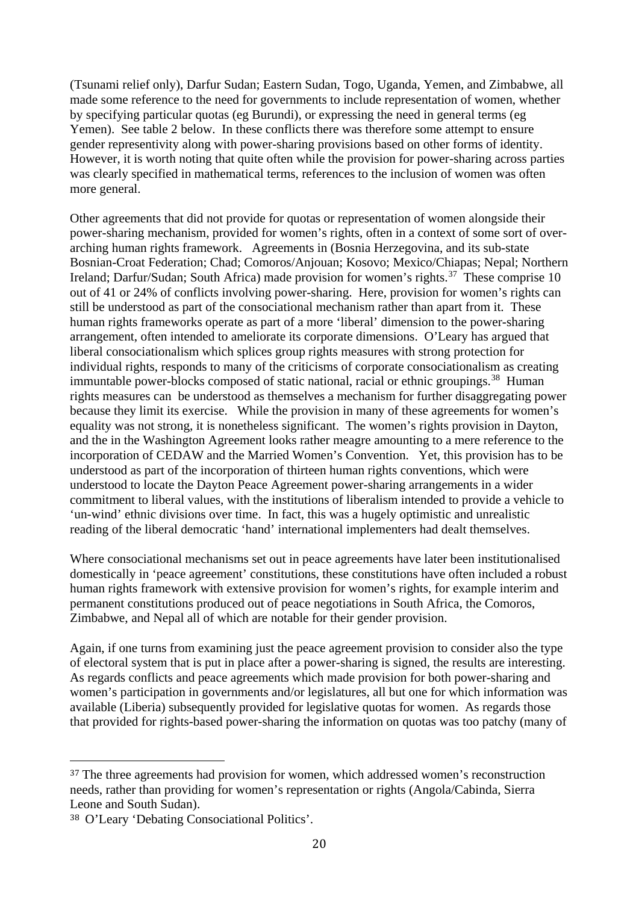(Tsunami relief only), Darfur Sudan; Eastern Sudan, Togo, Uganda, Yemen, and Zimbabwe, all made some reference to the need for governments to include representation of women, whether by specifying particular quotas (eg Burundi), or expressing the need in general terms (eg Yemen). See table 2 below. In these conflicts there was therefore some attempt to ensure gender representivity along with power-sharing provisions based on other forms of identity. However, it is worth noting that quite often while the provision for power-sharing across parties was clearly specified in mathematical terms, references to the inclusion of women was often more general.

Other agreements that did not provide for quotas or representation of women alongside their power-sharing mechanism, provided for women's rights, often in a context of some sort of over-arching human rights framework. Agreements in (Bosnia Herzegovina, and its sub-state Bosnian-Croat Federation; Chad; Comoros/Anjouan; Kosovo; Mexico/Chiapas; Nepal; Northern Ireland; Darfur/Sudan; South Africa) made provision for women's rights.[37] These comprise 10 out of 41 or 24% of conflicts involving power-sharing. Here, provision for women's rights can still be understood as part of the consociational mechanism rather than apart from it. These human rights frameworks operate as part of a more 'liberal' dimension to the power-sharing arrangement, often intended to ameliorate its corporate dimensions. O'Leary has argued that liberal consociationalism which splices group rights measures with strong protection for individual rights, responds to many of the criticisms of corporate consociationalism as creating immuntable power-blocks composed of static national, racial or ethnic groupings.[38] Human rights measures can be understood as themselves a mechanism for further disaggregating power because they limit its exercise. While the provision in many of these agreements for women's equality was not strong, it is nonetheless significant. The women's rights provision in Dayton, and the in the Washington Agreement looks rather meagre amounting to a mere reference to the incorporation of CEDAW and the Married Women's Convention. Yet, this provision has to be understood as part of the incorporation of thirteen human rights conventions, which were understood to locate the Dayton Peace Agreement power-sharing arrangements in a wider commitment to liberal values, with the institutions of liberalism intended to provide a vehicle to 'un-wind' ethnic divisions over time. In fact, this was a hugely optimistic and unrealistic reading of the liberal democratic 'hand' international implementers had dealt themselves.

Where consociational mechanisms set out in peace agreements have later been institutionalised domestically in 'peace agreement' constitutions, these constitutions have often included a robust human rights framework with extensive provision for women's rights, for example interim and permanent constitutions produced out of peace negotiations in South Africa, the Comoros, Zimbabwe, and Nepal all of which are notable for their gender provision.

Again, if one turns from examining just the peace agreement provision to consider also the type of electoral system that is put in place after a power-sharing is signed, the results are interesting. As regards conflicts and peace agreements which made provision for both power-sharing and women's participation in governments and/or legislatures, all but one for which information was available (Liberia) subsequently provided for legislative quotas for women. As regards those that provided for rights-based power-sharing the information on quotas was too patchy (many of

---

[37] The three agreements had provision for women, which addressed women's reconstruction needs, rather than providing for women's representation or rights (Angola/Cabinda, Sierra Leone and South Sudan).

[38] O'Leary 'Debating Consociational Politics'.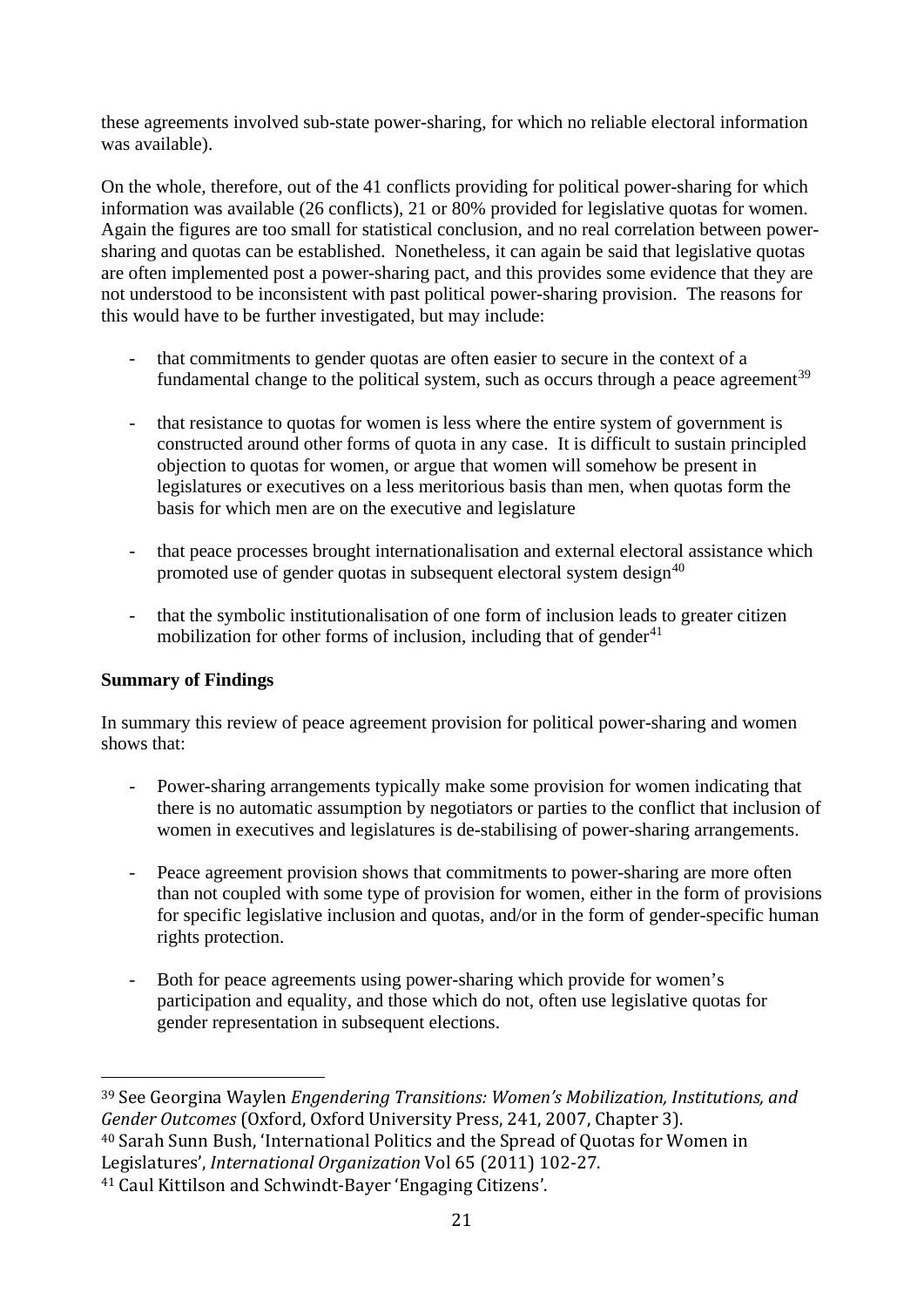these agreements involved sub-state power-sharing, for which no reliable electoral information was available).

On the whole, therefore, out of the 41 conflicts providing for political power-sharing for which information was available (26 conflicts), 21 or 80% provided for legislative quotas for women. Again the figures are too small for statistical conclusion, and no real correlation between power-sharing and quotas can be established. Nonetheless, it can again be said that legislative quotas are often implemented post a power-sharing pact, and this provides some evidence that they are not understood to be inconsistent with past political power-sharing provision. The reasons for this would have to be further investigated, but may include:

- that commitments to gender quotas are often easier to secure in the context of a fundamental change to the political system, such as occurs through a peace agreement[39]

- that resistance to quotas for women is less where the entire system of government is constructed around other forms of quota in any case. It is difficult to sustain principled objection to quotas for women, or argue that women will somehow be present in legislatures or executives on a less meritorious basis than men, when quotas form the basis for which men are on the executive and legislature

- that peace processes brought internationalisation and external electoral assistance which promoted use of gender quotas in subsequent electoral system design[40]

- that the symbolic institutionalisation of one form of inclusion leads to greater citizen mobilization for other forms of inclusion, including that of gender[41]

**Summary of Findings**

In summary this review of peace agreement provision for political power-sharing and women shows that:

- Power-sharing arrangements typically make some provision for women indicating that there is no automatic assumption by negotiators or parties to the conflict that inclusion of women in executives and legislatures is de-stabilising of power-sharing arrangements.

- Peace agreement provision shows that commitments to power-sharing are more often than not coupled with some type of provision for women, either in the form of provisions for specific legislative inclusion and quotas, and/or in the form of gender-specific human rights protection.

- Both for peace agreements using power-sharing which provide for women's participation and equality, and those which do not, often use legislative quotas for gender representation in subsequent elections.

---

[39] See Georgina Waylen *Engendering Transitions: Women's Mobilization, Institutions, and Gender Outcomes* (Oxford, Oxford University Press, 241, 2007, Chapter 3).

[40] Sarah Sunn Bush, 'International Politics and the Spread of Quotas for Women in Legislatures', *International Organization* Vol 65 (2011) 102-27.

[41] Caul Kittilson and Schwindt-Bayer 'Engaging Citizens'.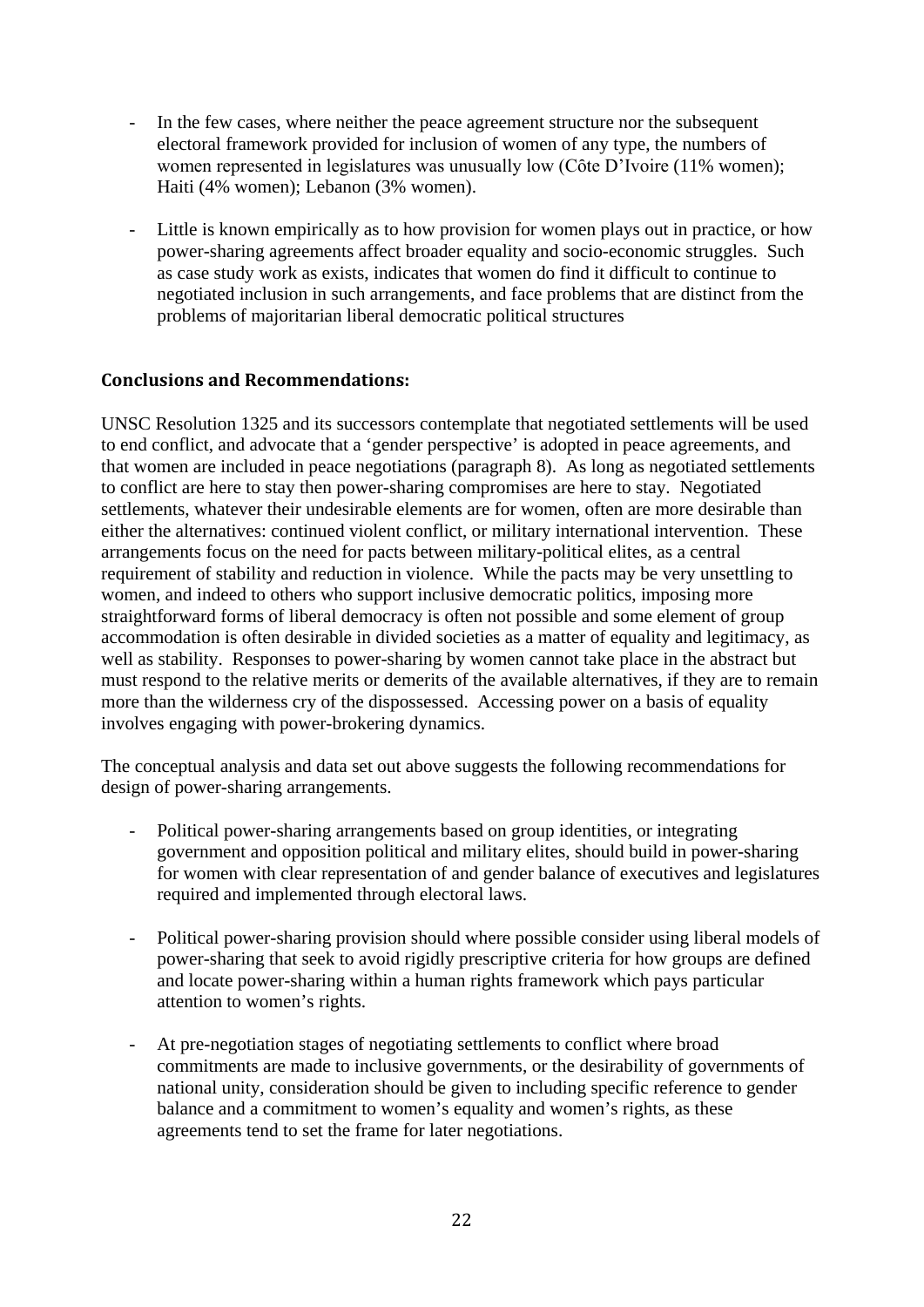- In the few cases, where neither the peace agreement structure nor the subsequent electoral framework provided for inclusion of women of any type, the numbers of women represented in legislatures was unusually low (Côte D'Ivoire (11% women); Haiti (4% women); Lebanon (3% women).

- Little is known empirically as to how provision for women plays out in practice, or how power-sharing agreements affect broader equality and socio-economic struggles. Such as case study work as exists, indicates that women do find it difficult to continue to negotiated inclusion in such arrangements, and face problems that are distinct from the problems of majoritarian liberal democratic political structures

**Conclusions and Recommendations:**

UNSC Resolution 1325 and its successors contemplate that negotiated settlements will be used to end conflict, and advocate that a 'gender perspective' is adopted in peace agreements, and that women are included in peace negotiations (paragraph 8). As long as negotiated settlements to conflict are here to stay then power-sharing compromises are here to stay. Negotiated settlements, whatever their undesirable elements are for women, often are more desirable than either the alternatives: continued violent conflict, or military international intervention. These arrangements focus on the need for pacts between military-political elites, as a central requirement of stability and reduction in violence. While the pacts may be very unsettling to women, and indeed to others who support inclusive democratic politics, imposing more straightforward forms of liberal democracy is often not possible and some element of group accommodation is often desirable in divided societies as a matter of equality and legitimacy, as well as stability. Responses to power-sharing by women cannot take place in the abstract but must respond to the relative merits or demerits of the available alternatives, if they are to remain more than the wilderness cry of the dispossessed. Accessing power on a basis of equality involves engaging with power-brokering dynamics.

The conceptual analysis and data set out above suggests the following recommendations for design of power-sharing arrangements.

- Political power-sharing arrangements based on group identities, or integrating government and opposition political and military elites, should build in power-sharing for women with clear representation of and gender balance of executives and legislatures required and implemented through electoral laws.

- Political power-sharing provision should where possible consider using liberal models of power-sharing that seek to avoid rigidly prescriptive criteria for how groups are defined and locate power-sharing within a human rights framework which pays particular attention to women's rights.

- At pre-negotiation stages of negotiating settlements to conflict where broad commitments are made to inclusive governments, or the desirability of governments of national unity, consideration should be given to including specific reference to gender balance and a commitment to women's equality and women's rights, as these agreements tend to set the frame for later negotiations.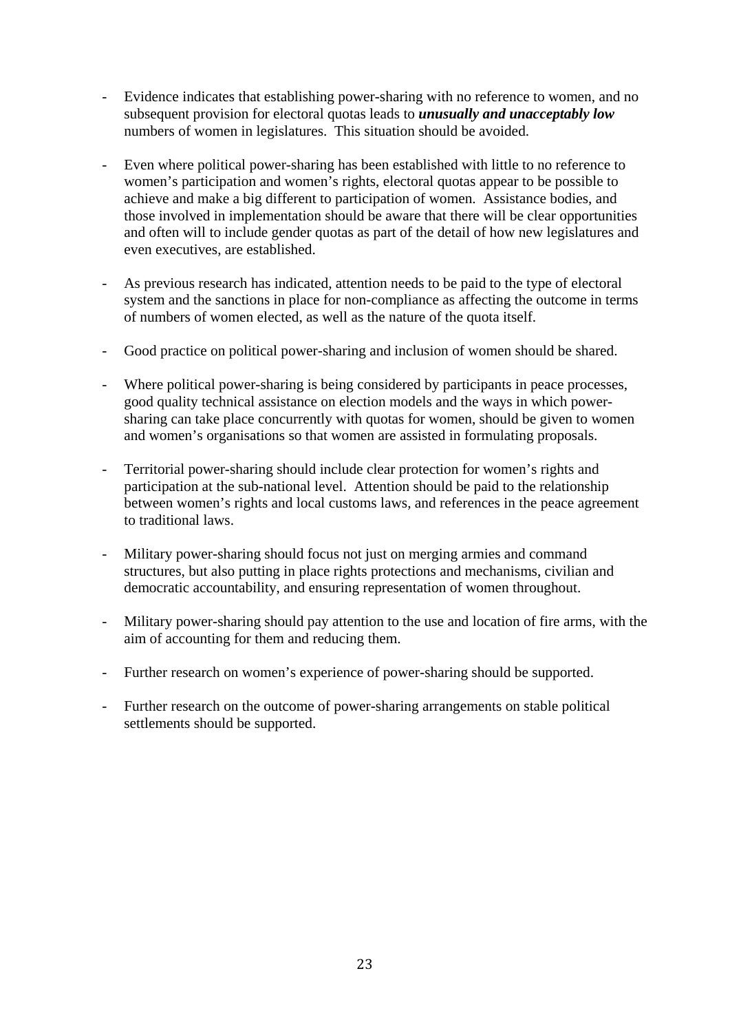- Evidence indicates that establishing power-sharing with no reference to women, and no subsequent provision for electoral quotas leads to ***unusually and unacceptably low*** numbers of women in legislatures. This situation should be avoided.

- Even where political power-sharing has been established with little to no reference to women's participation and women's rights, electoral quotas appear to be possible to achieve and make a big different to participation of women. Assistance bodies, and those involved in implementation should be aware that there will be clear opportunities and often will to include gender quotas as part of the detail of how new legislatures and even executives, are established.

- As previous research has indicated, attention needs to be paid to the type of electoral system and the sanctions in place for non-compliance as affecting the outcome in terms of numbers of women elected, as well as the nature of the quota itself.

- Good practice on political power-sharing and inclusion of women should be shared.

- Where political power-sharing is being considered by participants in peace processes, good quality technical assistance on election models and the ways in which power-sharing can take place concurrently with quotas for women, should be given to women and women's organisations so that women are assisted in formulating proposals.

- Territorial power-sharing should include clear protection for women's rights and participation at the sub-national level. Attention should be paid to the relationship between women's rights and local customs laws, and references in the peace agreement to traditional laws.

- Military power-sharing should focus not just on merging armies and command structures, but also putting in place rights protections and mechanisms, civilian and democratic accountability, and ensuring representation of women throughout.

- Military power-sharing should pay attention to the use and location of fire arms, with the aim of accounting for them and reducing them.

- Further research on women's experience of power-sharing should be supported.

- Further research on the outcome of power-sharing arrangements on stable political settlements should be supported.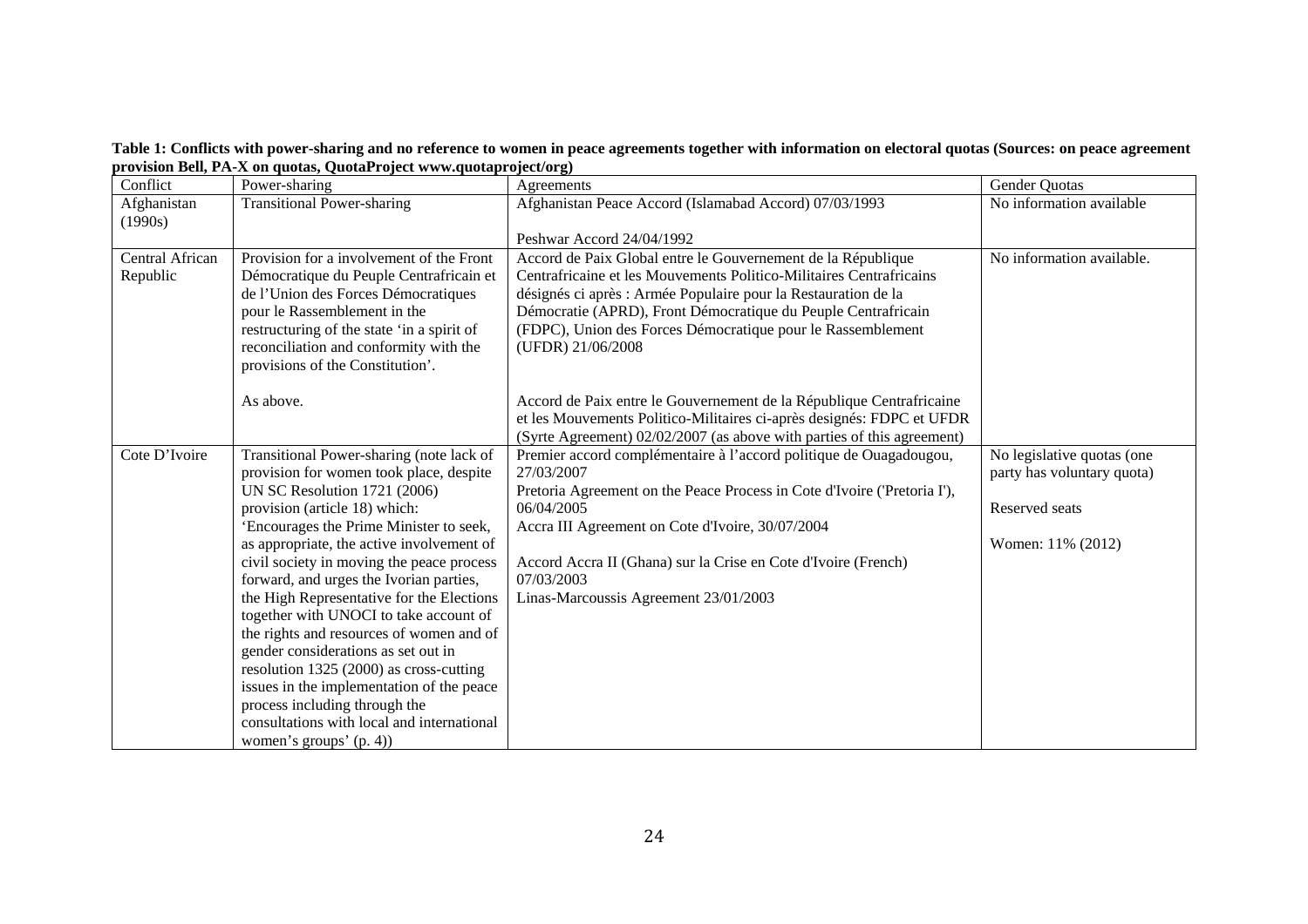**Table 1: Conflicts with power-sharing and no reference to women in peace agreements together with information on electoral quotas (Sources: on peace agreement provision Bell, PA-X on quotas, QuotaProject www.quotaproject/org)**

| Conflict | Power-sharing | Agreements | Gender Quotas |
|---|---|---|---|
| Afghanistan (1990s) | Transitional Power-sharing | Afghanistan Peace Accord (Islamabad Accord) 07/03/1993<br><br>Peshwar Accord 24/04/1992 | No information available |
| Central African Republic | Provision for a involvement of the Front Démocratique du Peuple Centrafricain et de l'Union des Forces Démocratiques pour le Rassemblement in the restructuring of the state 'in a spirit of reconciliation and conformity with the provisions of the Constitution'.<br><br>As above. | Accord de Paix Global entre le Gouvernement de la République Centrafricaine et les Mouvements Politico-Militaires Centrafricains désignés ci après : Armée Populaire pour la Restauration de la Démocratie (APRD), Front Démocratique du Peuple Centrafricain (FDPC), Union des Forces Démocratique pour le Rassemblement (UFDR) 21/06/2008<br><br>Accord de Paix entre le Gouvernement de la République Centrafricaine et les Mouvements Politico-Militaires ci-après designés: FDPC et UFDR (Syrte Agreement) 02/02/2007 (as above with parties of this agreement) | No information available. |
| Cote D'Ivoire | Transitional Power-sharing (note lack of provision for women took place, despite UN SC Resolution 1721 (2006) provision (article 18) which: 'Encourages the Prime Minister to seek, as appropriate, the active involvement of civil society in moving the peace process forward, and urges the Ivorian parties, the High Representative for the Elections together with UNOCI to take account of the rights and resources of women and of gender considerations as set out in resolution 1325 (2000) as cross-cutting issues in the implementation of the peace process including through the consultations with local and international women's groups' (p. 4)) | Premier accord complémentaire à l'accord politique de Ouagadougou, 27/03/2007<br>Pretoria Agreement on the Peace Process in Cote d'Ivoire ('Pretoria I'), 06/04/2005<br>Accra III Agreement on Cote d'Ivoire, 30/07/2004<br><br>Accord Accra II (Ghana) sur la Crise en Cote d'Ivoire (French) 07/03/2003<br>Linas-Marcoussis Agreement 23/01/2003 | No legislative quotas (one party has voluntary quota)<br><br>Reserved seats<br><br>Women: 11% (2012) |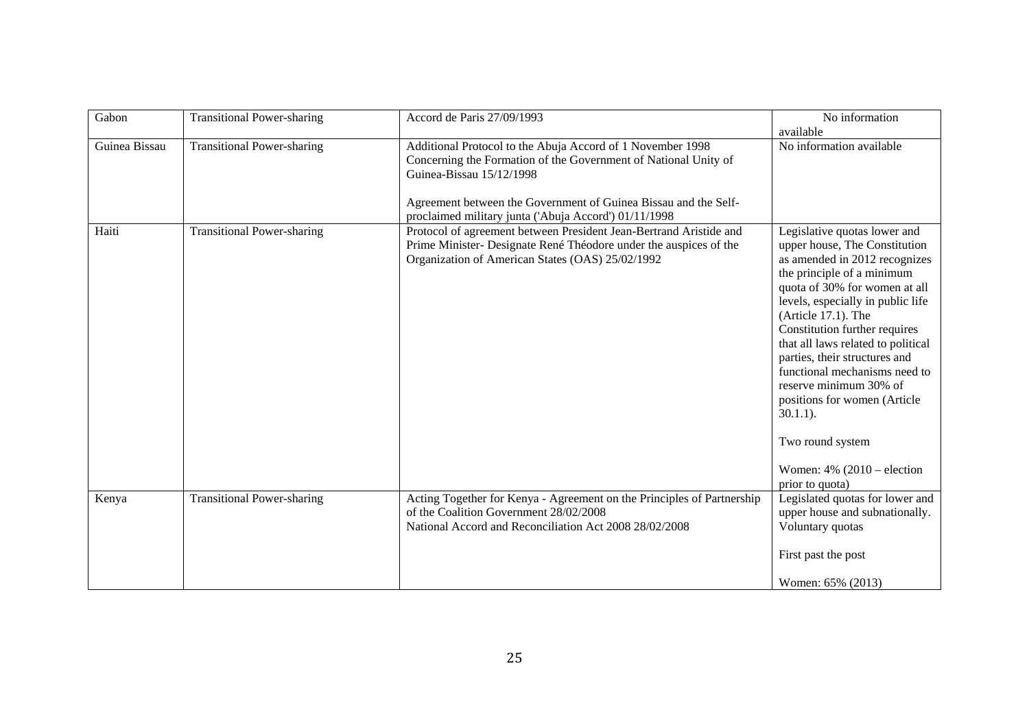| Gabon | Transitional Power-sharing | Accord de Paris 27/09/1993 | No information available |
|---|---|---|---|
| Guinea Bissau | Transitional Power-sharing | Additional Protocol to the Abuja Accord of 1 November 1998 Concerning the Formation of the Government of National Unity of Guinea-Bissau 15/12/1998<br><br>Agreement between the Government of Guinea Bissau and the Self-proclaimed military junta ('Abuja Accord') 01/11/1998 | No information available |
| Haiti | Transitional Power-sharing | Protocol of agreement between President Jean-Bertrand Aristide and Prime Minister- Designate René Théodore under the auspices of the Organization of American States (OAS) 25/02/1992 | Legislative quotas lower and upper house, The Constitution as amended in 2012 recognizes the principle of a minimum quota of 30% for women at all levels, especially in public life (Article 17.1). The Constitution further requires that all laws related to political parties, their structures and functional mechanisms need to reserve minimum 30% of positions for women (Article 30.1.1).<br><br>Two round system<br><br>Women: 4% (2010 – election prior to quota) |
| Kenya | Transitional Power-sharing | Acting Together for Kenya - Agreement on the Principles of Partnership of the Coalition Government 28/02/2008<br>National Accord and Reconciliation Act 2008 28/02/2008 | Legislated quotas for lower and upper house and subnationally. Voluntary quotas<br><br>First past the post<br><br>Women: 65% (2013) |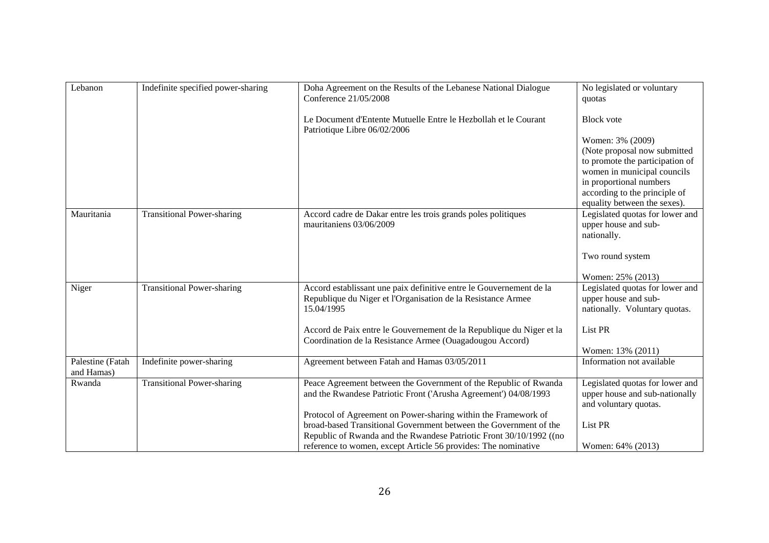| Lebanon | Indefinite specified power-sharing | Doha Agreement on the Results of the Lebanese National Dialogue Conference 21/05/2008<br><br>Le Document d'Entente Mutuelle Entre le Hezbollah et le Courant Patriotique Libre 06/02/2006 | No legislated or voluntary quotas<br><br>Block vote<br><br>Women: 3% (2009)<br>(Note proposal now submitted to promote the participation of women in municipal councils in proportional numbers according to the principle of equality between the sexes). |
|---|---|---|---|
| Mauritania | Transitional Power-sharing | Accord cadre de Dakar entre les trois grands poles politiques mauritaniens 03/06/2009 | Legislated quotas for lower and upper house and sub-nationally.<br><br>Two round system<br><br>Women: 25% (2013) |
| Niger | Transitional Power-sharing | Accord establissant une paix definitive entre le Gouvernement de la Republique du Niger et l'Organisation de la Resistance Armee 15.04/1995<br><br>Accord de Paix entre le Gouvernement de la Republique du Niger et la Coordination de la Resistance Armee (Ouagadougou Accord) | Legislated quotas for lower and upper house and sub-nationally. Voluntary quotas.<br><br>List PR<br><br>Women: 13% (2011) |
| Palestine (Fatah and Hamas) | Indefinite power-sharing | Agreement between Fatah and Hamas 03/05/2011 | Information not available |
| Rwanda | Transitional Power-sharing | Peace Agreement between the Government of the Republic of Rwanda and the Rwandese Patriotic Front ('Arusha Agreement') 04/08/1993<br><br>Protocol of Agreement on Power-sharing within the Framework of broad-based Transitional Government between the Government of the Republic of Rwanda and the Rwandese Patriotic Front 30/10/1992 ((no reference to women, except Article 56 provides: The nominative | Legislated quotas for lower and upper house and sub-nationally and voluntary quotas.<br><br>List PR<br><br>Women: 64% (2013) |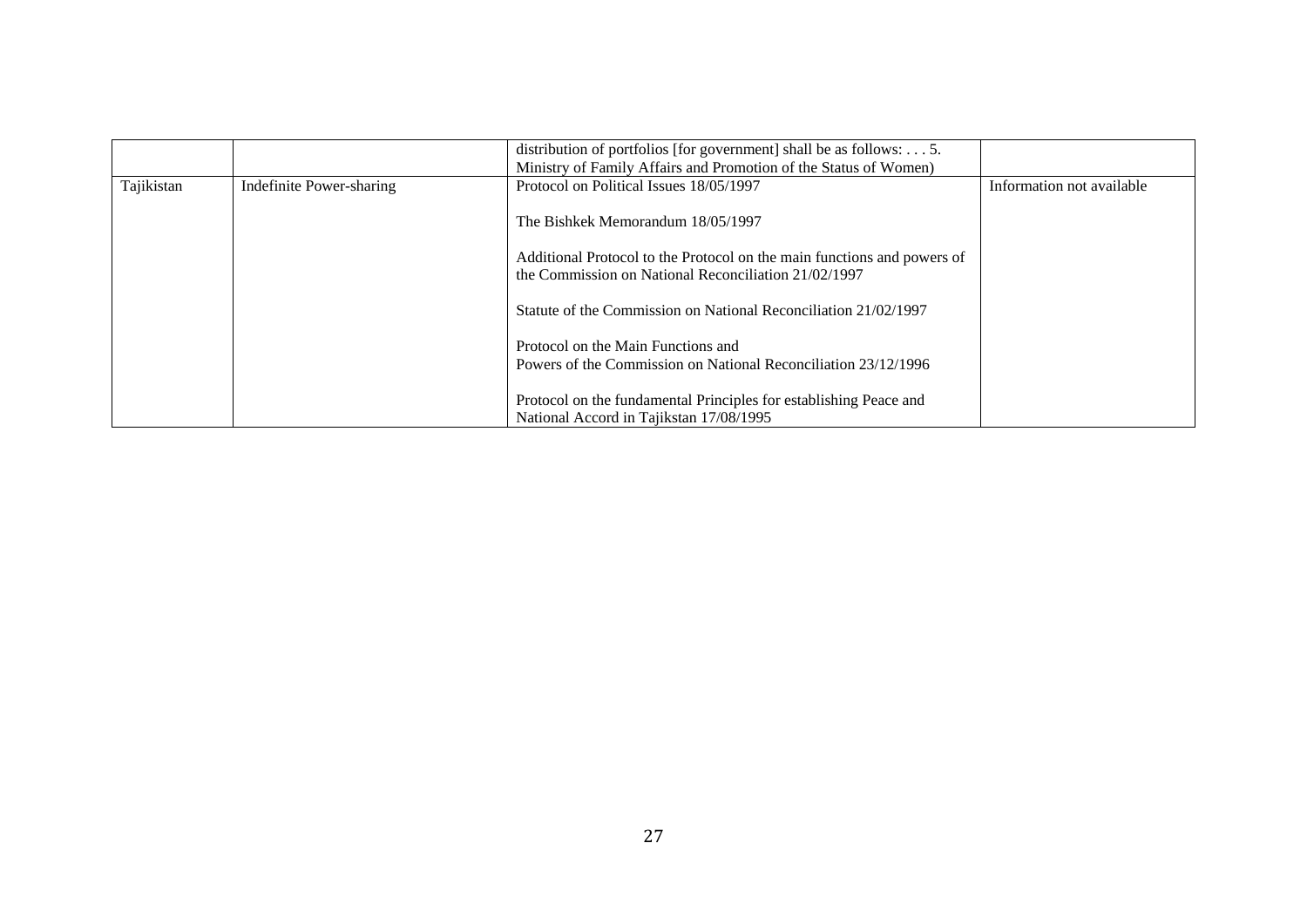| | | | |
|---|---|---|---|
| | | distribution of portfolios [for government] shall be as follows: . . . 5. Ministry of Family Affairs and Promotion of the Status of Women) | |
| Tajikistan | Indefinite Power-sharing | Protocol on Political Issues 18/05/1997<br><br>The Bishkek Memorandum 18/05/1997<br><br>Additional Protocol to the Protocol on the main functions and powers of the Commission on National Reconciliation 21/02/1997<br><br>Statute of the Commission on National Reconciliation 21/02/1997<br><br>Protocol on the Main Functions and Powers of the Commission on National Reconciliation 23/12/1996<br><br>Protocol on the fundamental Principles for establishing Peace and National Accord in Tajikstan 17/08/1995 | Information not available |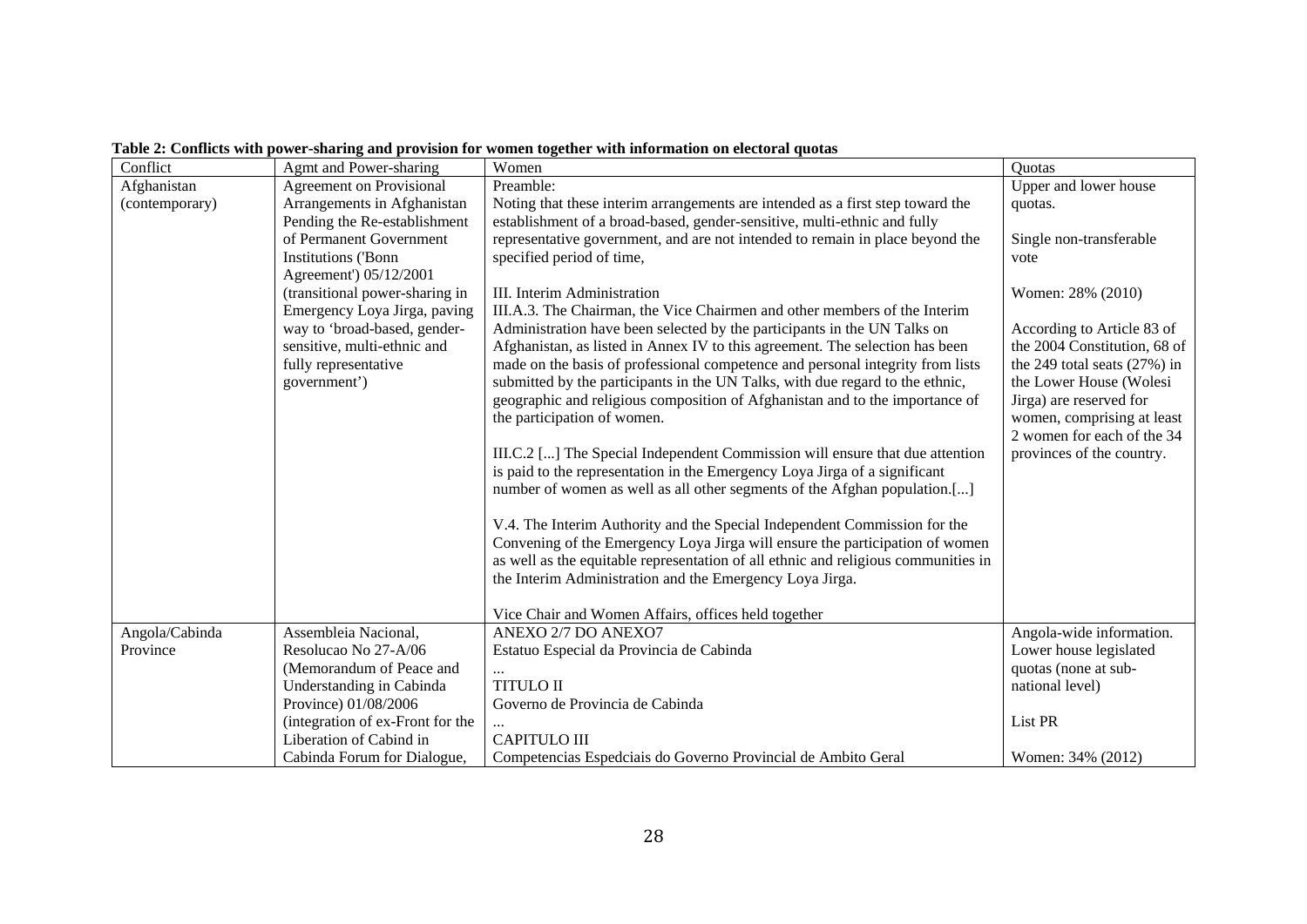**Table 2: Conflicts with power-sharing and provision for women together with information on electoral quotas**

| Conflict | Agmt and Power-sharing | Women | Quotas |
|---|---|---|---|
| Afghanistan (contemporary) | Agreement on Provisional Arrangements in Afghanistan Pending the Re-establishment of Permanent Government Institutions ('Bonn Agreement') 05/12/2001 (transitional power-sharing in Emergency Loya Jirga, paving way to 'broad-based, gender-sensitive, multi-ethnic and fully representative government') | Preamble:<br>Noting that these interim arrangements are intended as a first step toward the establishment of a broad-based, gender-sensitive, multi-ethnic and fully representative government, and are not intended to remain in place beyond the specified period of time,<br><br>III. Interim Administration<br>III.A.3. The Chairman, the Vice Chairmen and other members of the Interim Administration have been selected by the participants in the UN Talks on Afghanistan, as listed in Annex IV to this agreement. The selection has been made on the basis of professional competence and personal integrity from lists submitted by the participants in the UN Talks, with due regard to the ethnic, geographic and religious composition of Afghanistan and to the importance of the participation of women.<br><br>III.C.2 [...] The Special Independent Commission will ensure that due attention is paid to the representation in the Emergency Loya Jirga of a significant number of women as well as all other segments of the Afghan population.[...]<br><br>V.4. The Interim Authority and the Special Independent Commission for the Convening of the Emergency Loya Jirga will ensure the participation of women as well as the equitable representation of all ethnic and religious communities in the Interim Administration and the Emergency Loya Jirga.<br><br>Vice Chair and Women Affairs, offices held together | Upper and lower house quotas.<br><br>Single non-transferable vote<br><br>Women: 28% (2010)<br><br>According to Article 83 of the 2004 Constitution, 68 of the 249 total seats (27%) in the Lower House (Wolesi Jirga) are reserved for women, comprising at least 2 women for each of the 34 provinces of the country. |
| Angola/Cabinda Province | Assembleia Nacional, Resolucao No 27-A/06 (Memorandum of Peace and Understanding in Cabinda Province) 01/08/2006 (integration of ex-Front for the Liberation of Cabind in Cabinda Forum for Dialogue, | ANEXO 2/7 DO ANEXO7<br>Estatuo Especial da Provincia de Cabinda<br>...<br>TITULO II<br>Governo de Provincia de Cabinda<br>...<br>CAPITULO III<br>Competencias Espedciais do Governo Provincial de Ambito Geral | Angola-wide information.<br>Lower house legislated quotas (none at sub-national level)<br><br>List PR<br><br>Women: 34% (2012) |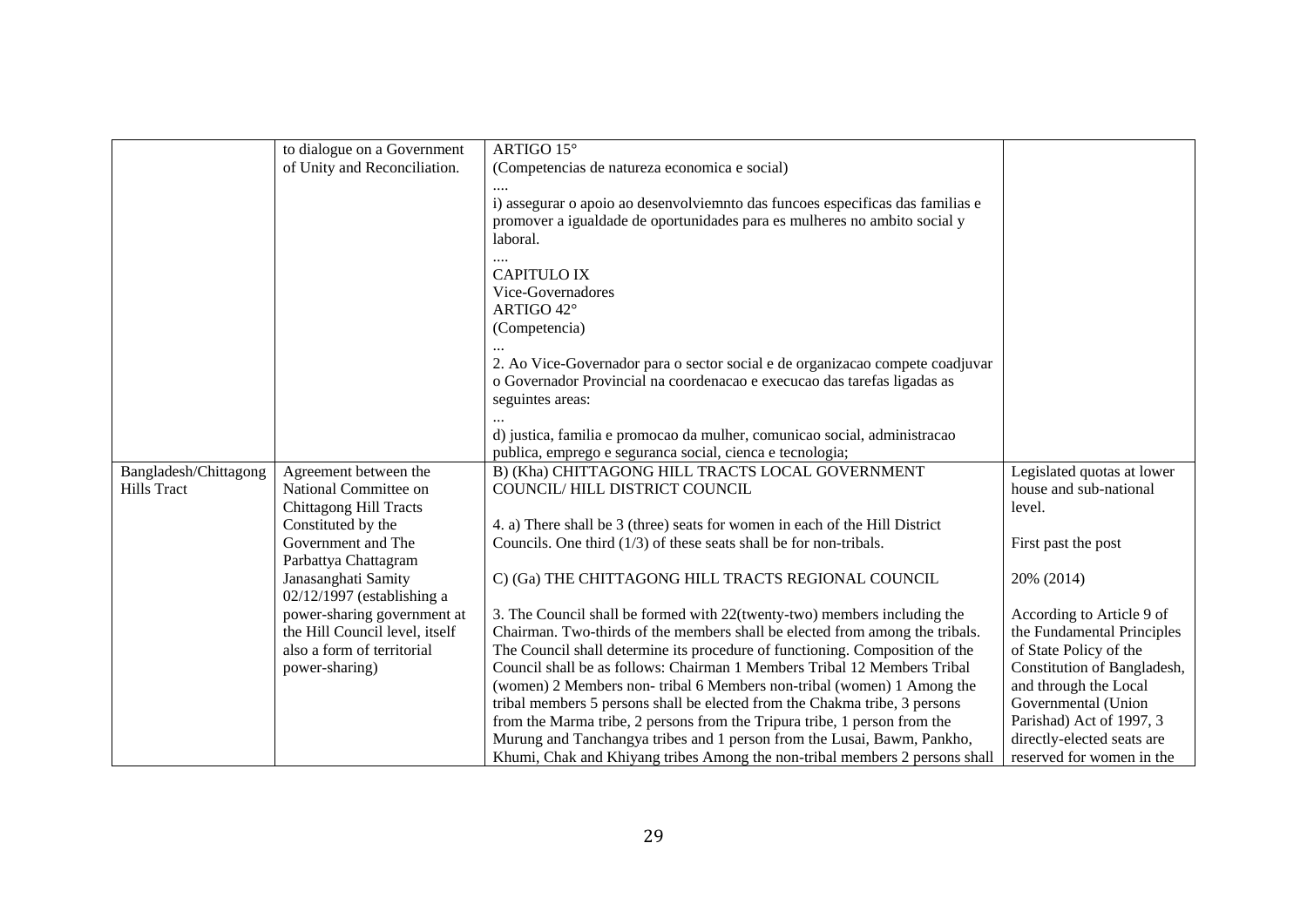| | | | |
|---|---|---|---|
| | to dialogue on a Government of Unity and Reconciliation. | ARTIGO 15°<br>(Competencias de natureza economica e social)<br>....<br>i) assegurar o apoio ao desenvolviemnto das funcoes especificas das familias e promover a igualdade de oportunidades para es mulheres no ambito social y laboral.<br>....<br>CAPITULO IX<br>Vice-Governadores<br>ARTIGO 42°<br>(Competencia)<br>...<br>2. Ao Vice-Governador para o sector social e de organizacao compete coadjuvar o Governador Provincial na coordenacao e execucao das tarefas ligadas as seguintes areas:<br>...<br>d) justica, familia e promocao da mulher, comunicao social, administracao publica, emprego e seguranca social, cienca e tecnologia; | |
| Bangladesh/Chittagong Hills Tract | Agreement between the National Committee on Chittagong Hill Tracts Constituted by the Government and The Parbattya Chattagram Janasanghati Samity 02/12/1997 (establishing a power-sharing government at the Hill Council level, itself also a form of territorial power-sharing) | B) (Kha) CHITTAGONG HILL TRACTS LOCAL GOVERNMENT COUNCIL/ HILL DISTRICT COUNCIL<br><br>4. a) There shall be 3 (three) seats for women in each of the Hill District Councils. One third (1/3) of these seats shall be for non-tribals.<br><br>C) (Ga) THE CHITTAGONG HILL TRACTS REGIONAL COUNCIL<br><br>3. The Council shall be formed with 22(twenty-two) members including the Chairman. Two-thirds of the members shall be elected from among the tribals. The Council shall determine its procedure of functioning. Composition of the Council shall be as follows: Chairman 1 Members Tribal 12 Members Tribal (women) 2 Members non- tribal 6 Members non-tribal (women) 1 Among the tribal members 5 persons shall be elected from the Chakma tribe, 3 persons from the Marma tribe, 2 persons from the Tripura tribe, 1 person from the Murung and Tanchangya tribes and 1 person from the Lusai, Bawm, Pankho, Khumi, Chak and Khiyang tribes Among the non-tribal members 2 persons shall | Legislated quotas at lower house and sub-national level.<br><br>First past the post<br><br>20% (2014)<br><br>According to Article 9 of the Fundamental Principles of State Policy of the Constitution of Bangladesh, and through the Local Governmental (Union Parishad) Act of 1997, 3 directly-elected seats are reserved for women in the |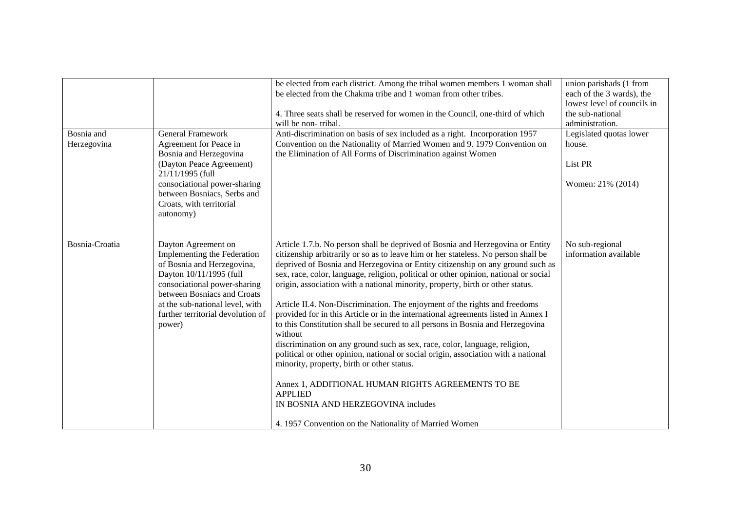| | | | |
|---|---|---|---|
| | | be elected from each district. Among the tribal women members 1 woman shall be elected from the Chakma tribe and 1 woman from other tribes.<br><br>4. Three seats shall be reserved for women in the Council, one-third of which will be non- tribal. | union parishads (1 from each of the 3 wards), the lowest level of councils in the sub-national administration. |
| Bosnia and Herzegovina | General Framework Agreement for Peace in Bosnia and Herzegovina (Dayton Peace Agreement) 21/11/1995 (full consociational power-sharing between Bosniacs, Serbs and Croats, with territorial autonomy) | Anti-discrimination on basis of sex included as a right. Incorporation 1957 Convention on the Nationality of Married Women and 9. 1979 Convention on the Elimination of All Forms of Discrimination against Women | Legislated quotas lower house.<br><br>List PR<br><br>Women: 21% (2014) |
| Bosnia-Croatia | Dayton Agreement on Implementing the Federation of Bosnia and Herzegovina, Dayton 10/11/1995 (full consociational power-sharing between Bosniacs and Croats at the sub-national level, with further territorial devolution of power) | Article 1.7.b. No person shall be deprived of Bosnia and Herzegovina or Entity citizenship arbitrarily or so as to leave him or her stateless. No person shall be deprived of Bosnia and Herzegovina or Entity citizenship on any ground such as sex, race, color, language, religion, political or other opinion, national or social origin, association with a national minority, property, birth or other status.<br><br>Article II.4. Non-Discrimination. The enjoyment of the rights and freedoms provided for in this Article or in the international agreements listed in Annex I to this Constitution shall be secured to all persons in Bosnia and Herzegovina without discrimination on any ground such as sex, race, color, language, religion, political or other opinion, national or social origin, association with a national minority, property, birth or other status.<br><br>Annex 1, ADDITIONAL HUMAN RIGHTS AGREEMENTS TO BE APPLIED IN BOSNIA AND HERZEGOVINA includes<br><br>4. 1957 Convention on the Nationality of Married Women | No sub-regional information available |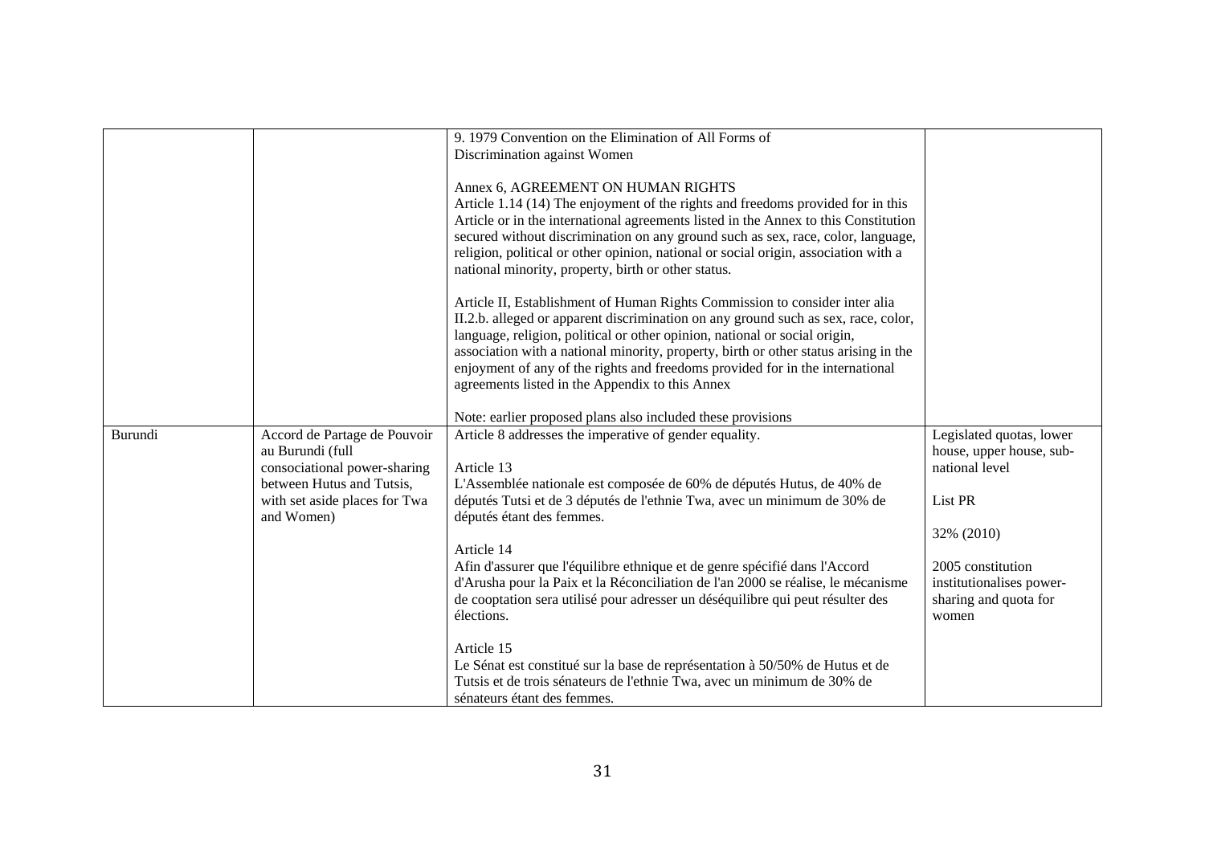| | | | |
|---|---|---|---|
| | | 9. 1979 Convention on the Elimination of All Forms of Discrimination against Women<br><br>Annex 6, AGREEMENT ON HUMAN RIGHTS<br>Article 1.14 (14) The enjoyment of the rights and freedoms provided for in this Article or in the international agreements listed in the Annex to this Constitution secured without discrimination on any ground such as sex, race, color, language, religion, political or other opinion, national or social origin, association with a national minority, property, birth or other status.<br><br>Article II, Establishment of Human Rights Commission to consider inter alia II.2.b. alleged or apparent discrimination on any ground such as sex, race, color, language, religion, political or other opinion, national or social origin, association with a national minority, property, birth or other status arising in the enjoyment of any of the rights and freedoms provided for in the international agreements listed in the Appendix to this Annex<br><br>Note: earlier proposed plans also included these provisions | |
| Burundi | Accord de Partage de Pouvoir au Burundi (full consociational power-sharing between Hutus and Tutsis, with set aside places for Twa and Women) | Article 8 addresses the imperative of gender equality.<br><br>Article 13<br>L'Assemblée nationale est composée de 60% de députés Hutus, de 40% de députés Tutsi et de 3 députés de l'ethnie Twa, avec un minimum de 30% de députés étant des femmes.<br><br>Article 14<br>Afin d'assurer que l'équilibre ethnique et de genre spécifié dans l'Accord d'Arusha pour la Paix et la Réconciliation de l'an 2000 se réalise, le mécanisme de cooptation sera utilisé pour adresser un déséquilibre qui peut résulter des élections.<br><br>Article 15<br>Le Sénat est constitué sur la base de représentation à 50/50% de Hutus et de Tutsis et de trois sénateurs de l'ethnie Twa, avec un minimum de 30% de sénateurs étant des femmes. | Legislated quotas, lower house, upper house, sub-national level<br><br>List PR<br><br>32% (2010)<br><br>2005 constitution institutionalises power-sharing and quota for women |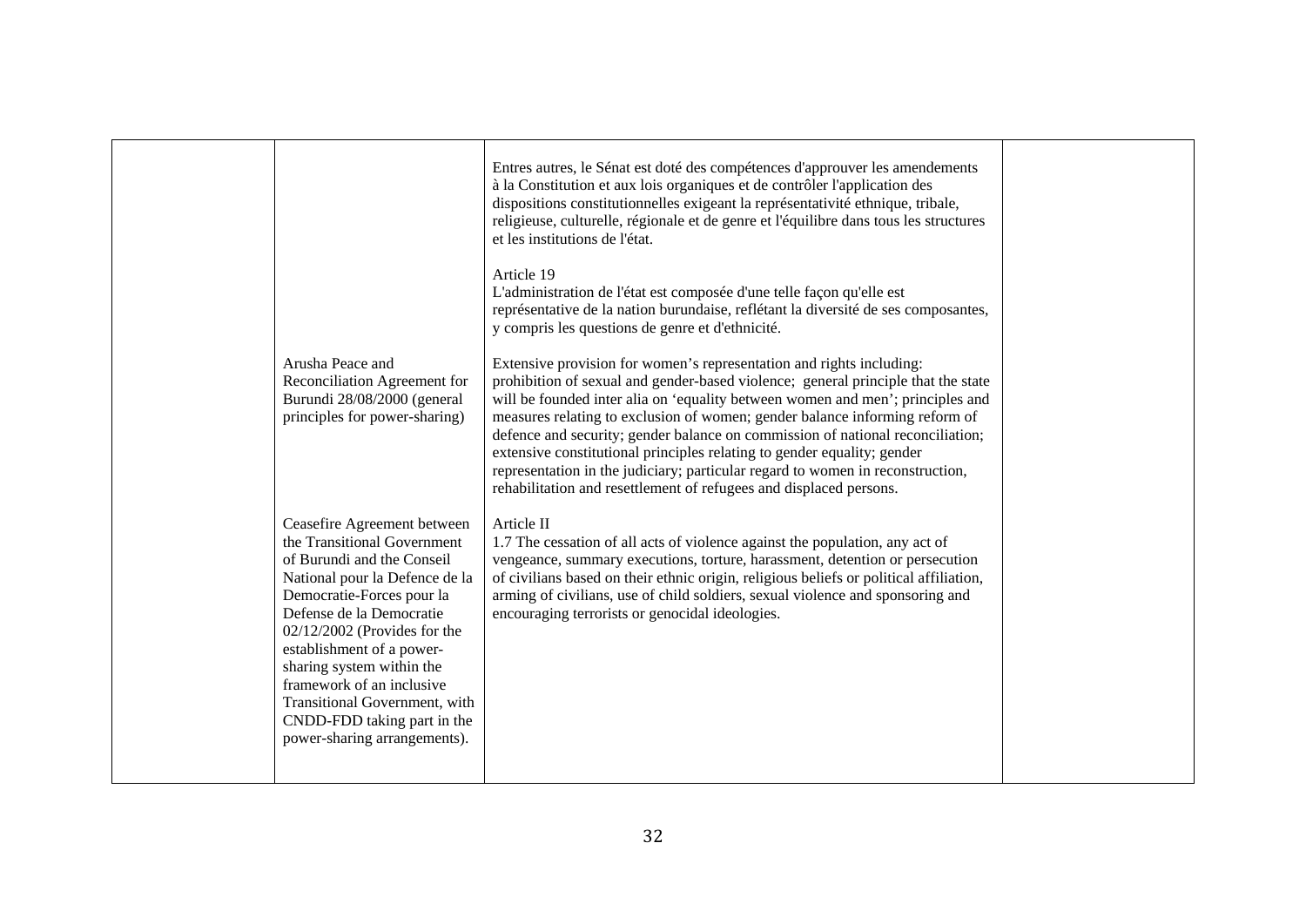| | | | |
|---|---|---|---|
| | | Entres autres, le Sénat est doté des compétences d'approuver les amendements à la Constitution et aux lois organiques et de contrôler l'application des dispositions constitutionnelles exigeant la représentativité ethnique, tribale, religieuse, culturelle, régionale et de genre et l'équilibre dans tous les structures et les institutions de l'état.<br><br>Article 19<br>L'administration de l'état est composée d'une telle façon qu'elle est représentative de la nation burundaise, reflétant la diversité de ses composantes, y compris les questions de genre et d'ethnicité. | |
| | Arusha Peace and Reconciliation Agreement for Burundi 28/08/2000 (general principles for power-sharing) | Extensive provision for women's representation and rights including: prohibition of sexual and gender-based violence; general principle that the state will be founded inter alia on 'equality between women and men'; principles and measures relating to exclusion of women; gender balance informing reform of defence and security; gender balance on commission of national reconciliation; extensive constitutional principles relating to gender equality; gender representation in the judiciary; particular regard to women in reconstruction, rehabilitation and resettlement of refugees and displaced persons. | |
| | Ceasefire Agreement between the Transitional Government of Burundi and the Conseil National pour la Defence de la Democratie-Forces pour la Defense de la Democratie 02/12/2002 (Provides for the establishment of a power-sharing system within the framework of an inclusive Transitional Government, with CNDD-FDD taking part in the power-sharing arrangements). | Article II<br>1.7 The cessation of all acts of violence against the population, any act of vengeance, summary executions, torture, harassment, detention or persecution of civilians based on their ethnic origin, religious beliefs or political affiliation, arming of civilians, use of child soldiers, sexual violence and sponsoring and encouraging terrorists or genocidal ideologies. | |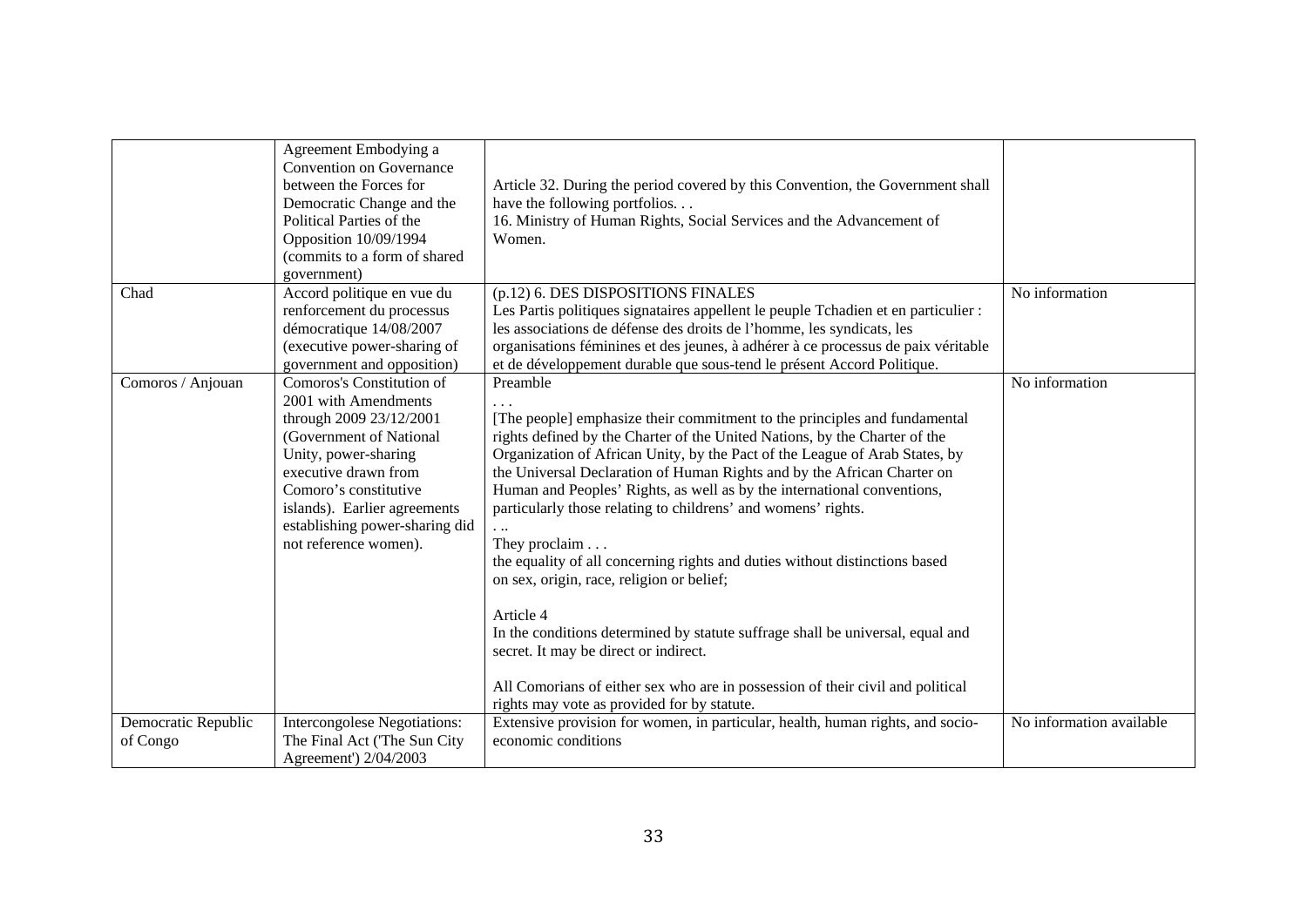| | | | |
|---|---|---|---|
| | Agreement Embodying a Convention on Governance between the Forces for Democratic Change and the Political Parties of the Opposition 10/09/1994 (commits to a form of shared government) | Article 32. During the period covered by this Convention, the Government shall have the following portfolios. . .<br>16. Ministry of Human Rights, Social Services and the Advancement of Women. | |
| Chad | Accord politique en vue du renforcement du processus démocratique 14/08/2007 (executive power-sharing of government and opposition) | (p.12) 6. DES DISPOSITIONS FINALES<br>Les Partis politiques signataires appellent le peuple Tchadien et en particulier : les associations de défense des droits de l'homme, les syndicats, les organisations féminines et des jeunes, à adhérer à ce processus de paix véritable et de développement durable que sous-tend le présent Accord Politique. | No information |
| Comoros / Anjouan | Comoros's Constitution of 2001 with Amendments through 2009 23/12/2001 (Government of National Unity, power-sharing executive drawn from Comoro's constitutive islands). Earlier agreements establishing power-sharing did not reference women). | Preamble<br>. . .<br>[The people] emphasize their commitment to the principles and fundamental rights defined by the Charter of the United Nations, by the Charter of the Organization of African Unity, by the Pact of the League of Arab States, by the Universal Declaration of Human Rights and by the African Charter on Human and Peoples' Rights, as well as by the international conventions, particularly those relating to childrens' and womens' rights.<br>. ..<br>They proclaim . . .<br>the equality of all concerning rights and duties without distinctions based on sex, origin, race, religion or belief;<br><br>Article 4<br>In the conditions determined by statute suffrage shall be universal, equal and secret. It may be direct or indirect.<br><br>All Comorians of either sex who are in possession of their civil and political rights may vote as provided for by statute. | No information |
| Democratic Republic of Congo | Intercongolese Negotiations: The Final Act ('The Sun City Agreement') 2/04/2003 | Extensive provision for women, in particular, health, human rights, and socio-economic conditions | No information available |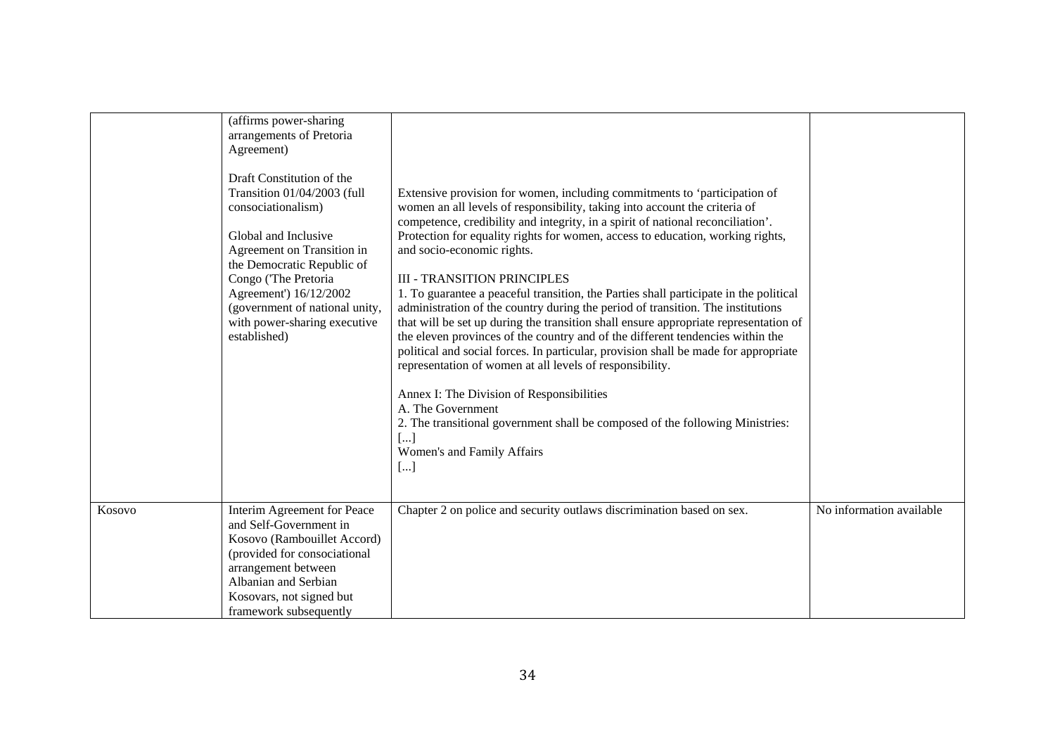| | | | |
|---|---|---|---|
| | (affirms power-sharing arrangements of Pretoria Agreement)<br><br>Draft Constitution of the Transition 01/04/2003 (full consociationalism)<br><br>Global and Inclusive Agreement on Transition in the Democratic Republic of Congo ('The Pretoria Agreement') 16/12/2002 (government of national unity, with power-sharing executive established) | Extensive provision for women, including commitments to 'participation of women an all levels of responsibility, taking into account the criteria of competence, credibility and integrity, in a spirit of national reconciliation'. Protection for equality rights for women, access to education, working rights, and socio-economic rights.<br><br>III - TRANSITION PRINCIPLES<br>1. To guarantee a peaceful transition, the Parties shall participate in the political administration of the country during the period of transition. The institutions that will be set up during the transition shall ensure appropriate representation of the eleven provinces of the country and of the different tendencies within the political and social forces. In particular, provision shall be made for appropriate representation of women at all levels of responsibility.<br><br>Annex I: The Division of Responsibilities<br>A. The Government<br>2. The transitional government shall be composed of the following Ministries:<br>[...]<br>Women's and Family Affairs<br>[...] | |
| Kosovo | Interim Agreement for Peace and Self-Government in Kosovo (Rambouillet Accord) (provided for consociational arrangement between Albanian and Serbian Kosovars, not signed but framework subsequently | Chapter 2 on police and security outlaws discrimination based on sex. | No information available |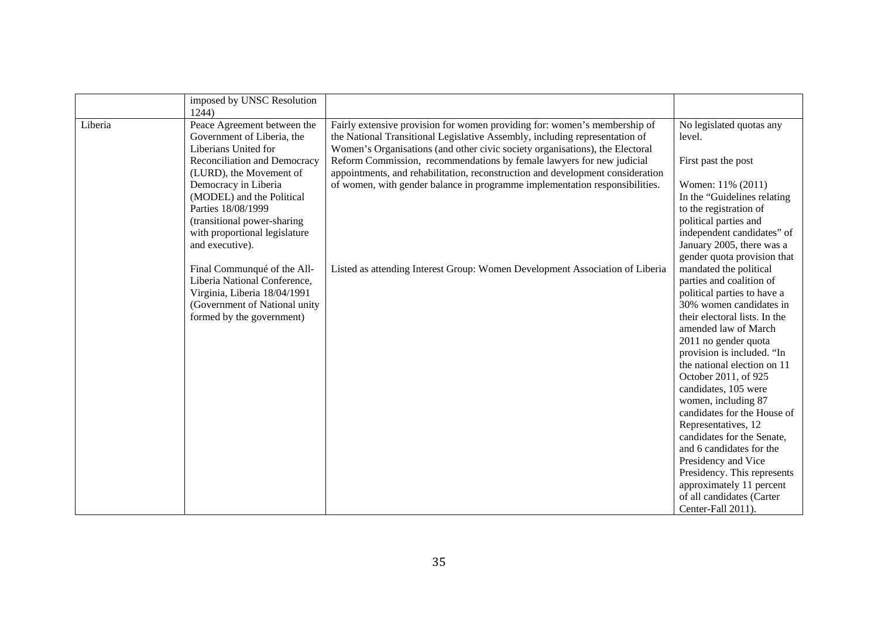|  |  |  |  |
|---|---|---|---|
|  | imposed by UNSC Resolution 1244) |  |  |
| Liberia | Peace Agreement between the Government of Liberia, the Liberians United for Reconciliation and Democracy (LURD), the Movement of Democracy in Liberia (MODEL) and the Political Parties 18/08/1999 (transitional power-sharing with proportional legislature and executive).<br><br>Final Communqué of the All-Liberia National Conference, Virginia, Liberia 18/04/1991 (Government of National unity formed by the government) | Fairly extensive provision for women providing for: women's membership of the National Transitional Legislative Assembly, including representation of Women's Organisations (and other civic society organisations), the Electoral Reform Commission, recommendations by female lawyers for new judicial appointments, and rehabilitation, reconstruction and development consideration of women, with gender balance in programme implementation responsibilities.<br><br>Listed as attending Interest Group: Women Development Association of Liberia | No legislated quotas any level.<br><br>First past the post<br><br>Women: 11% (2011)<br>In the "Guidelines relating to the registration of political parties and independent candidates" of January 2005, there was a gender quota provision that mandated the political parties and coalition of political parties to have a 30% women candidates in their electoral lists. In the amended law of March 2011 no gender quota provision is included. "In the national election on 11 October 2011, of 925 candidates, 105 were women, including 87 candidates for the House of Representatives, 12 candidates for the Senate, and 6 candidates for the Presidency and Vice Presidency. This represents approximately 11 percent of all candidates (Carter Center-Fall 2011). |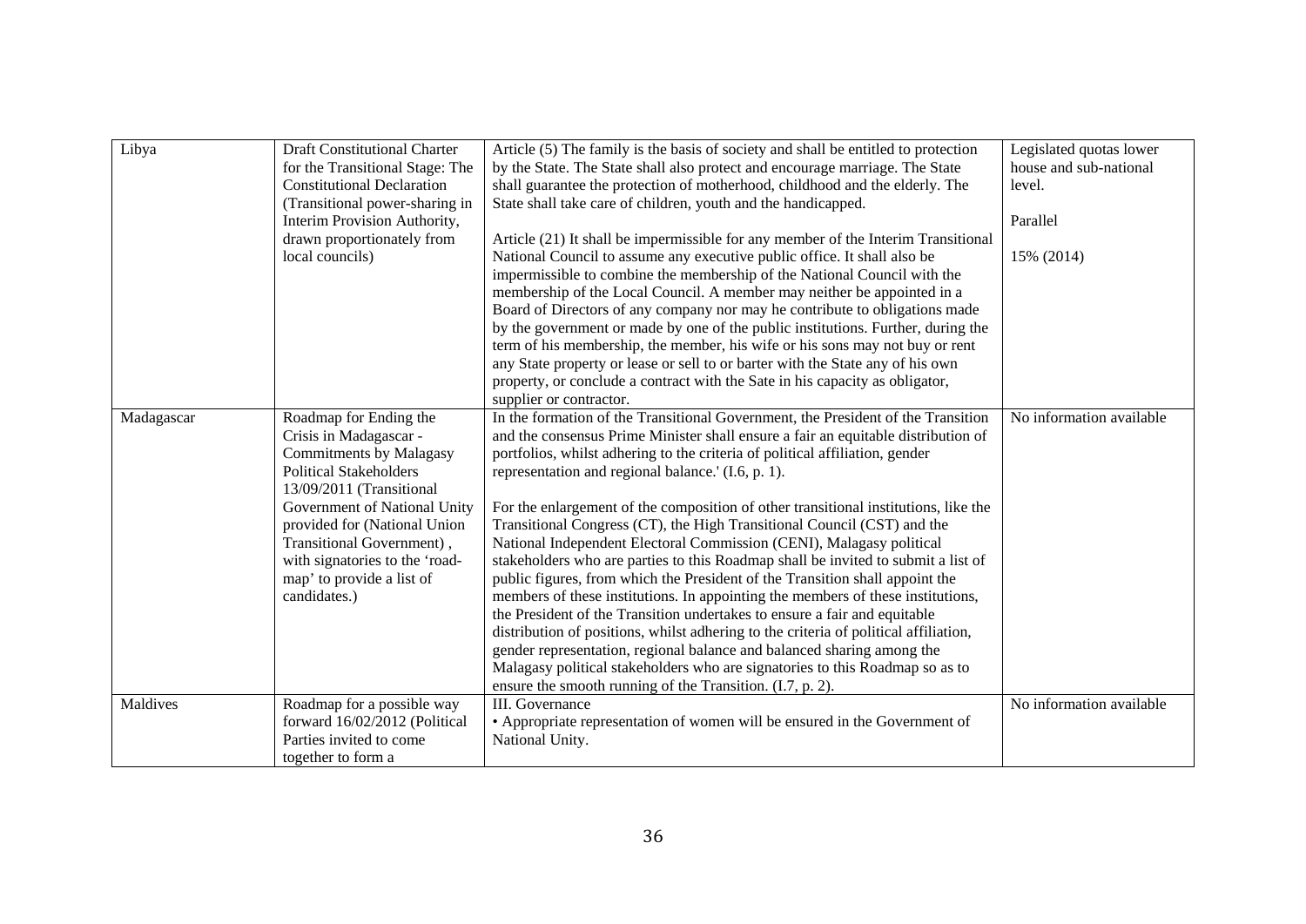| | | | |
|---|---|---|---|
| Libya | Draft Constitutional Charter for the Transitional Stage: The Constitutional Declaration (Transitional power-sharing in Interim Provision Authority, drawn proportionately from local councils) | Article (5) The family is the basis of society and shall be entitled to protection by the State. The State shall also protect and encourage marriage. The State shall guarantee the protection of motherhood, childhood and the elderly. The State shall take care of children, youth and the handicapped.<br><br>Article (21) It shall be impermissible for any member of the Interim Transitional National Council to assume any executive public office. It shall also be impermissible to combine the membership of the National Council with the membership of the Local Council. A member may neither be appointed in a Board of Directors of any company nor may he contribute to obligations made by the government or made by one of the public institutions. Further, during the term of his membership, the member, his wife or his sons may not buy or rent any State property or lease or sell to or barter with the State any of his own property, or conclude a contract with the Sate in his capacity as obligator, supplier or contractor. | Legislated quotas lower house and sub-national level.<br><br>Parallel<br><br>15% (2014) |
| Madagascar | Roadmap for Ending the Crisis in Madagascar - Commitments by Malagasy Political Stakeholders 13/09/2011 (Transitional Government of National Unity provided for (National Union Transitional Government) , with signatories to the 'road-map' to provide a list of candidates.) | In the formation of the Transitional Government, the President of the Transition and the consensus Prime Minister shall ensure a fair an equitable distribution of portfolios, whilst adhering to the criteria of political affiliation, gender representation and regional balance.' (I.6, p. 1).<br><br>For the enlargement of the composition of other transitional institutions, like the Transitional Congress (CT), the High Transitional Council (CST) and the National Independent Electoral Commission (CENI), Malagasy political stakeholders who are parties to this Roadmap shall be invited to submit a list of public figures, from which the President of the Transition shall appoint the members of these institutions. In appointing the members of these institutions, the President of the Transition undertakes to ensure a fair and equitable distribution of positions, whilst adhering to the criteria of political affiliation, gender representation, regional balance and balanced sharing among the Malagasy political stakeholders who are signatories to this Roadmap so as to ensure the smooth running of the Transition. (I.7, p. 2). | No information available |
| Maldives | Roadmap for a possible way forward 16/02/2012 (Political Parties invited to come together to form a | III. Governance<br>• Appropriate representation of women will be ensured in the Government of National Unity. | No information available |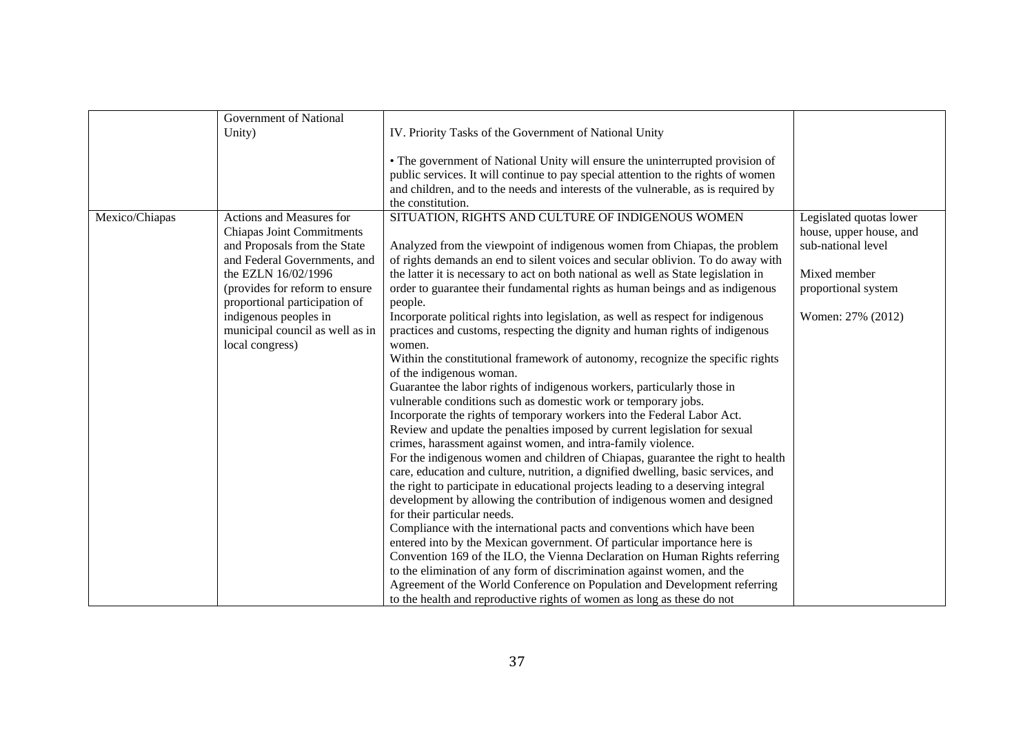| | | | |
|---|---|---|---|
| | Government of National Unity) | IV. Priority Tasks of the Government of National Unity<br><br>• The government of National Unity will ensure the uninterrupted provision of public services. It will continue to pay special attention to the rights of women and children, and to the needs and interests of the vulnerable, as is required by the constitution. | |
| Mexico/Chiapas | Actions and Measures for Chiapas Joint Commitments and Proposals from the State and Federal Governments, and the EZLN 16/02/1996 (provides for reform to ensure proportional participation of indigenous peoples in municipal council as well as in local congress) | SITUATION, RIGHTS AND CULTURE OF INDIGENOUS WOMEN<br><br>Analyzed from the viewpoint of indigenous women from Chiapas, the problem of rights demands an end to silent voices and secular oblivion. To do away with the latter it is necessary to act on both national as well as State legislation in order to guarantee their fundamental rights as human beings and as indigenous people.<br>Incorporate political rights into legislation, as well as respect for indigenous practices and customs, respecting the dignity and human rights of indigenous women.<br>Within the constitutional framework of autonomy, recognize the specific rights of the indigenous woman.<br>Guarantee the labor rights of indigenous workers, particularly those in vulnerable conditions such as domestic work or temporary jobs.<br>Incorporate the rights of temporary workers into the Federal Labor Act.<br>Review and update the penalties imposed by current legislation for sexual crimes, harassment against women, and intra-family violence.<br>For the indigenous women and children of Chiapas, guarantee the right to health care, education and culture, nutrition, a dignified dwelling, basic services, and the right to participate in educational projects leading to a deserving integral development by allowing the contribution of indigenous women and designed for their particular needs.<br>Compliance with the international pacts and conventions which have been entered into by the Mexican government. Of particular importance here is Convention 169 of the ILO, the Vienna Declaration on Human Rights referring to the elimination of any form of discrimination against women, and the Agreement of the World Conference on Population and Development referring to the health and reproductive rights of women as long as these do not | Legislated quotas lower house, upper house, and sub-national level<br><br>Mixed member proportional system<br><br>Women: 27% (2012) |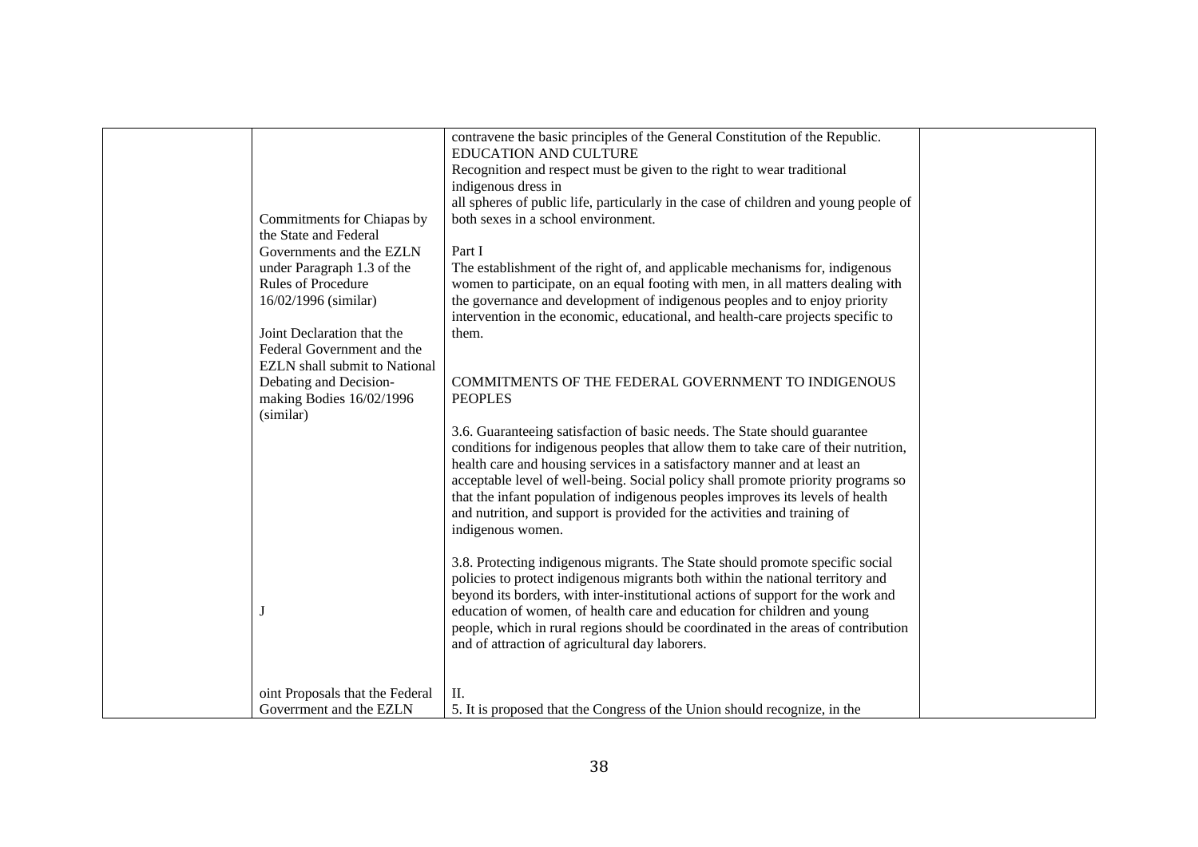| | | | |
|---|---|---|---|
| | Commitments for Chiapas by the State and Federal Governments and the EZLN under Paragraph 1.3 of the Rules of Procedure 16/02/1996 (similar)<br><br>Joint Declaration that the Federal Government and the EZLN shall submit to National Debating and Decision-making Bodies 16/02/1996 (similar)<br><br>J<br><br>oint Proposals that the Federal Goverrment and the EZLN | contravene the basic principles of the General Constitution of the Republic.<br>EDUCATION AND CULTURE<br>Recognition and respect must be given to the right to wear traditional indigenous dress in<br>all spheres of public life, particularly in the case of children and young people of both sexes in a school environment.<br><br>Part I<br>The establishment of the right of, and applicable mechanisms for, indigenous women to participate, on an equal footing with men, in all matters dealing with the governance and development of indigenous peoples and to enjoy priority intervention in the economic, educational, and health-care projects specific to them.<br><br>COMMITMENTS OF THE FEDERAL GOVERNMENT TO INDIGENOUS PEOPLES<br><br>3.6. Guaranteeing satisfaction of basic needs. The State should guarantee conditions for indigenous peoples that allow them to take care of their nutrition, health care and housing services in a satisfactory manner and at least an acceptable level of well-being. Social policy shall promote priority programs so that the infant population of indigenous peoples improves its levels of health and nutrition, and support is provided for the activities and training of indigenous women.<br><br>3.8. Protecting indigenous migrants. The State should promote specific social policies to protect indigenous migrants both within the national territory and beyond its borders, with inter-institutional actions of support for the work and education of women, of health care and education for children and young people, which in rural regions should be coordinated in the areas of contribution and of attraction of agricultural day laborers.<br><br>II.<br>5. It is proposed that the Congress of the Union should recognize, in the | |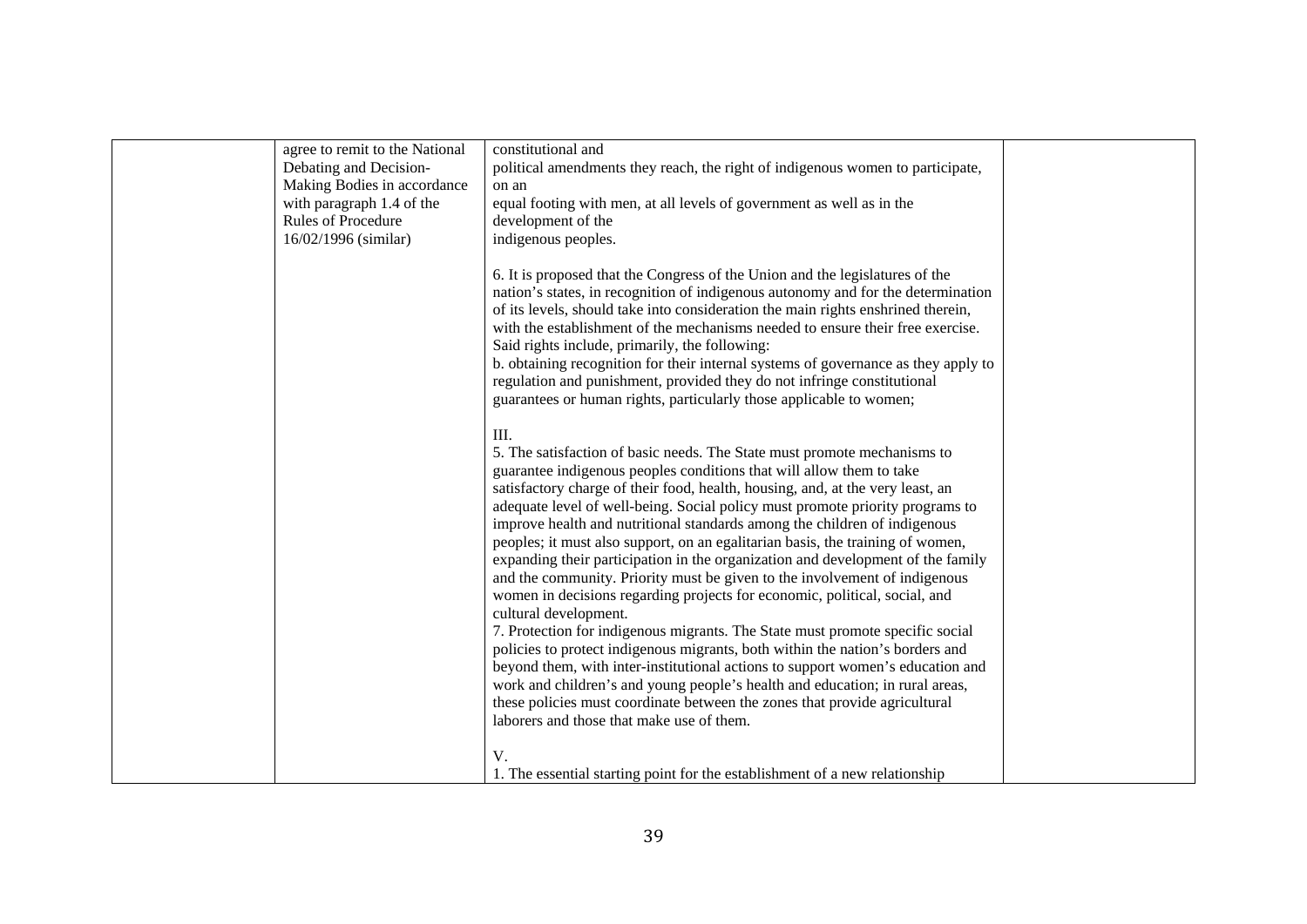| | | | |
|---|---|---|---|
| | agree to remit to the National Debating and Decision-Making Bodies in accordance with paragraph 1.4 of the Rules of Procedure 16/02/1996 (similar) | constitutional and political amendments they reach, the right of indigenous women to participate, on an equal footing with men, at all levels of government as well as in the development of the indigenous peoples.<br><br>6. It is proposed that the Congress of the Union and the legislatures of the nation's states, in recognition of indigenous autonomy and for the determination of its levels, should take into consideration the main rights enshrined therein, with the establishment of the mechanisms needed to ensure their free exercise. Said rights include, primarily, the following:<br>b. obtaining recognition for their internal systems of governance as they apply to regulation and punishment, provided they do not infringe constitutional guarantees or human rights, particularly those applicable to women;<br><br>III.<br>5. The satisfaction of basic needs. The State must promote mechanisms to guarantee indigenous peoples conditions that will allow them to take satisfactory charge of their food, health, housing, and, at the very least, an adequate level of well-being. Social policy must promote priority programs to improve health and nutritional standards among the children of indigenous peoples; it must also support, on an egalitarian basis, the training of women, expanding their participation in the organization and development of the family and the community. Priority must be given to the involvement of indigenous women in decisions regarding projects for economic, political, social, and cultural development.<br>7. Protection for indigenous migrants. The State must promote specific social policies to protect indigenous migrants, both within the nation's borders and beyond them, with inter-institutional actions to support women's education and work and children's and young people's health and education; in rural areas, these policies must coordinate between the zones that provide agricultural laborers and those that make use of them.<br><br>V.<br>1. The essential starting point for the establishment of a new relationship | |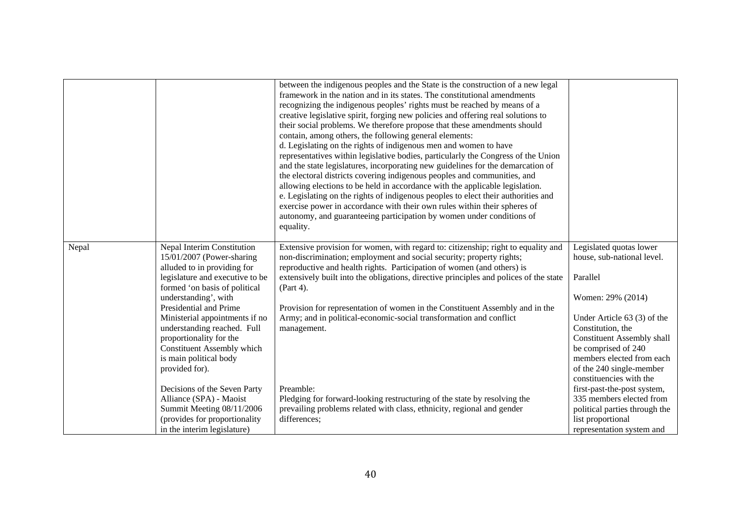| | | | |
|---|---|---|---|
| | | between the indigenous peoples and the State is the construction of a new legal framework in the nation and in its states. The constitutional amendments recognizing the indigenous peoples' rights must be reached by means of a creative legislative spirit, forging new policies and offering real solutions to their social problems. We therefore propose that these amendments should contain, among others, the following general elements:<br>d. Legislating on the rights of indigenous men and women to have representatives within legislative bodies, particularly the Congress of the Union and the state legislatures, incorporating new guidelines for the demarcation of the electoral districts covering indigenous peoples and communities, and allowing elections to be held in accordance with the applicable legislation.<br>e. Legislating on the rights of indigenous peoples to elect their authorities and exercise power in accordance with their own rules within their spheres of autonomy, and guaranteeing participation by women under conditions of equality. | |
| Nepal | Nepal Interim Constitution 15/01/2007 (Power-sharing alluded to in providing for legislature and executive to be formed 'on basis of political understanding', with Presidential and Prime Ministerial appointments if no understanding reached. Full proportionality for the Constituent Assembly which is main political body provided for).<br><br>Decisions of the Seven Party Alliance (SPA) - Maoist Summit Meeting 08/11/2006 (provides for proportionality in the interim legislature) | Extensive provision for women, with regard to: citizenship; right to equality and non-discrimination; employment and social security; property rights; reproductive and health rights. Participation of women (and others) is extensively built into the obligations, directive principles and polices of the state (Part 4).<br><br>Provision for representation of women in the Constituent Assembly and in the Army; and in political-economic-social transformation and conflict management.<br><br>Preamble:<br>Pledging for forward-looking restructuring of the state by resolving the prevailing problems related with class, ethnicity, regional and gender differences; | Legislated quotas lower house, sub-national level.<br><br>Parallel<br><br>Women: 29% (2014)<br><br>Under Article 63 (3) of the Constitution, the Constituent Assembly shall be comprised of 240 members elected from each of the 240 single-member constituencies with the first-past-the-post system, 335 members elected from political parties through the list proportional representation system and |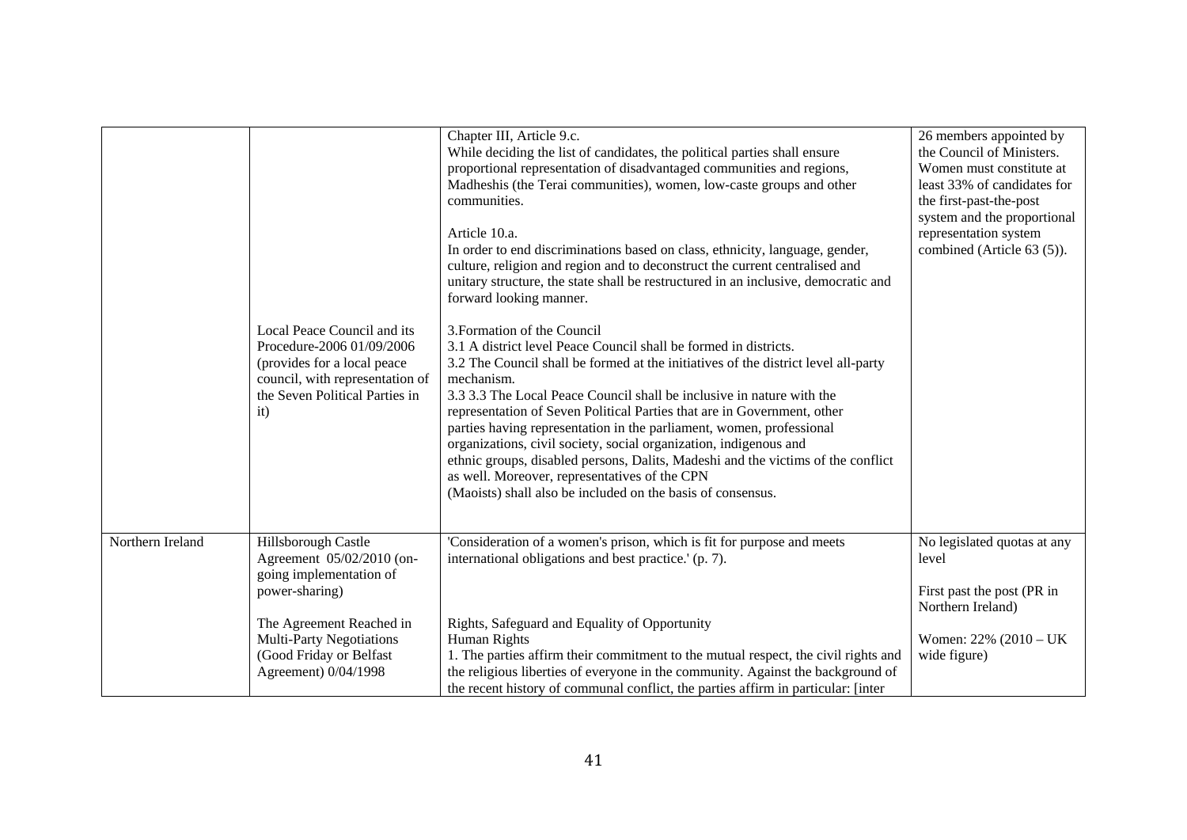| | | | |
|---|---|---|---|
| | | Chapter III, Article 9.c.<br>While deciding the list of candidates, the political parties shall ensure proportional representation of disadvantaged communities and regions, Madheshis (the Terai communities), women, low-caste groups and other communities.<br><br>Article 10.a.<br>In order to end discriminations based on class, ethnicity, language, gender, culture, religion and region and to deconstruct the current centralised and unitary structure, the state shall be restructured in an inclusive, democratic and forward looking manner. | 26 members appointed by the Council of Ministers. Women must constitute at least 33% of candidates for the first-past-the-post system and the proportional representation system combined (Article 63 (5)). |
| | Local Peace Council and its Procedure-2006 01/09/2006 (provides for a local peace council, with representation of the Seven Political Parties in it) | 3.Formation of the Council<br>3.1 A district level Peace Council shall be formed in districts.<br>3.2 The Council shall be formed at the initiatives of the district level all-party mechanism.<br>3.3 3.3 The Local Peace Council shall be inclusive in nature with the representation of Seven Political Parties that are in Government, other parties having representation in the parliament, women, professional organizations, civil society, social organization, indigenous and ethnic groups, disabled persons, Dalits, Madeshi and the victims of the conflict as well. Moreover, representatives of the CPN (Maoists) shall also be included on the basis of consensus. | |
| Northern Ireland | Hillsborough Castle Agreement 05/02/2010 (on-going implementation of power-sharing)<br><br>The Agreement Reached in Multi-Party Negotiations (Good Friday or Belfast Agreement) 0/04/1998 | 'Consideration of a women's prison, which is fit for purpose and meets international obligations and best practice.' (p. 7).<br><br>Rights, Safeguard and Equality of Opportunity<br>Human Rights<br>1. The parties affirm their commitment to the mutual respect, the civil rights and the religious liberties of everyone in the community. Against the background of the recent history of communal conflict, the parties affirm in particular: [inter | No legislated quotas at any level<br><br>First past the post (PR in Northern Ireland)<br><br>Women: 22% (2010 – UK wide figure) |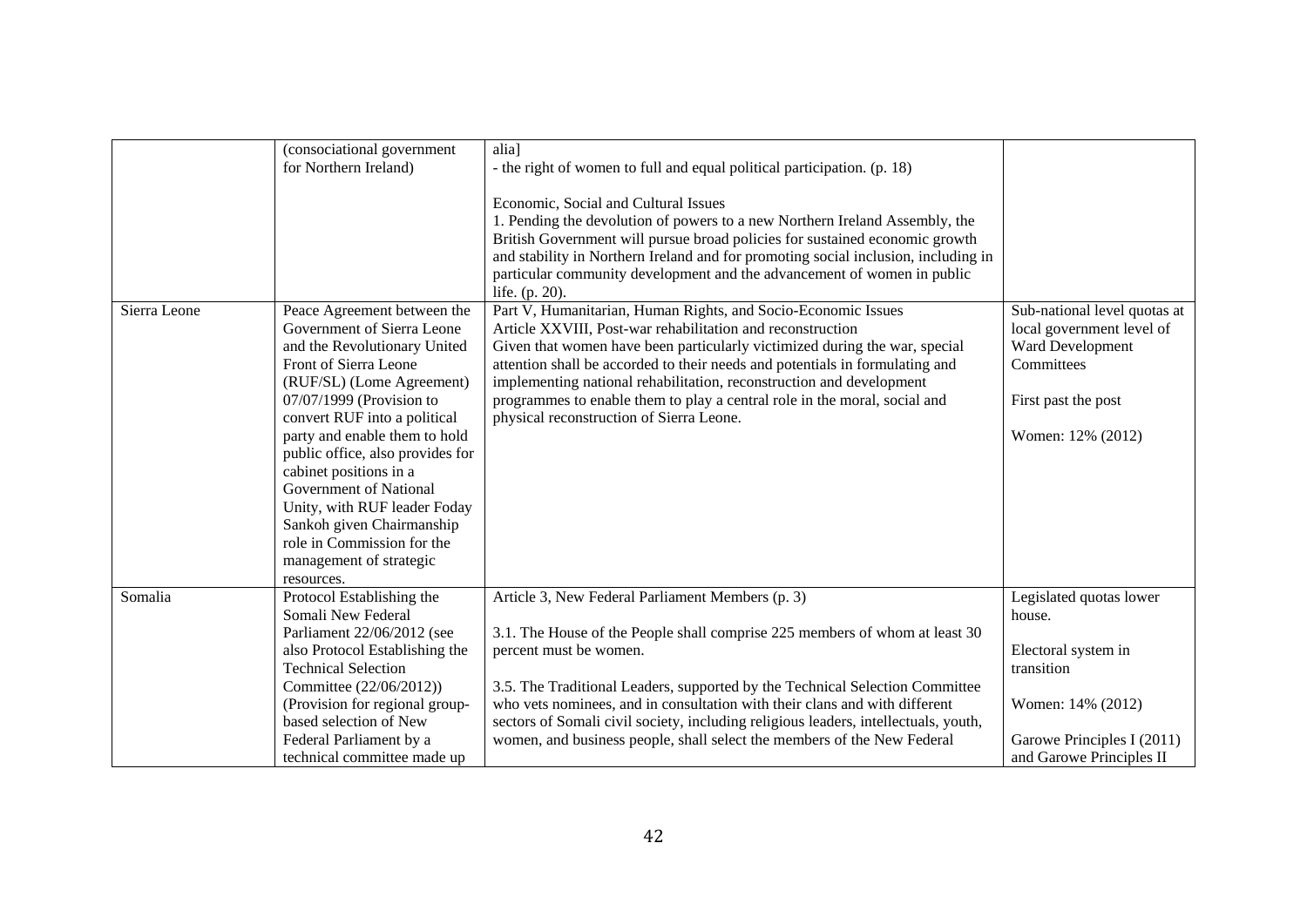| | | | |
|---|---|---|---|
| | (consociational government for Northern Ireland) | alia]<br>- the right of women to full and equal political participation. (p. 18)<br><br>Economic, Social and Cultural Issues<br>1. Pending the devolution of powers to a new Northern Ireland Assembly, the British Government will pursue broad policies for sustained economic growth and stability in Northern Ireland and for promoting social inclusion, including in particular community development and the advancement of women in public life. (p. 20). | |
| Sierra Leone | Peace Agreement between the Government of Sierra Leone and the Revolutionary United Front of Sierra Leone (RUF/SL) (Lome Agreement) 07/07/1999 (Provision to convert RUF into a political party and enable them to hold public office, also provides for cabinet positions in a Government of National Unity, with RUF leader Foday Sankoh given Chairmanship role in Commission for the management of strategic resources. | Part V, Humanitarian, Human Rights, and Socio-Economic Issues<br>Article XXVIII, Post-war rehabilitation and reconstruction<br>Given that women have been particularly victimized during the war, special attention shall be accorded to their needs and potentials in formulating and implementing national rehabilitation, reconstruction and development programmes to enable them to play a central role in the moral, social and physical reconstruction of Sierra Leone. | Sub-national level quotas at local government level of Ward Development Committees<br><br>First past the post<br><br>Women: 12% (2012) |
| Somalia | Protocol Establishing the Somali New Federal Parliament 22/06/2012 (see also Protocol Establishing the Technical Selection Committee (22/06/2012)) (Provision for regional group-based selection of New Federal Parliament by a technical committee made up | Article 3, New Federal Parliament Members (p. 3)<br><br>3.1. The House of the People shall comprise 225 members of whom at least 30 percent must be women.<br><br>3.5. The Traditional Leaders, supported by the Technical Selection Committee who vets nominees, and in consultation with their clans and with different sectors of Somali civil society, including religious leaders, intellectuals, youth, women, and business people, shall select the members of the New Federal | Legislated quotas lower house.<br><br>Electoral system in transition<br><br>Women: 14% (2012)<br><br>Garowe Principles I (2011) and Garowe Principles II |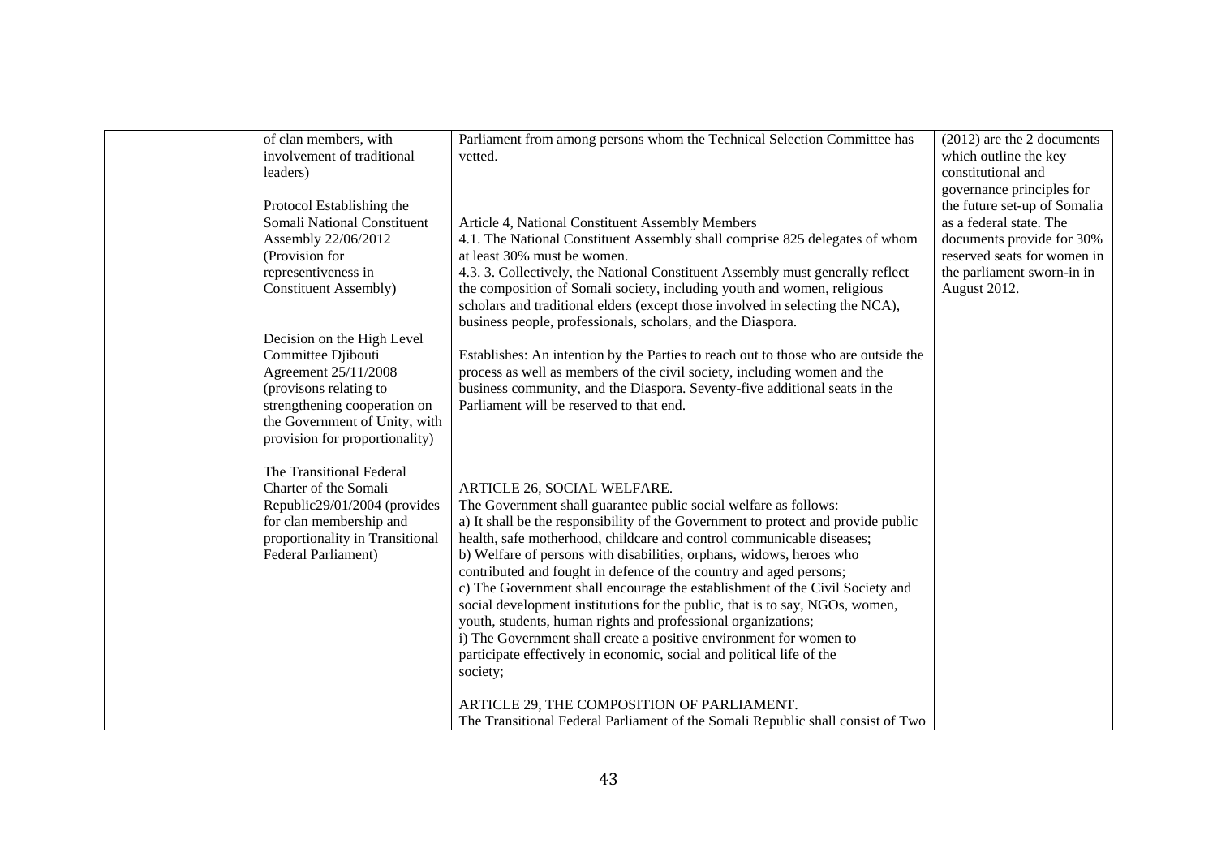| | | | |
|---|---|---|---|
| | of clan members, with involvement of traditional leaders) | Parliament from among persons whom the Technical Selection Committee has vetted. | (2012) are the 2 documents which outline the key constitutional and governance principles for the future set-up of Somalia as a federal state. The documents provide for 30% reserved seats for women in the parliament sworn-in in August 2012. |
| | Protocol Establishing the Somali National Constituent Assembly 22/06/2012 (Provision for representiveness in Constituent Assembly) | Article 4, National Constituent Assembly Members<br>4.1. The National Constituent Assembly shall comprise 825 delegates of whom at least 30% must be women.<br>4.3. 3. Collectively, the National Constituent Assembly must generally reflect the composition of Somali society, including youth and women, religious scholars and traditional elders (except those involved in selecting the NCA), business people, professionals, scholars, and the Diaspora. | |
| | Decision on the High Level Committee Djibouti Agreement 25/11/2008 (provisons relating to strengthening cooperation on the Government of Unity, with provision for proportionality) | Establishes: An intention by the Parties to reach out to those who are outside the process as well as members of the civil society, including women and the business community, and the Diaspora. Seventy-five additional seats in the Parliament will be reserved to that end. | |
| | The Transitional Federal Charter of the Somali Republic29/01/2004 (provides for clan membership and proportionality in Transitional Federal Parliament) | ARTICLE 26, SOCIAL WELFARE.<br>The Government shall guarantee public social welfare as follows:<br>a) It shall be the responsibility of the Government to protect and provide public health, safe motherhood, childcare and control communicable diseases;<br>b) Welfare of persons with disabilities, orphans, widows, heroes who contributed and fought in defence of the country and aged persons;<br>c) The Government shall encourage the establishment of the Civil Society and social development institutions for the public, that is to say, NGOs, women, youth, students, human rights and professional organizations;<br>i) The Government shall create a positive environment for women to participate effectively in economic, social and political life of the society;<br><br>ARTICLE 29, THE COMPOSITION OF PARLIAMENT.<br>The Transitional Federal Parliament of the Somali Republic shall consist of Two | |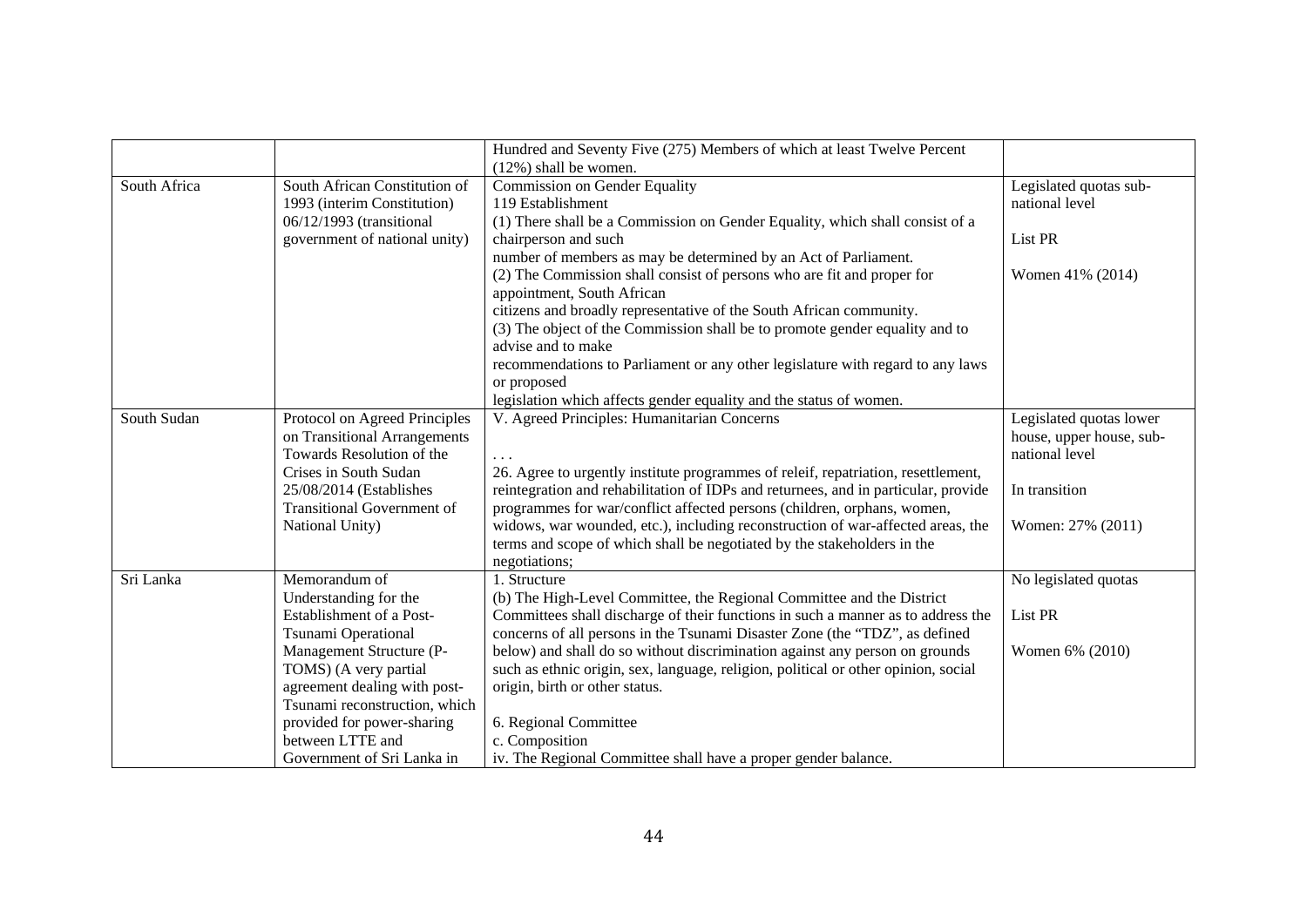| | | | |
|---|---|---|---|
| | | Hundred and Seventy Five (275) Members of which at least Twelve Percent (12%) shall be women. | |
| South Africa | South African Constitution of 1993 (interim Constitution) 06/12/1993 (transitional government of national unity) | Commission on Gender Equality<br>119 Establishment<br>(1) There shall be a Commission on Gender Equality, which shall consist of a chairperson and such number of members as may be determined by an Act of Parliament.<br>(2) The Commission shall consist of persons who are fit and proper for appointment, South African citizens and broadly representative of the South African community.<br>(3) The object of the Commission shall be to promote gender equality and to advise and to make recommendations to Parliament or any other legislature with regard to any laws or proposed legislation which affects gender equality and the status of women. | Legislated quotas sub-national level<br><br>List PR<br><br>Women 41% (2014) |
| South Sudan | Protocol on Agreed Principles on Transitional Arrangements Towards Resolution of the Crises in South Sudan 25/08/2014 (Establishes Transitional Government of National Unity) | V. Agreed Principles: Humanitarian Concerns<br><br>. . .<br>26. Agree to urgently institute programmes of releif, repatriation, resettlement, reintegration and rehabilitation of IDPs and returnees, and in particular, provide programmes for war/conflict affected persons (children, orphans, women, widows, war wounded, etc.), including reconstruction of war-affected areas, the terms and scope of which shall be negotiated by the stakeholders in the negotiations; | Legislated quotas lower house, upper house, sub-national level<br><br>In transition<br><br>Women: 27% (2011) |
| Sri Lanka | Memorandum of Understanding for the Establishment of a Post-Tsunami Operational Management Structure (P-TOMS) (A very partial agreement dealing with post-Tsunami reconstruction, which provided for power-sharing between LTTE and Government of Sri Lanka in | 1. Structure<br>(b) The High-Level Committee, the Regional Committee and the District Committees shall discharge of their functions in such a manner as to address the concerns of all persons in the Tsunami Disaster Zone (the "TDZ", as defined below) and shall do so without discrimination against any person on grounds such as ethnic origin, sex, language, religion, political or other opinion, social origin, birth or other status.<br><br>6. Regional Committee<br>c. Composition<br>iv. The Regional Committee shall have a proper gender balance. | No legislated quotas<br><br>List PR<br><br>Women 6% (2010) |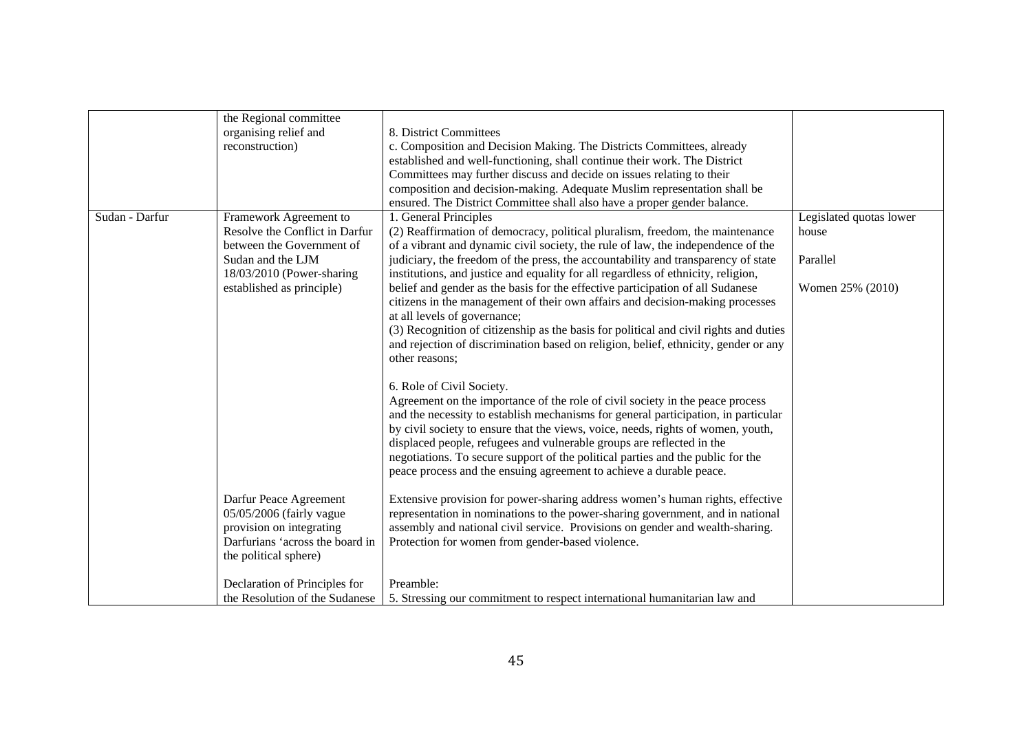| | | | |
|---|---|---|---|
| | the Regional committee organising relief and reconstruction) | 8. District Committees<br>c. Composition and Decision Making. The Districts Committees, already established and well-functioning, shall continue their work. The District Committees may further discuss and decide on issues relating to their composition and decision-making. Adequate Muslim representation shall be ensured. The District Committee shall also have a proper gender balance. | |
| Sudan - Darfur | Framework Agreement to Resolve the Conflict in Darfur between the Government of Sudan and the LJM 18/03/2010 (Power-sharing established as principle) | 1. General Principles<br>(2) Reaffirmation of democracy, political pluralism, freedom, the maintenance of a vibrant and dynamic civil society, the rule of law, the independence of the judiciary, the freedom of the press, the accountability and transparency of state institutions, and justice and equality for all regardless of ethnicity, religion, belief and gender as the basis for the effective participation of all Sudanese citizens in the management of their own affairs and decision-making processes at all levels of governance;<br>(3) Recognition of citizenship as the basis for political and civil rights and duties and rejection of discrimination based on religion, belief, ethnicity, gender or any other reasons;<br><br>6. Role of Civil Society.<br>Agreement on the importance of the role of civil society in the peace process and the necessity to establish mechanisms for general participation, in particular by civil society to ensure that the views, voice, needs, rights of women, youth, displaced people, refugees and vulnerable groups are reflected in the negotiations. To secure support of the political parties and the public for the peace process and the ensuing agreement to achieve a durable peace. | Legislated quotas lower house<br><br>Parallel<br><br>Women 25% (2010) |
| | Darfur Peace Agreement 05/05/2006 (fairly vague provision on integrating Darfurians 'across the board in the political sphere) | Extensive provision for power-sharing address women's human rights, effective representation in nominations to the power-sharing government, and in national assembly and national civil service. Provisions on gender and wealth-sharing. Protection for women from gender-based violence. | |
| | Declaration of Principles for the Resolution of the Sudanese | Preamble:<br>5. Stressing our commitment to respect international humanitarian law and | |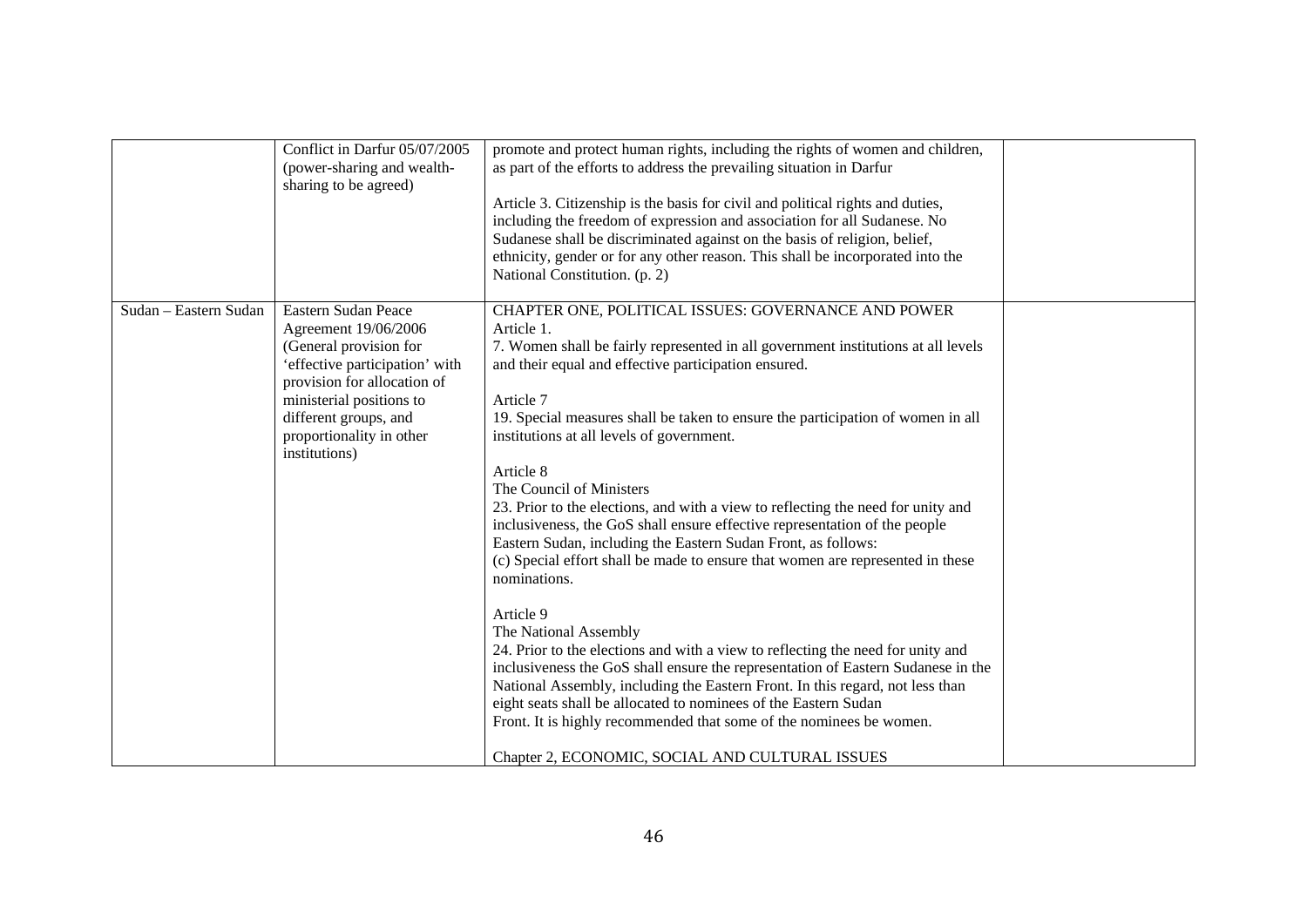| | | | |
|---|---|---|---|
| | Conflict in Darfur 05/07/2005 (power-sharing and wealth-sharing to be agreed) | promote and protect human rights, including the rights of women and children, as part of the efforts to address the prevailing situation in Darfur<br><br>Article 3. Citizenship is the basis for civil and political rights and duties, including the freedom of expression and association for all Sudanese. No Sudanese shall be discriminated against on the basis of religion, belief, ethnicity, gender or for any other reason. This shall be incorporated into the National Constitution. (p. 2) | |
| Sudan – Eastern Sudan | Eastern Sudan Peace Agreement 19/06/2006 (General provision for 'effective participation' with provision for allocation of ministerial positions to different groups, and proportionality in other institutions) | CHAPTER ONE, POLITICAL ISSUES: GOVERNANCE AND POWER<br>Article 1.<br>7. Women shall be fairly represented in all government institutions at all levels and their equal and effective participation ensured.<br><br>Article 7<br>19. Special measures shall be taken to ensure the participation of women in all institutions at all levels of government.<br><br>Article 8<br>The Council of Ministers<br>23. Prior to the elections, and with a view to reflecting the need for unity and inclusiveness, the GoS shall ensure effective representation of the people Eastern Sudan, including the Eastern Sudan Front, as follows:<br>(c) Special effort shall be made to ensure that women are represented in these nominations.<br><br>Article 9<br>The National Assembly<br>24. Prior to the elections and with a view to reflecting the need for unity and inclusiveness the GoS shall ensure the representation of Eastern Sudanese in the National Assembly, including the Eastern Front. In this regard, not less than eight seats shall be allocated to nominees of the Eastern Sudan Front. It is highly recommended that some of the nominees be women.<br><br>Chapter 2, ECONOMIC, SOCIAL AND CULTURAL ISSUES | |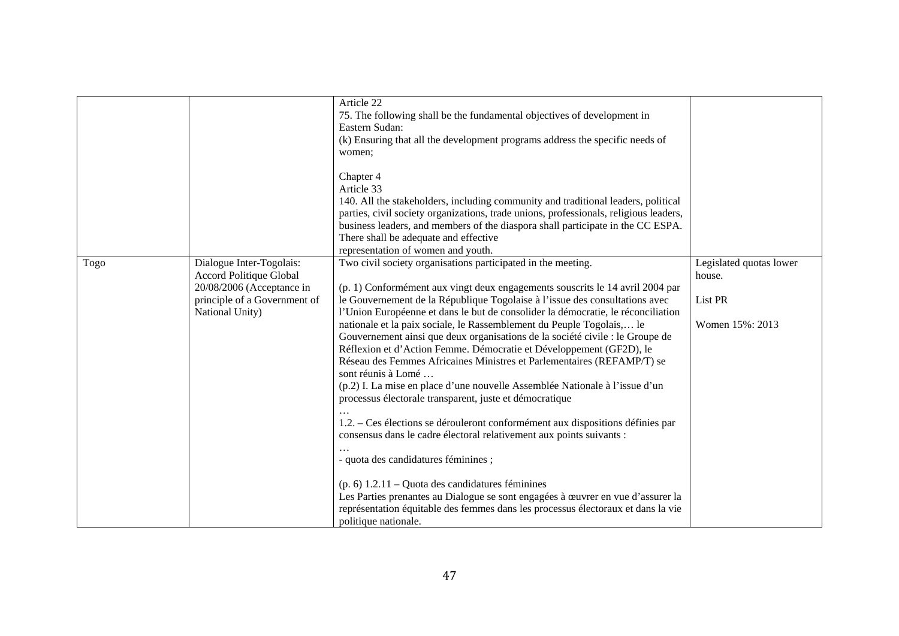| | | | |
|---|---|---|---|
| | | Article 22<br>75. The following shall be the fundamental objectives of development in Eastern Sudan:<br>(k) Ensuring that all the development programs address the specific needs of women;<br><br>Chapter 4<br>Article 33<br>140. All the stakeholders, including community and traditional leaders, political parties, civil society organizations, trade unions, professionals, religious leaders, business leaders, and members of the diaspora shall participate in the CC ESPA. There shall be adequate and effective representation of women and youth. | |
| Togo | Dialogue Inter-Togolais: Accord Politique Global 20/08/2006 (Acceptance in principle of a Government of National Unity) | Two civil society organisations participated in the meeting.<br><br>(p. 1) Conformément aux vingt deux engagements souscrits le 14 avril 2004 par le Gouvernement de la République Togolaise à l'issue des consultations avec l'Union Européenne et dans le but de consolider la démocratie, le réconciliation nationale et la paix sociale, le Rassemblement du Peuple Togolais,… le Gouvernement ainsi que deux organisations de la société civile : le Groupe de Réflexion et d'Action Femme. Démocratie et Développement (GF2D), le Réseau des Femmes Africaines Ministres et Parlementaires (REFAMP/T) se sont réunis à Lomé …<br>(p.2) I. La mise en place d'une nouvelle Assemblée Nationale à l'issue d'un processus électorale transparent, juste et démocratique<br>…<br>1.2. – Ces élections se dérouleront conformément aux dispositions définies par consensus dans le cadre électoral relativement aux points suivants :<br>…<br>- quota des candidatures féminines ;<br><br>(p. 6) 1.2.11 – Quota des candidatures féminines<br>Les Parties prenantes au Dialogue se sont engagées à œuvrer en vue d'assurer la représentation équitable des femmes dans les processus électoraux et dans la vie politique nationale. | Legislated quotas lower house.<br><br>List PR<br><br>Women 15%: 2013 |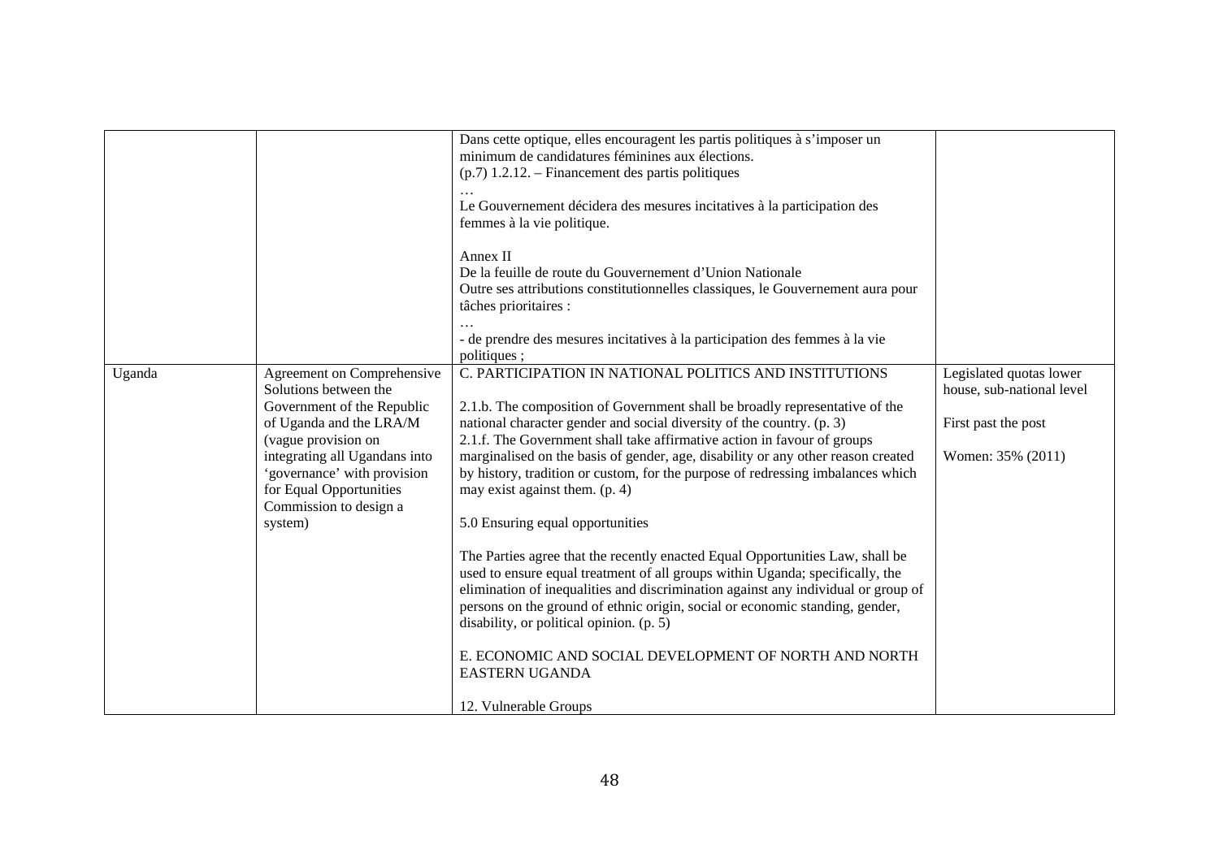| | | | |
|---|---|---|---|
| | | Dans cette optique, elles encouragent les partis politiques à s'imposer un minimum de candidatures féminines aux élections.<br>(p.7) 1.2.12. – Financement des partis politiques<br>…<br>Le Gouvernement décidera des mesures incitatives à la participation des femmes à la vie politique.<br><br>Annex II<br>De la feuille de route du Gouvernement d'Union Nationale<br>Outre ses attributions constitutionnelles classiques, le Gouvernement aura pour tâches prioritaires :<br>…<br>- de prendre des mesures incitatives à la participation des femmes à la vie politiques ; | |
| Uganda | Agreement on Comprehensive Solutions between the Government of the Republic of Uganda and the LRA/M (vague provision on integrating all Ugandans into 'governance' with provision for Equal Opportunities Commission to design a system) | C. PARTICIPATION IN NATIONAL POLITICS AND INSTITUTIONS<br><br>2.1.b. The composition of Government shall be broadly representative of the national character gender and social diversity of the country. (p. 3)<br>2.1.f. The Government shall take affirmative action in favour of groups marginalised on the basis of gender, age, disability or any other reason created by history, tradition or custom, for the purpose of redressing imbalances which may exist against them. (p. 4)<br><br>5.0 Ensuring equal opportunities<br><br>The Parties agree that the recently enacted Equal Opportunities Law, shall be used to ensure equal treatment of all groups within Uganda; specifically, the elimination of inequalities and discrimination against any individual or group of persons on the ground of ethnic origin, social or economic standing, gender, disability, or political opinion. (p. 5)<br><br>E. ECONOMIC AND SOCIAL DEVELOPMENT OF NORTH AND NORTH EASTERN UGANDA<br><br>12. Vulnerable Groups | Legislated quotas lower house, sub-national level<br><br>First past the post<br><br>Women: 35% (2011) |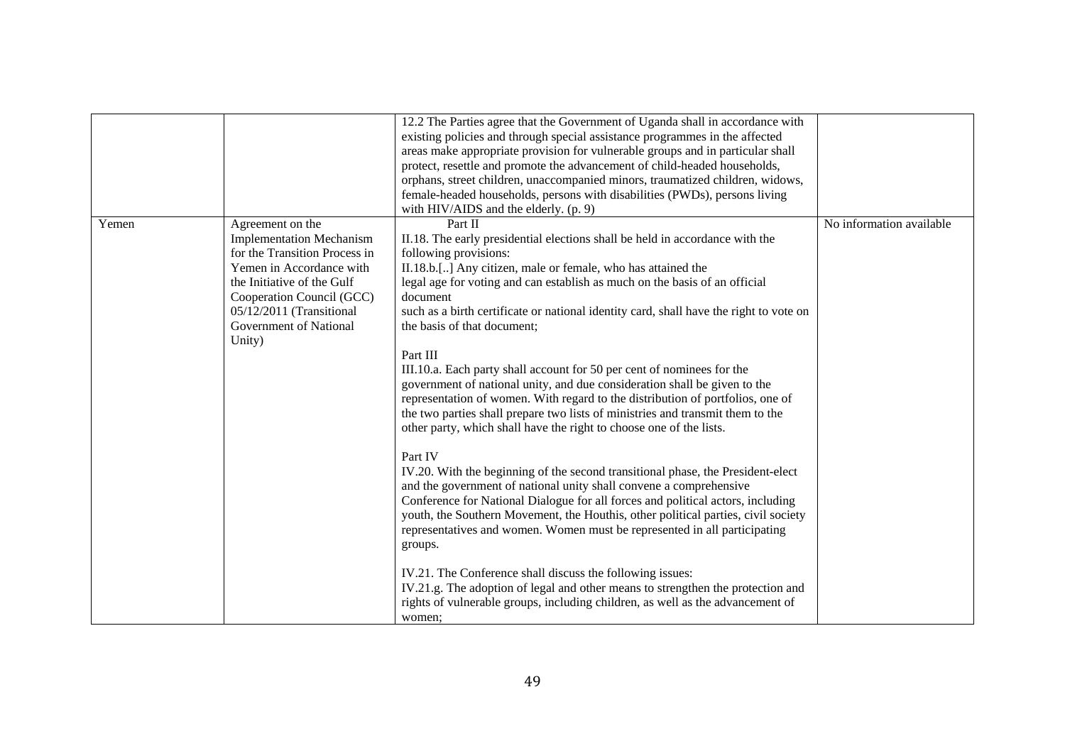| | | | |
|---|---|---|---|
| | | 12.2 The Parties agree that the Government of Uganda shall in accordance with existing policies and through special assistance programmes in the affected areas make appropriate provision for vulnerable groups and in particular shall protect, resettle and promote the advancement of child-headed households, orphans, street children, unaccompanied minors, traumatized children, widows, female-headed households, persons with disabilities (PWDs), persons living with HIV/AIDS and the elderly. (p. 9) | |
| Yemen | Agreement on the Implementation Mechanism for the Transition Process in Yemen in Accordance with the Initiative of the Gulf Cooperation Council (GCC) 05/12/2011 (Transitional Government of National Unity) | Part II<br>II.18. The early presidential elections shall be held in accordance with the following provisions:<br>II.18.b.[..] Any citizen, male or female, who has attained the legal age for voting and can establish as much on the basis of an official document such as a birth certificate or national identity card, shall have the right to vote on the basis of that document;<br><br>Part III<br>III.10.a. Each party shall account for 50 per cent of nominees for the government of national unity, and due consideration shall be given to the representation of women. With regard to the distribution of portfolios, one of the two parties shall prepare two lists of ministries and transmit them to the other party, which shall have the right to choose one of the lists.<br><br>Part IV<br>IV.20. With the beginning of the second transitional phase, the President-elect and the government of national unity shall convene a comprehensive Conference for National Dialogue for all forces and political actors, including youth, the Southern Movement, the Houthis, other political parties, civil society representatives and women. Women must be represented in all participating groups.<br><br>IV.21. The Conference shall discuss the following issues:<br>IV.21.g. The adoption of legal and other means to strengthen the protection and rights of vulnerable groups, including children, as well as the advancement of women; | No information available |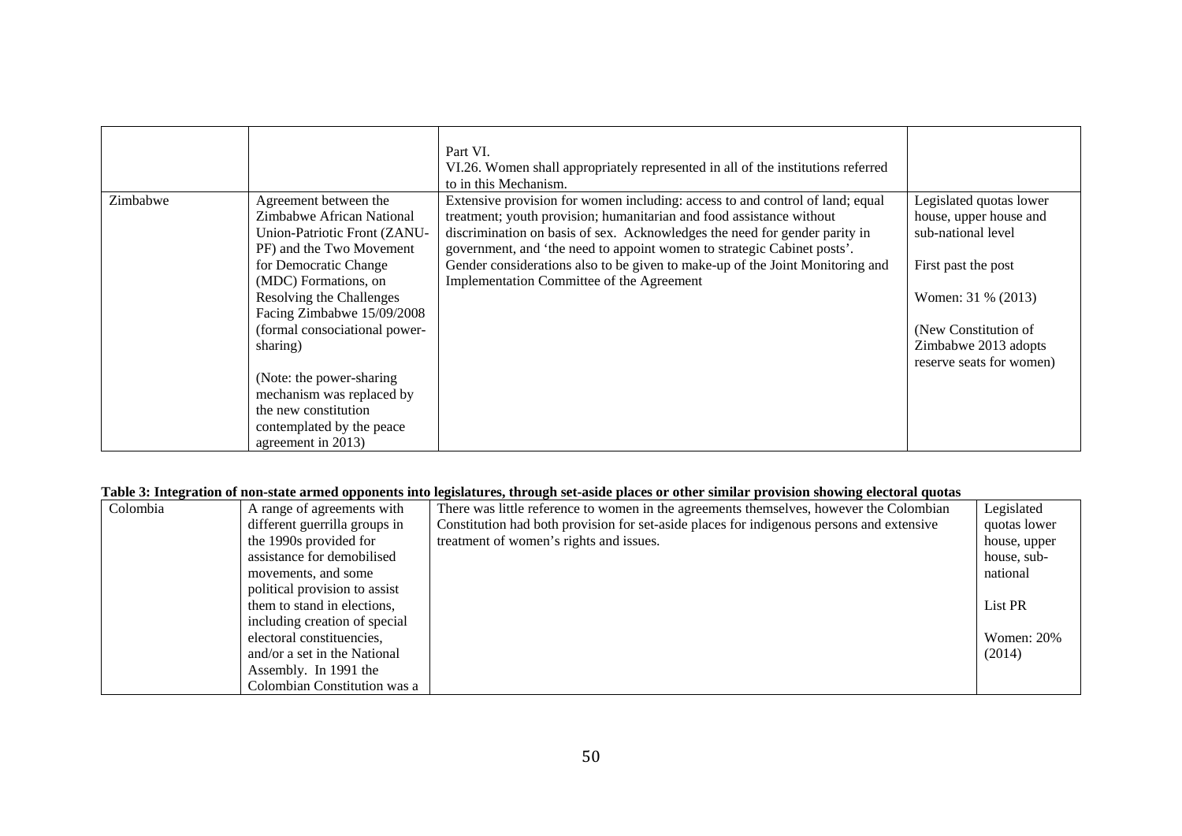| | | | |
|---|---|---|---|
| | | Part VI.<br>VI.26. Women shall appropriately represented in all of the institutions referred to in this Mechanism. | |
| Zimbabwe | Agreement between the Zimbabwe African National Union-Patriotic Front (ZANU-PF) and the Two Movement for Democratic Change (MDC) Formations, on Resolving the Challenges Facing Zimbabwe 15/09/2008 (formal consociational power-sharing)<br><br>(Note: the power-sharing mechanism was replaced by the new constitution contemplated by the peace agreement in 2013) | Extensive provision for women including: access to and control of land; equal treatment; youth provision; humanitarian and food assistance without discrimination on basis of sex. Acknowledges the need for gender parity in government, and 'the need to appoint women to strategic Cabinet posts'. Gender considerations also to be given to make-up of the Joint Monitoring and Implementation Committee of the Agreement | Legislated quotas lower house, upper house and sub-national level<br><br>First past the post<br><br>Women: 31 % (2013)<br><br>(New Constitution of Zimbabwe 2013 adopts reserve seats for women) |

**Table 3: Integration of non-state armed opponents into legislatures, through set-aside places or other similar provision showing electoral quotas**

| | | | |
|---|---|---|---|
| Colombia | A range of agreements with different guerrilla groups in the 1990s provided for assistance for demobilised movements, and some political provision to assist them to stand in elections, including creation of special electoral constituencies, and/or a set in the National Assembly. In 1991 the Colombian Constitution was a | There was little reference to women in the agreements themselves, however the Colombian Constitution had both provision for set-aside places for indigenous persons and extensive treatment of women's rights and issues. | Legislated quotas lower house, upper house, sub-national<br><br>List PR<br><br>Women: 20% (2014) |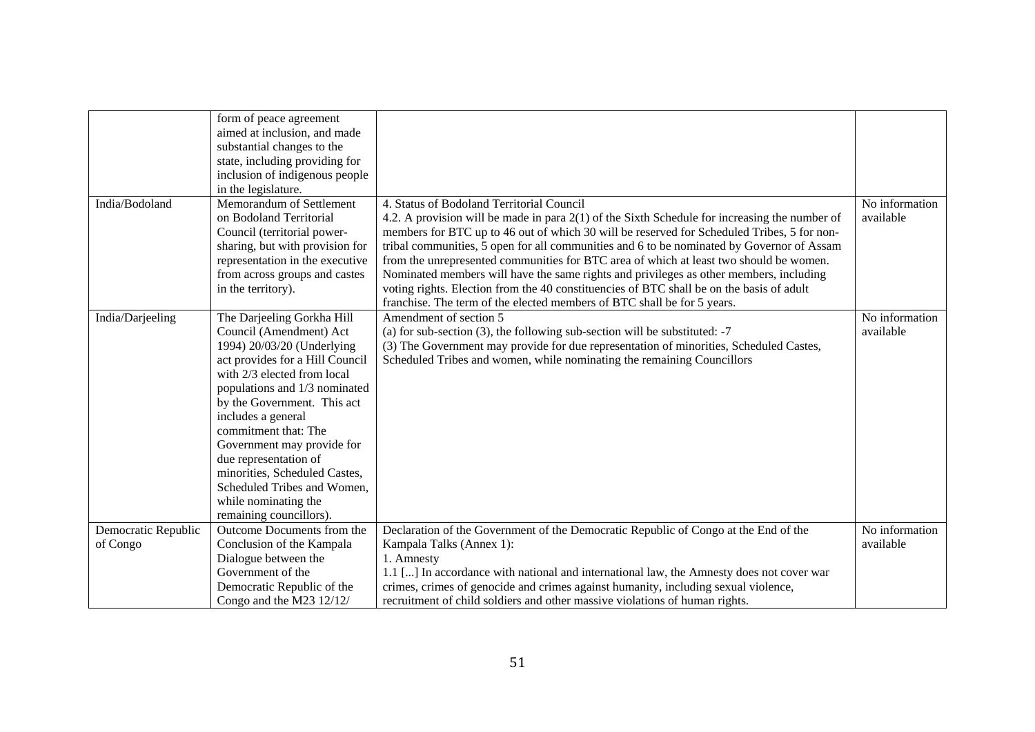|  |  |  |  |
|---|---|---|---|
|  | form of peace agreement aimed at inclusion, and made substantial changes to the state, including providing for inclusion of indigenous people in the legislature. |  |  |
| India/Bodoland | Memorandum of Settlement on Bodoland Territorial Council (territorial power-sharing, but with provision for representation in the executive from across groups and castes in the territory). | 4. Status of Bodoland Territorial Council<br>4.2. A provision will be made in para 2(1) of the Sixth Schedule for increasing the number of members for BTC up to 46 out of which 30 will be reserved for Scheduled Tribes, 5 for non-tribal communities, 5 open for all communities and 6 to be nominated by Governor of Assam from the unrepresented communities for BTC area of which at least two should be women. Nominated members will have the same rights and privileges as other members, including voting rights. Election from the 40 constituencies of BTC shall be on the basis of adult franchise. The term of the elected members of BTC shall be for 5 years. | No information available |
| India/Darjeeling | The Darjeeling Gorkha Hill Council (Amendment) Act 1994) 20/03/20 (Underlying act provides for a Hill Council with 2/3 elected from local populations and 1/3 nominated by the Government. This act includes a general commitment that: The Government may provide for due representation of minorities, Scheduled Castes, Scheduled Tribes and Women, while nominating the remaining councillors). | Amendment of section 5<br>(a) for sub-section (3), the following sub-section will be substituted: -7<br>(3) The Government may provide for due representation of minorities, Scheduled Castes, Scheduled Tribes and women, while nominating the remaining Councillors | No information available |
| Democratic Republic of Congo | Outcome Documents from the Conclusion of the Kampala Dialogue between the Government of the Democratic Republic of the Congo and the M23 12/12/ | Declaration of the Government of the Democratic Republic of Congo at the End of the Kampala Talks (Annex 1):<br>1. Amnesty<br>1.1 [...] In accordance with national and international law, the Amnesty does not cover war crimes, crimes of genocide and crimes against humanity, including sexual violence, recruitment of child soldiers and other massive violations of human rights. | No information available |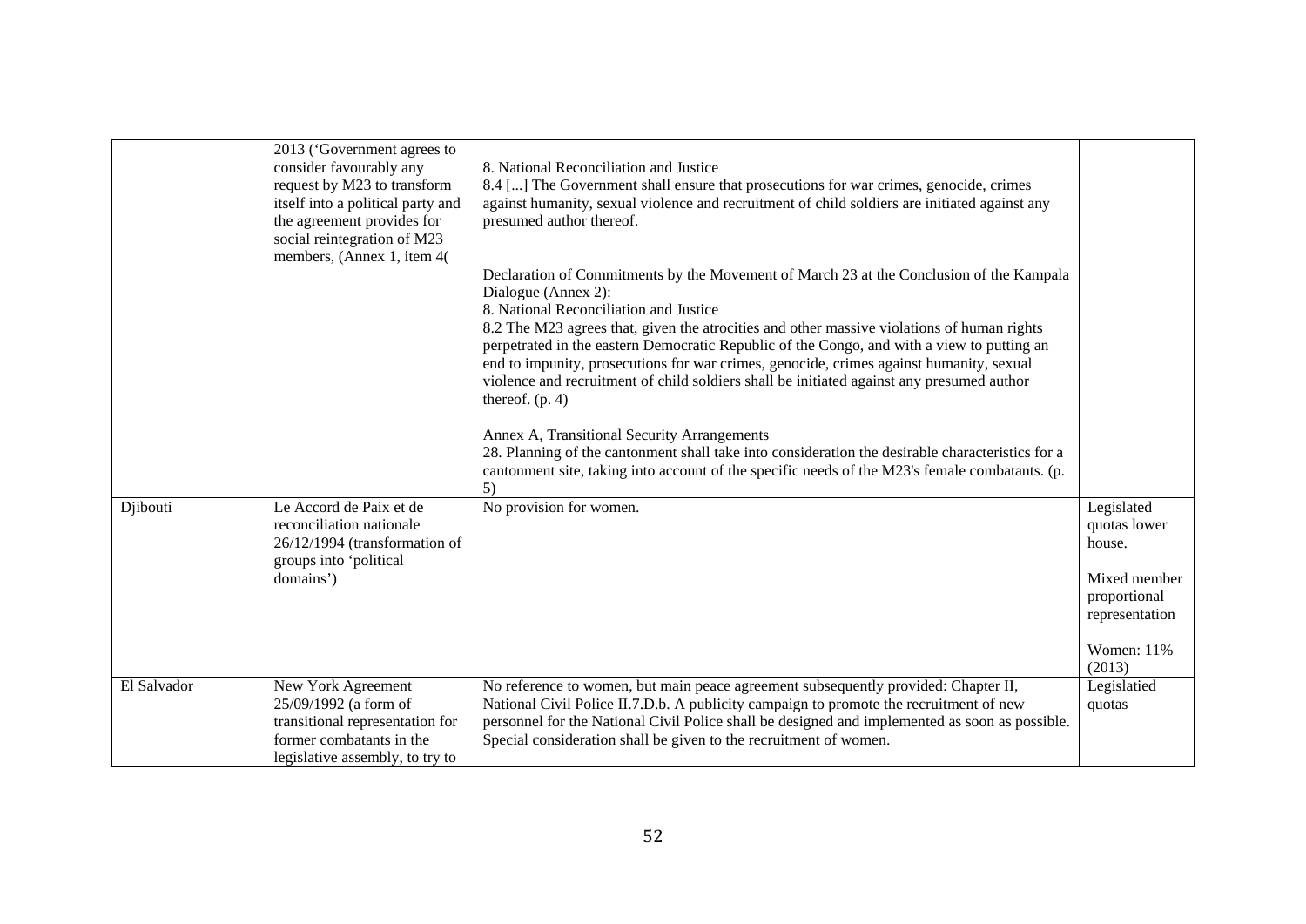| | | | |
|---|---|---|---|
| | 2013 ('Government agrees to consider favourably any request by M23 to transform itself into a political party and the agreement provides for social reintegration of M23 members, (Annex 1, item 4( | 8. National Reconciliation and Justice<br>8.4 [...] The Government shall ensure that prosecutions for war crimes, genocide, crimes against humanity, sexual violence and recruitment of child soldiers are initiated against any presumed author thereof.<br><br>Declaration of Commitments by the Movement of March 23 at the Conclusion of the Kampala Dialogue (Annex 2):<br>8. National Reconciliation and Justice<br>8.2 The M23 agrees that, given the atrocities and other massive violations of human rights perpetrated in the eastern Democratic Republic of the Congo, and with a view to putting an end to impunity, prosecutions for war crimes, genocide, crimes against humanity, sexual violence and recruitment of child soldiers shall be initiated against any presumed author thereof. (p. 4)<br><br>Annex A, Transitional Security Arrangements<br>28. Planning of the cantonment shall take into consideration the desirable characteristics for a cantonment site, taking into account of the specific needs of the M23's female combatants. (p. 5) | |
| Djibouti | Le Accord de Paix et de reconciliation nationale 26/12/1994 (transformation of groups into 'political domains') | No provision for women. | Legislated quotas lower house.<br><br>Mixed member proportional representation<br><br>Women: 11% (2013) |
| El Salvador | New York Agreement 25/09/1992 (a form of transitional representation for former combatants in the legislative assembly, to try to | No reference to women, but main peace agreement subsequently provided: Chapter II, National Civil Police II.7.D.b. A publicity campaign to promote the recruitment of new personnel for the National Civil Police shall be designed and implemented as soon as possible. Special consideration shall be given to the recruitment of women. | Legislatied quotas |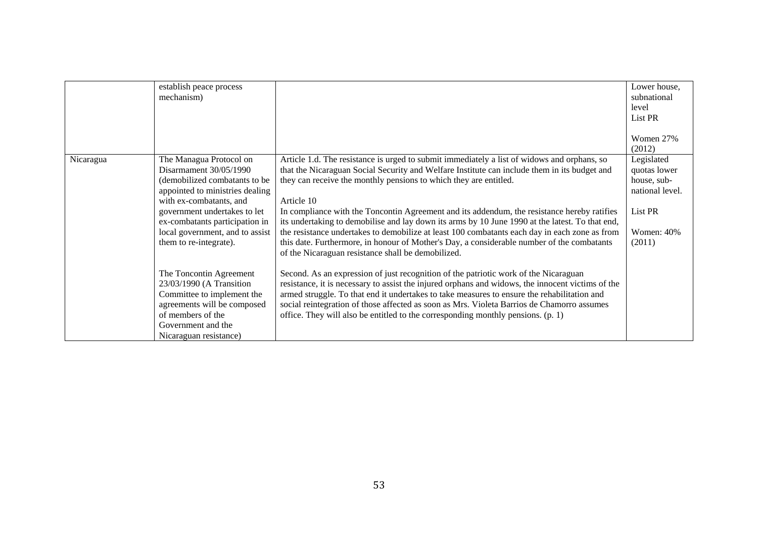| | | | |
|---|---|---|---|
| | establish peace process mechanism) | | Lower house, subnational level<br>List PR<br><br>Women 27% (2012) |
| Nicaragua | The Managua Protocol on Disarmament 30/05/1990 (demobilized combatants to be appointed to ministries dealing with ex-combatants, and government undertakes to let ex-combatants participation in local government, and to assist them to re-integrate).<br><br>The Toncontin Agreement 23/03/1990 (A Transition Committee to implement the agreements will be composed of members of the Government and the Nicaraguan resistance) | Article 1.d. The resistance is urged to submit immediately a list of widows and orphans, so that the Nicaraguan Social Security and Welfare Institute can include them in its budget and they can receive the monthly pensions to which they are entitled.<br><br>Article 10<br>In compliance with the Toncontin Agreement and its addendum, the resistance hereby ratifies its undertaking to demobilise and lay down its arms by 10 June 1990 at the latest. To that end, the resistance undertakes to demobilize at least 100 combatants each day in each zone as from this date. Furthermore, in honour of Mother's Day, a considerable number of the combatants of the Nicaraguan resistance shall be demobilized.<br><br>Second. As an expression of just recognition of the patriotic work of the Nicaraguan resistance, it is necessary to assist the injured orphans and widows, the innocent victims of the armed struggle. To that end it undertakes to take measures to ensure the rehabilitation and social reintegration of those affected as soon as Mrs. Violeta Barrios de Chamorro assumes office. They will also be entitled to the corresponding monthly pensions. (p. 1) | Legislated quotas lower house, sub-national level.<br><br>List PR<br><br>Women: 40% (2011) |